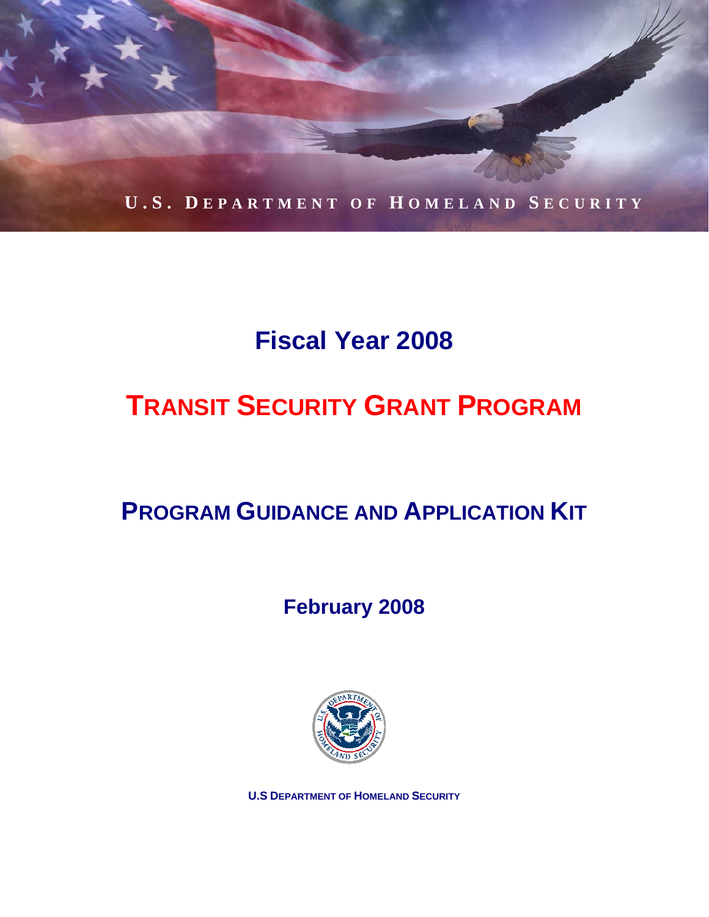U.S. DEPARTMENT OF HOMELAND SECURITY

# Fiscal Year 2008

# TRANSIT SECURITY GRANT PROGRAM

## PROGRAM GUIDANCE AND APPLICATION KIT

**February 2008**

**U.S DEPARTMENT OF HOMELAND SECURITY**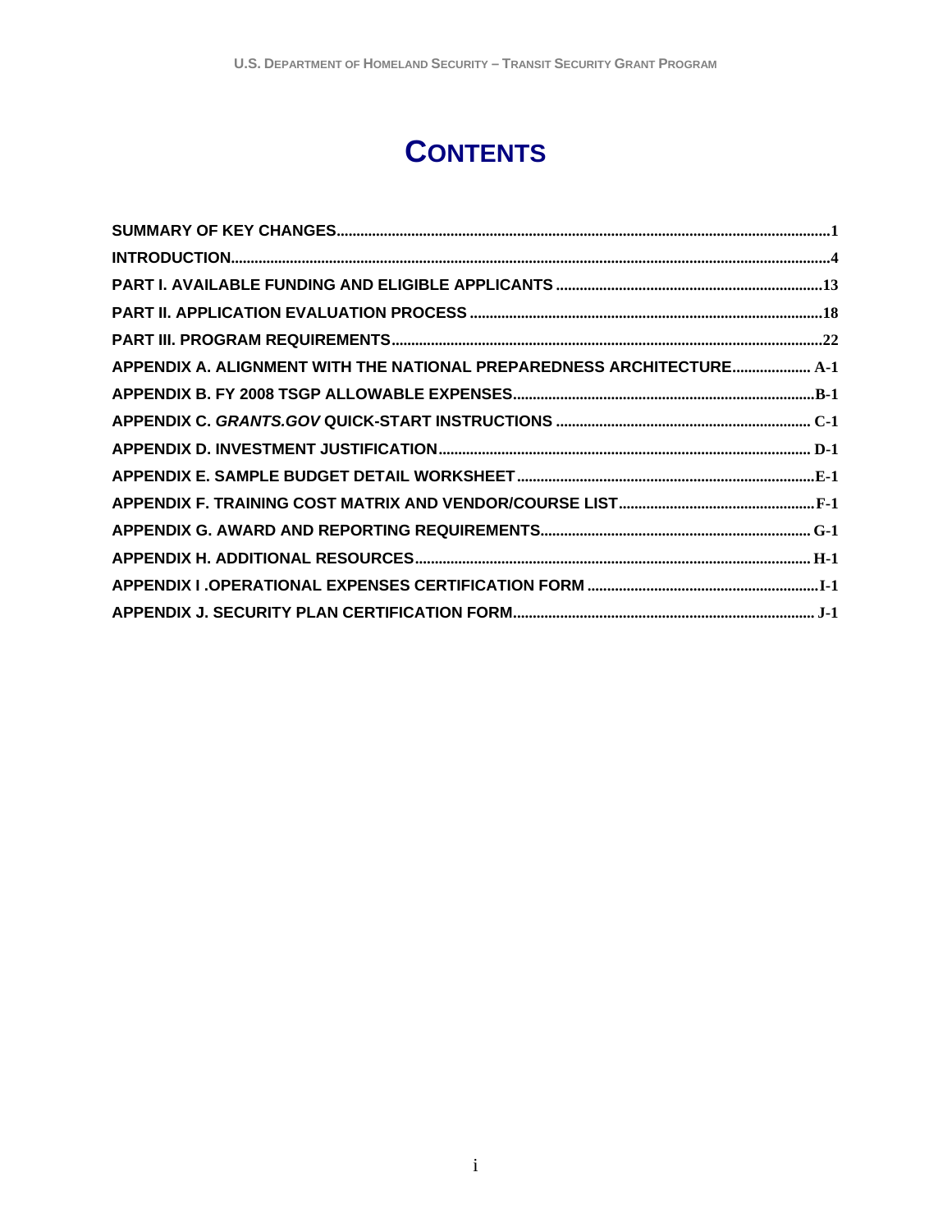# CONTENTS

- **SUMMARY OF KEY CHANGES** .......... 1
- **INTRODUCTION** .......... 4
- **PART I. AVAILABLE FUNDING AND ELIGIBLE APPLICANTS** .......... 13
- **PART II. APPLICATION EVALUATION PROCESS** .......... 18
- **PART III. PROGRAM REQUIREMENTS** .......... 22
- **APPENDIX A. ALIGNMENT WITH THE NATIONAL PREPAREDNESS ARCHITECTURE** .......... A-1
- **APPENDIX B. FY 2008 TSGP ALLOWABLE EXPENSES** .......... B-1
- **APPENDIX C. *GRANTS.GOV* QUICK-START INSTRUCTIONS** .......... C-1
- **APPENDIX D. INVESTMENT JUSTIFICATION** .......... D-1
- **APPENDIX E. SAMPLE BUDGET DETAIL WORKSHEET** .......... E-1
- **APPENDIX F. TRAINING COST MATRIX AND VENDOR/COURSE LIST** .......... F-1
- **APPENDIX G. AWARD AND REPORTING REQUIREMENTS** .......... G-1
- **APPENDIX H. ADDITIONAL RESOURCES** .......... H-1
- **APPENDIX I .OPERATIONAL EXPENSES CERTIFICATION FORM** .......... I-1
- **APPENDIX J. SECURITY PLAN CERTIFICATION FORM** .......... J-1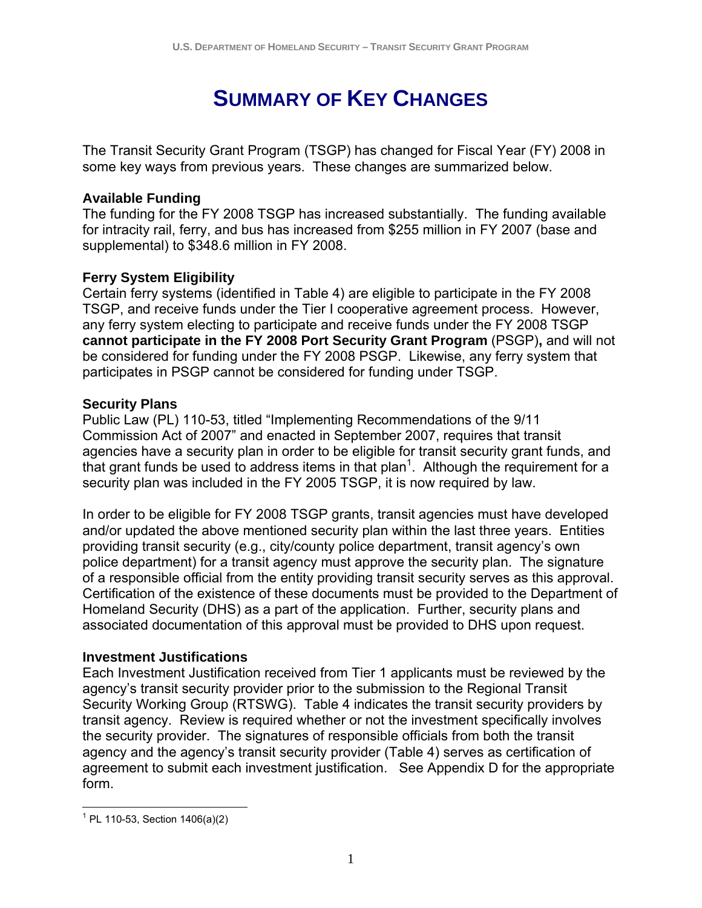# SUMMARY OF KEY CHANGES

The Transit Security Grant Program (TSGP) has changed for Fiscal Year (FY) 2008 in some key ways from previous years. These changes are summarized below.

**Available Funding**

The funding for the FY 2008 TSGP has increased substantially. The funding available for intracity rail, ferry, and bus has increased from $255 million in FY 2007 (base and supplemental) to $348.6 million in FY 2008.

**Ferry System Eligibility**

Certain ferry systems (identified in Table 4) are eligible to participate in the FY 2008 TSGP, and receive funds under the Tier I cooperative agreement process. However, any ferry system electing to participate and receive funds under the FY 2008 TSGP **cannot participate in the FY 2008 Port Security Grant Program** (PSGP)**,** and will not be considered for funding under the FY 2008 PSGP. Likewise, any ferry system that participates in PSGP cannot be considered for funding under TSGP.

**Security Plans**

Public Law (PL) 110-53, titled "Implementing Recommendations of the 9/11 Commission Act of 2007" and enacted in September 2007, requires that transit agencies have a security plan in order to be eligible for transit security grant funds, and that grant funds be used to address items in that plan[1]. Although the requirement for a security plan was included in the FY 2005 TSGP, it is now required by law.

In order to be eligible for FY 2008 TSGP grants, transit agencies must have developed and/or updated the above mentioned security plan within the last three years. Entities providing transit security (e.g., city/county police department, transit agency's own police department) for a transit agency must approve the security plan. The signature of a responsible official from the entity providing transit security serves as this approval. Certification of the existence of these documents must be provided to the Department of Homeland Security (DHS) as a part of the application. Further, security plans and associated documentation of this approval must be provided to DHS upon request.

**Investment Justifications**

Each Investment Justification received from Tier 1 applicants must be reviewed by the agency's transit security provider prior to the submission to the Regional Transit Security Working Group (RTSWG). Table 4 indicates the transit security providers by transit agency. Review is required whether or not the investment specifically involves the security provider. The signatures of responsible officials from both the transit agency and the agency's transit security provider (Table 4) serves as certification of agreement to submit each investment justification. See Appendix D for the appropriate form.

---

[1] PL 110-53, Section 1406(a)(2)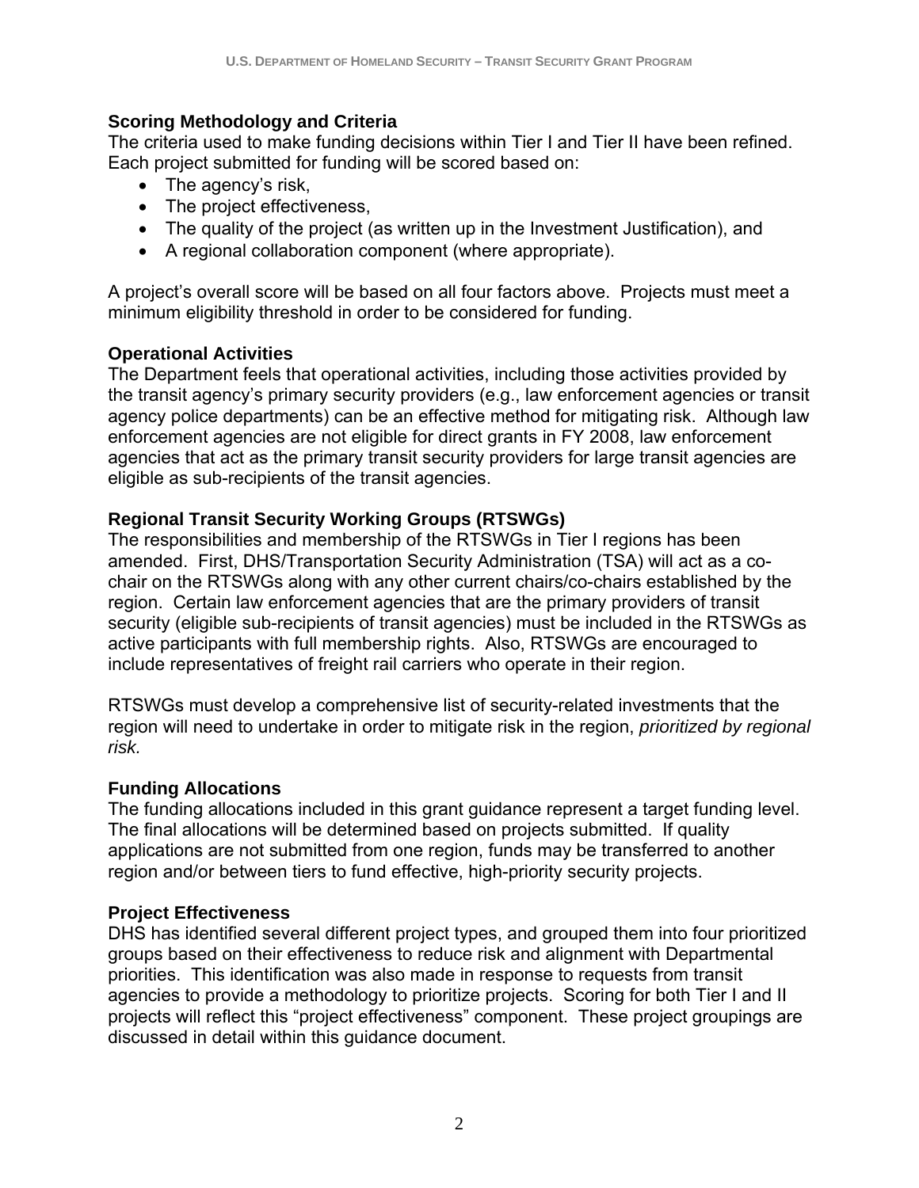**Scoring Methodology and Criteria**

The criteria used to make funding decisions within Tier I and Tier II have been refined. Each project submitted for funding will be scored based on:

- The agency's risk,
- The project effectiveness,
- The quality of the project (as written up in the Investment Justification), and
- A regional collaboration component (where appropriate).

A project's overall score will be based on all four factors above. Projects must meet a minimum eligibility threshold in order to be considered for funding.

**Operational Activities**

The Department feels that operational activities, including those activities provided by the transit agency's primary security providers (e.g., law enforcement agencies or transit agency police departments) can be an effective method for mitigating risk. Although law enforcement agencies are not eligible for direct grants in FY 2008, law enforcement agencies that act as the primary transit security providers for large transit agencies are eligible as sub-recipients of the transit agencies.

**Regional Transit Security Working Groups (RTSWGs)**

The responsibilities and membership of the RTSWGs in Tier I regions has been amended. First, DHS/Transportation Security Administration (TSA) will act as a co-chair on the RTSWGs along with any other current chairs/co-chairs established by the region. Certain law enforcement agencies that are the primary providers of transit security (eligible sub-recipients of transit agencies) must be included in the RTSWGs as active participants with full membership rights. Also, RTSWGs are encouraged to include representatives of freight rail carriers who operate in their region.

RTSWGs must develop a comprehensive list of security-related investments that the region will need to undertake in order to mitigate risk in the region, *prioritized by regional risk.*

**Funding Allocations**

The funding allocations included in this grant guidance represent a target funding level. The final allocations will be determined based on projects submitted. If quality applications are not submitted from one region, funds may be transferred to another region and/or between tiers to fund effective, high-priority security projects.

**Project Effectiveness**

DHS has identified several different project types, and grouped them into four prioritized groups based on their effectiveness to reduce risk and alignment with Departmental priorities. This identification was also made in response to requests from transit agencies to provide a methodology to prioritize projects. Scoring for both Tier I and II projects will reflect this "project effectiveness" component. These project groupings are discussed in detail within this guidance document.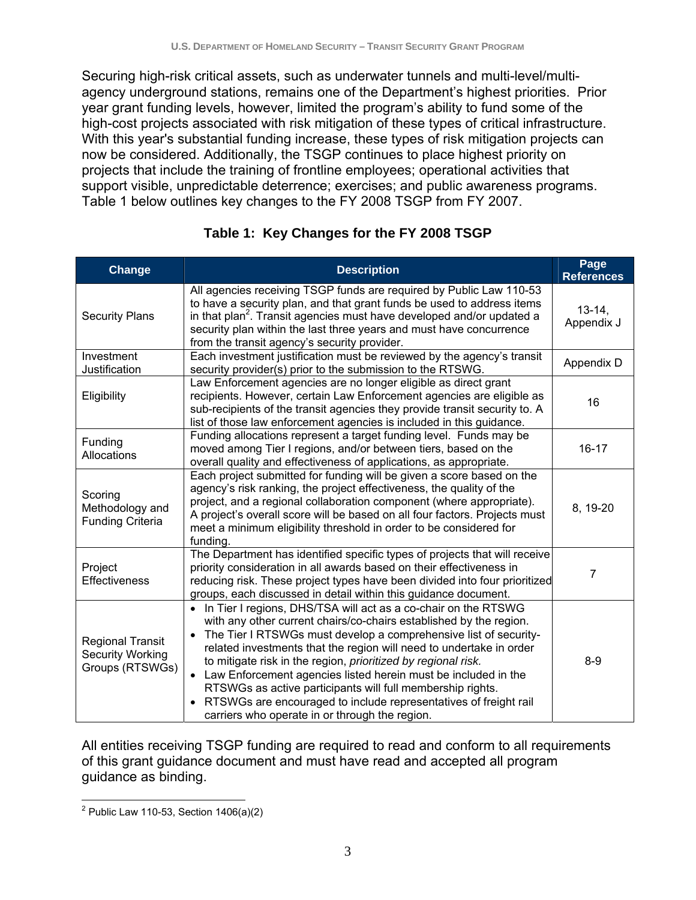Securing high-risk critical assets, such as underwater tunnels and multi-level/multi-agency underground stations, remains one of the Department's highest priorities. Prior year grant funding levels, however, limited the program's ability to fund some of the high-cost projects associated with risk mitigation of these types of critical infrastructure. With this year's substantial funding increase, these types of risk mitigation projects can now be considered. Additionally, the TSGP continues to place highest priority on projects that include the training of frontline employees; operational activities that support visible, unpredictable deterrence; exercises; and public awareness programs. Table 1 below outlines key changes to the FY 2008 TSGP from FY 2007.

**Table 1: Key Changes for the FY 2008 TSGP**

| Change | Description | Page References |
|---|---|---|
| Security Plans | All agencies receiving TSGP funds are required by Public Law 110-53 to have a security plan, and that grant funds be used to address items in that plan[2]. Transit agencies must have developed and/or updated a security plan within the last three years and must have concurrence from the transit agency's security provider. | 13-14, Appendix J |
| Investment Justification | Each investment justification must be reviewed by the agency's transit security provider(s) prior to the submission to the RTSWG. | Appendix D |
| Eligibility | Law Enforcement agencies are no longer eligible as direct grant recipients. However, certain Law Enforcement agencies are eligible as sub-recipients of the transit agencies they provide transit security to. A list of those law enforcement agencies is included in this guidance. | 16 |
| Funding Allocations | Funding allocations represent a target funding level. Funds may be moved among Tier I regions, and/or between tiers, based on the overall quality and effectiveness of applications, as appropriate. | 16-17 |
| Scoring Methodology and Funding Criteria | Each project submitted for funding will be given a score based on the agency's risk ranking, the project effectiveness, the quality of the project, and a regional collaboration component (where appropriate). A project's overall score will be based on all four factors. Projects must meet a minimum eligibility threshold in order to be considered for funding. | 8, 19-20 |
| Project Effectiveness | The Department has identified specific types of projects that will receive priority consideration in all awards based on their effectiveness in reducing risk. These project types have been divided into four prioritized groups, each discussed in detail within this guidance document. | 7 |
| Regional Transit Security Working Groups (RTSWGs) | • In Tier I regions, DHS/TSA will act as a co-chair on the RTSWG with any other current chairs/co-chairs established by the region.<br>• The Tier I RTSWGs must develop a comprehensive list of security-related investments that the region will need to undertake in order to mitigate risk in the region, *prioritized by regional risk.*<br>• Law Enforcement agencies listed herein must be included in the RTSWGs as active participants will full membership rights.<br>• RTSWGs are encouraged to include representatives of freight rail carriers who operate in or through the region. | 8-9 |

All entities receiving TSGP funding are required to read and conform to all requirements of this grant guidance document and must have read and accepted all program guidance as binding.

[2] Public Law 110-53, Section 1406(a)(2)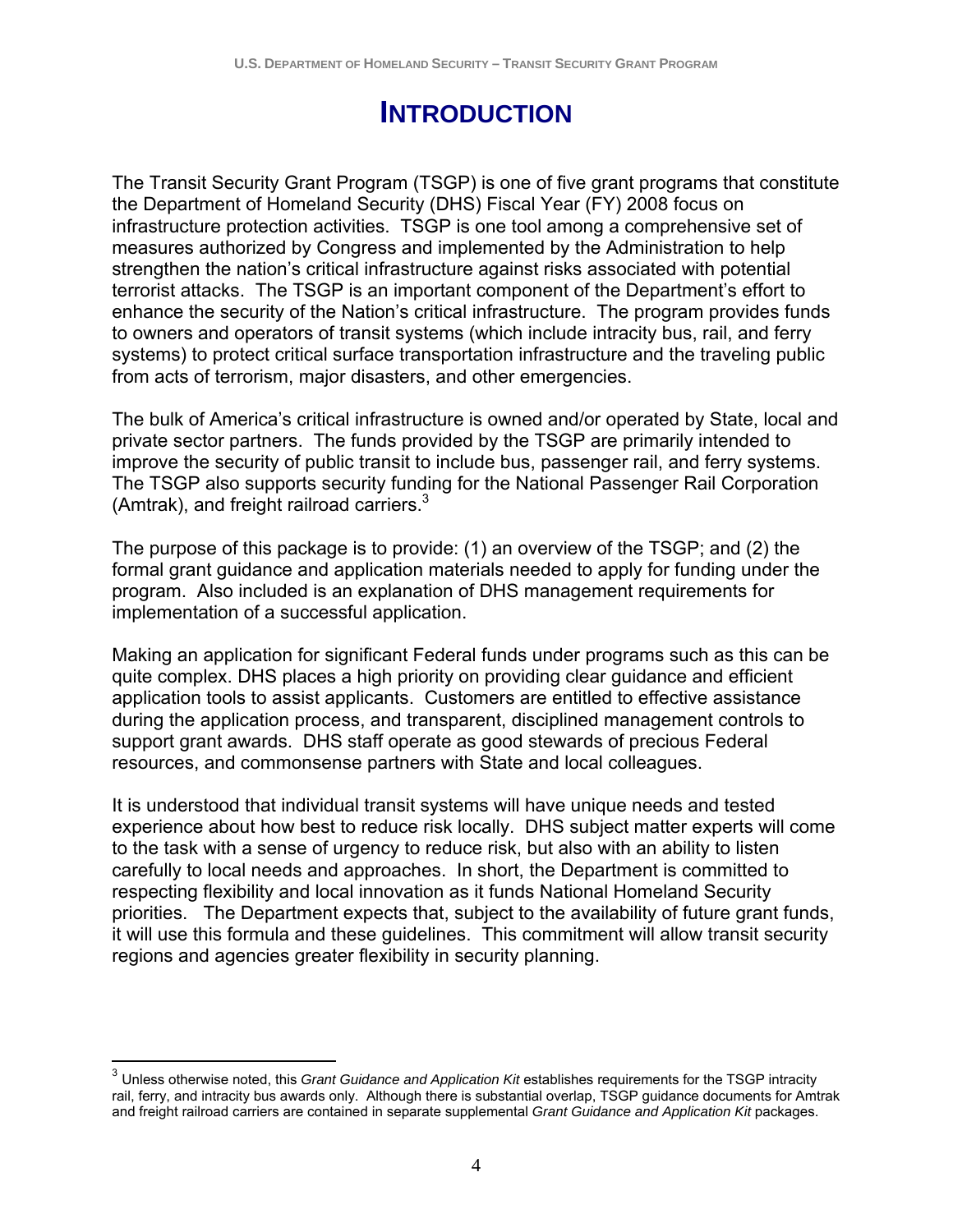# INTRODUCTION

The Transit Security Grant Program (TSGP) is one of five grant programs that constitute the Department of Homeland Security (DHS) Fiscal Year (FY) 2008 focus on infrastructure protection activities. TSGP is one tool among a comprehensive set of measures authorized by Congress and implemented by the Administration to help strengthen the nation's critical infrastructure against risks associated with potential terrorist attacks. The TSGP is an important component of the Department's effort to enhance the security of the Nation's critical infrastructure. The program provides funds to owners and operators of transit systems (which include intracity bus, rail, and ferry systems) to protect critical surface transportation infrastructure and the traveling public from acts of terrorism, major disasters, and other emergencies.

The bulk of America's critical infrastructure is owned and/or operated by State, local and private sector partners. The funds provided by the TSGP are primarily intended to improve the security of public transit to include bus, passenger rail, and ferry systems. The TSGP also supports security funding for the National Passenger Rail Corporation (Amtrak), and freight railroad carriers.[3]

The purpose of this package is to provide: (1) an overview of the TSGP; and (2) the formal grant guidance and application materials needed to apply for funding under the program. Also included is an explanation of DHS management requirements for implementation of a successful application.

Making an application for significant Federal funds under programs such as this can be quite complex. DHS places a high priority on providing clear guidance and efficient application tools to assist applicants. Customers are entitled to effective assistance during the application process, and transparent, disciplined management controls to support grant awards. DHS staff operate as good stewards of precious Federal resources, and commonsense partners with State and local colleagues.

It is understood that individual transit systems will have unique needs and tested experience about how best to reduce risk locally. DHS subject matter experts will come to the task with a sense of urgency to reduce risk, but also with an ability to listen carefully to local needs and approaches. In short, the Department is committed to respecting flexibility and local innovation as it funds National Homeland Security priorities. The Department expects that, subject to the availability of future grant funds, it will use this formula and these guidelines. This commitment will allow transit security regions and agencies greater flexibility in security planning.

---

[3] Unless otherwise noted, this *Grant Guidance and Application Kit* establishes requirements for the TSGP intracity rail, ferry, and intracity bus awards only. Although there is substantial overlap, TSGP guidance documents for Amtrak and freight railroad carriers are contained in separate supplemental *Grant Guidance and Application Kit* packages.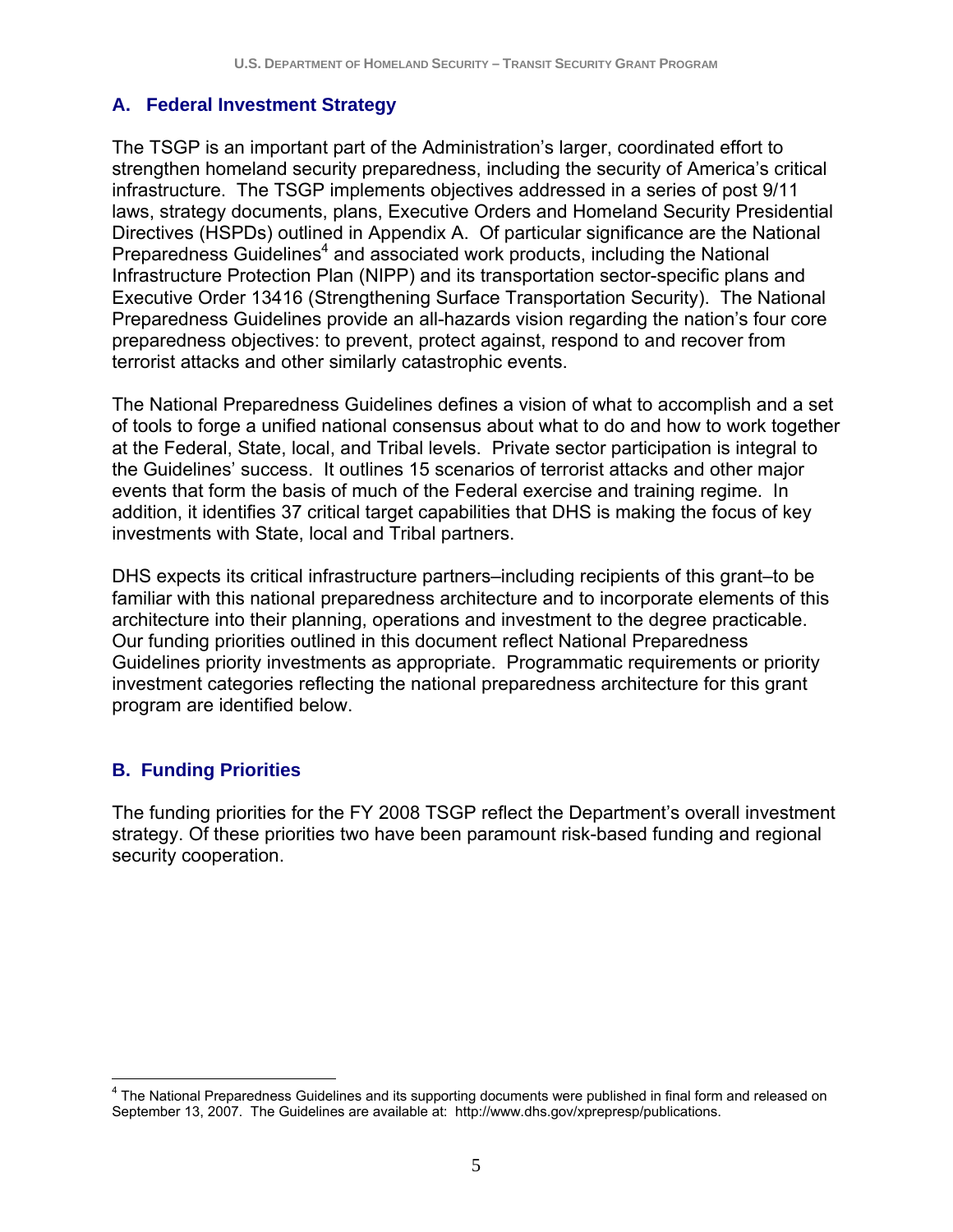## A. Federal Investment Strategy

The TSGP is an important part of the Administration's larger, coordinated effort to strengthen homeland security preparedness, including the security of America's critical infrastructure. The TSGP implements objectives addressed in a series of post 9/11 laws, strategy documents, plans, Executive Orders and Homeland Security Presidential Directives (HSPDs) outlined in Appendix A. Of particular significance are the National Preparedness Guidelines[4] and associated work products, including the National Infrastructure Protection Plan (NIPP) and its transportation sector-specific plans and Executive Order 13416 (Strengthening Surface Transportation Security). The National Preparedness Guidelines provide an all-hazards vision regarding the nation's four core preparedness objectives: to prevent, protect against, respond to and recover from terrorist attacks and other similarly catastrophic events.

The National Preparedness Guidelines defines a vision of what to accomplish and a set of tools to forge a unified national consensus about what to do and how to work together at the Federal, State, local, and Tribal levels. Private sector participation is integral to the Guidelines' success. It outlines 15 scenarios of terrorist attacks and other major events that form the basis of much of the Federal exercise and training regime. In addition, it identifies 37 critical target capabilities that DHS is making the focus of key investments with State, local and Tribal partners.

DHS expects its critical infrastructure partners–including recipients of this grant–to be familiar with this national preparedness architecture and to incorporate elements of this architecture into their planning, operations and investment to the degree practicable. Our funding priorities outlined in this document reflect National Preparedness Guidelines priority investments as appropriate. Programmatic requirements or priority investment categories reflecting the national preparedness architecture for this grant program are identified below.

## B. Funding Priorities

The funding priorities for the FY 2008 TSGP reflect the Department's overall investment strategy. Of these priorities two have been paramount risk-based funding and regional security cooperation.

---

[4] The National Preparedness Guidelines and its supporting documents were published in final form and released on September 13, 2007. The Guidelines are available at: http://www.dhs.gov/xprepresp/publications.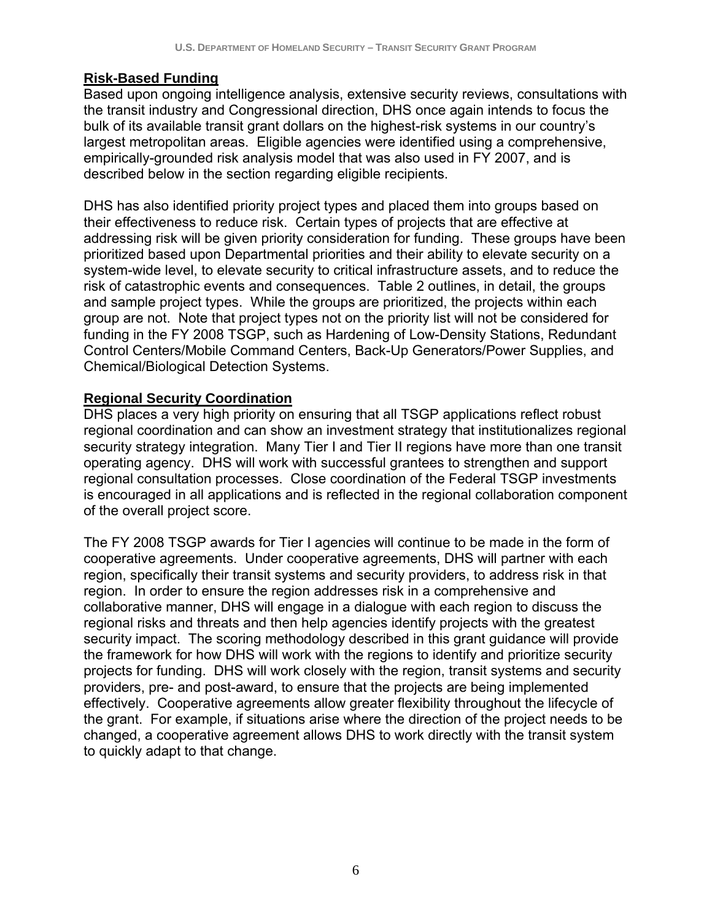**Risk-Based Funding**

Based upon ongoing intelligence analysis, extensive security reviews, consultations with the transit industry and Congressional direction, DHS once again intends to focus the bulk of its available transit grant dollars on the highest-risk systems in our country's largest metropolitan areas. Eligible agencies were identified using a comprehensive, empirically-grounded risk analysis model that was also used in FY 2007, and is described below in the section regarding eligible recipients.

DHS has also identified priority project types and placed them into groups based on their effectiveness to reduce risk. Certain types of projects that are effective at addressing risk will be given priority consideration for funding. These groups have been prioritized based upon Departmental priorities and their ability to elevate security on a system-wide level, to elevate security to critical infrastructure assets, and to reduce the risk of catastrophic events and consequences. Table 2 outlines, in detail, the groups and sample project types. While the groups are prioritized, the projects within each group are not. Note that project types not on the priority list will not be considered for funding in the FY 2008 TSGP, such as Hardening of Low-Density Stations, Redundant Control Centers/Mobile Command Centers, Back-Up Generators/Power Supplies, and Chemical/Biological Detection Systems.

**Regional Security Coordination**

DHS places a very high priority on ensuring that all TSGP applications reflect robust regional coordination and can show an investment strategy that institutionalizes regional security strategy integration. Many Tier I and Tier II regions have more than one transit operating agency. DHS will work with successful grantees to strengthen and support regional consultation processes. Close coordination of the Federal TSGP investments is encouraged in all applications and is reflected in the regional collaboration component of the overall project score.

The FY 2008 TSGP awards for Tier I agencies will continue to be made in the form of cooperative agreements. Under cooperative agreements, DHS will partner with each region, specifically their transit systems and security providers, to address risk in that region. In order to ensure the region addresses risk in a comprehensive and collaborative manner, DHS will engage in a dialogue with each region to discuss the regional risks and threats and then help agencies identify projects with the greatest security impact. The scoring methodology described in this grant guidance will provide the framework for how DHS will work with the regions to identify and prioritize security projects for funding. DHS will work closely with the region, transit systems and security providers, pre- and post-award, to ensure that the projects are being implemented effectively. Cooperative agreements allow greater flexibility throughout the lifecycle of the grant. For example, if situations arise where the direction of the project needs to be changed, a cooperative agreement allows DHS to work directly with the transit system to quickly adapt to that change.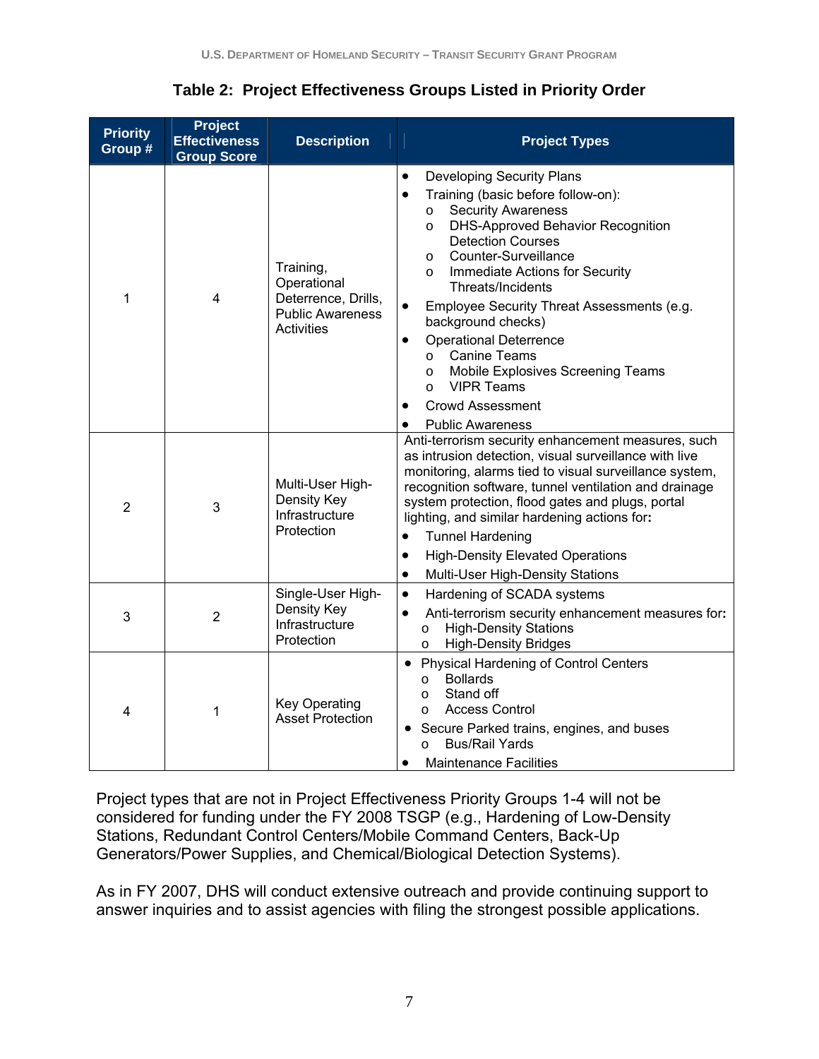**Table 2: Project Effectiveness Groups Listed in Priority Order**

| Priority Group # | Project Effectiveness Group Score | Description | Project Types |
|---|---|---|---|
| 1 | 4 | Training, Operational Deterrence, Drills, Public Awareness Activities | • Developing Security Plans<br>• Training (basic before follow-on):<br>  o Security Awareness<br>  o DHS-Approved Behavior Recognition Detection Courses<br>  o Counter-Surveillance<br>  o Immediate Actions for Security Threats/Incidents<br>• Employee Security Threat Assessments (e.g. background checks)<br>• Operational Deterrence<br>  o Canine Teams<br>  o Mobile Explosives Screening Teams<br>  o VIPR Teams<br>• Crowd Assessment<br>• Public Awareness |
| 2 | 3 | Multi-User High-Density Key Infrastructure Protection | Anti-terrorism security enhancement measures, such as intrusion detection, visual surveillance with live monitoring, alarms tied to visual surveillance system, recognition software, tunnel ventilation and drainage system protection, flood gates and plugs, portal lighting, and similar hardening actions for:<br>• Tunnel Hardening<br>• High-Density Elevated Operations<br>• Multi-User High-Density Stations |
| 3 | 2 | Single-User High-Density Key Infrastructure Protection | • Hardening of SCADA systems<br>• Anti-terrorism security enhancement measures for:<br>  o High-Density Stations<br>  o High-Density Bridges |
| 4 | 1 | Key Operating Asset Protection | • Physical Hardening of Control Centers<br>  o Bollards<br>  o Stand off<br>  o Access Control<br>• Secure Parked trains, engines, and buses<br>  o Bus/Rail Yards<br>• Maintenance Facilities |

Project types that are not in Project Effectiveness Priority Groups 1-4 will not be considered for funding under the FY 2008 TSGP (e.g., Hardening of Low-Density Stations, Redundant Control Centers/Mobile Command Centers, Back-Up Generators/Power Supplies, and Chemical/Biological Detection Systems).

As in FY 2007, DHS will conduct extensive outreach and provide continuing support to answer inquiries and to assist agencies with filing the strongest possible applications.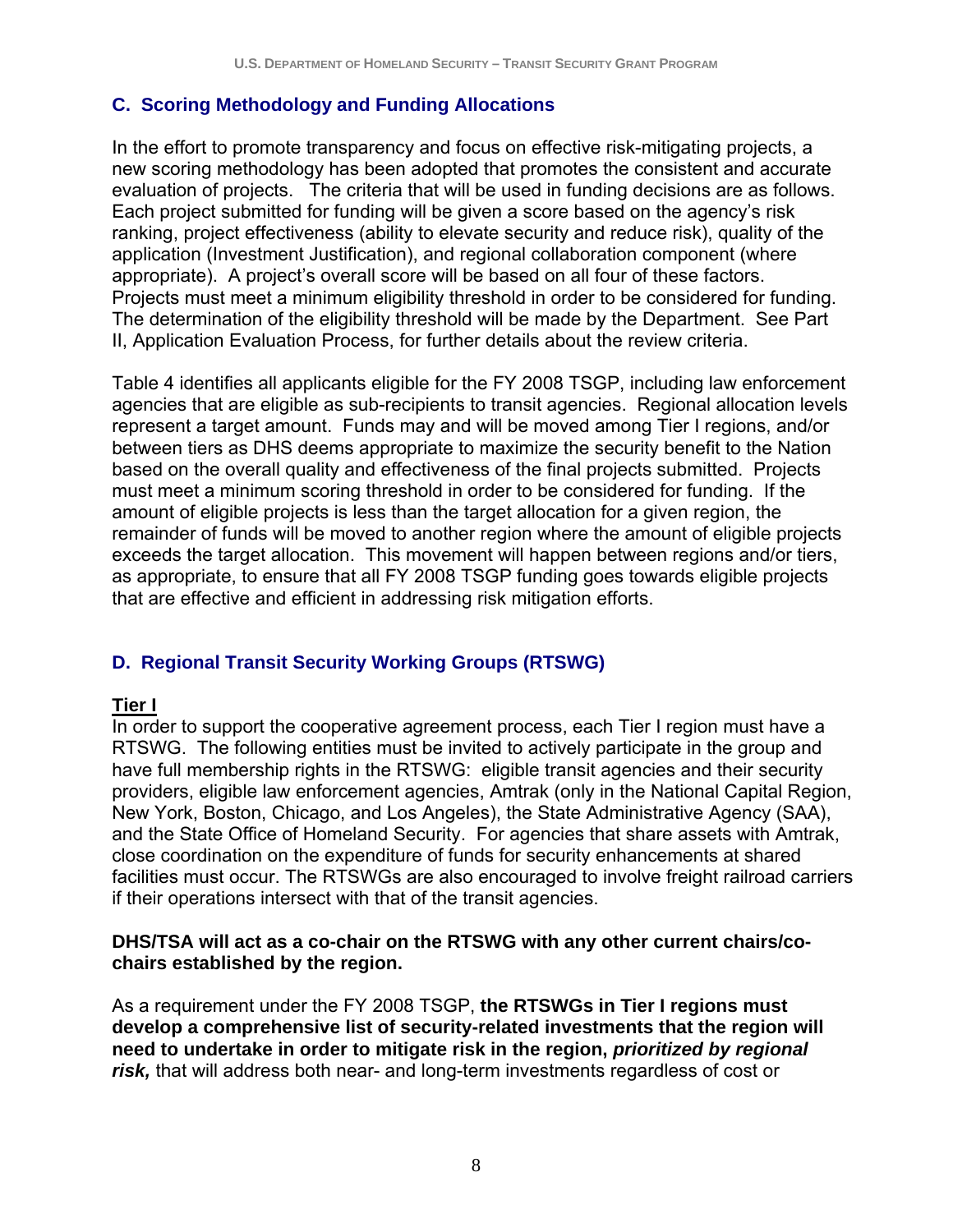### C. Scoring Methodology and Funding Allocations

In the effort to promote transparency and focus on effective risk-mitigating projects, a new scoring methodology has been adopted that promotes the consistent and accurate evaluation of projects. The criteria that will be used in funding decisions are as follows. Each project submitted for funding will be given a score based on the agency's risk ranking, project effectiveness (ability to elevate security and reduce risk), quality of the application (Investment Justification), and regional collaboration component (where appropriate). A project's overall score will be based on all four of these factors. Projects must meet a minimum eligibility threshold in order to be considered for funding. The determination of the eligibility threshold will be made by the Department. See Part II, Application Evaluation Process, for further details about the review criteria.

Table 4 identifies all applicants eligible for the FY 2008 TSGP, including law enforcement agencies that are eligible as sub-recipients to transit agencies. Regional allocation levels represent a target amount. Funds may and will be moved among Tier I regions, and/or between tiers as DHS deems appropriate to maximize the security benefit to the Nation based on the overall quality and effectiveness of the final projects submitted. Projects must meet a minimum scoring threshold in order to be considered for funding. If the amount of eligible projects is less than the target allocation for a given region, the remainder of funds will be moved to another region where the amount of eligible projects exceeds the target allocation. This movement will happen between regions and/or tiers, as appropriate, to ensure that all FY 2008 TSGP funding goes towards eligible projects that are effective and efficient in addressing risk mitigation efforts.

### D. Regional Transit Security Working Groups (RTSWG)

**Tier I**

In order to support the cooperative agreement process, each Tier I region must have a RTSWG. The following entities must be invited to actively participate in the group and have full membership rights in the RTSWG: eligible transit agencies and their security providers, eligible law enforcement agencies, Amtrak (only in the National Capital Region, New York, Boston, Chicago, and Los Angeles), the State Administrative Agency (SAA), and the State Office of Homeland Security. For agencies that share assets with Amtrak, close coordination on the expenditure of funds for security enhancements at shared facilities must occur. The RTSWGs are also encouraged to involve freight railroad carriers if their operations intersect with that of the transit agencies.

**DHS/TSA will act as a co-chair on the RTSWG with any other current chairs/co-chairs established by the region.**

As a requirement under the FY 2008 TSGP, **the RTSWGs in Tier I regions must develop a comprehensive list of security-related investments that the region will need to undertake in order to mitigate risk in the region, *prioritized by regional risk,*** that will address both near- and long-term investments regardless of cost or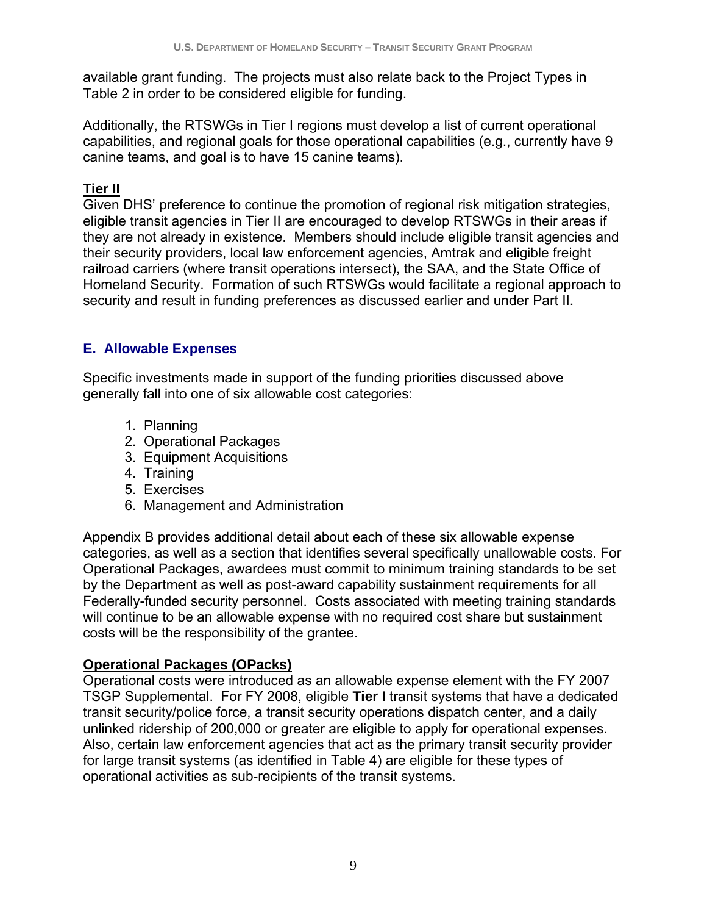available grant funding. The projects must also relate back to the Project Types in Table 2 in order to be considered eligible for funding.

Additionally, the RTSWGs in Tier I regions must develop a list of current operational capabilities, and regional goals for those operational capabilities (e.g., currently have 9 canine teams, and goal is to have 15 canine teams).

**Tier II**

Given DHS' preference to continue the promotion of regional risk mitigation strategies, eligible transit agencies in Tier II are encouraged to develop RTSWGs in their areas if they are not already in existence. Members should include eligible transit agencies and their security providers, local law enforcement agencies, Amtrak and eligible freight railroad carriers (where transit operations intersect), the SAA, and the State Office of Homeland Security. Formation of such RTSWGs would facilitate a regional approach to security and result in funding preferences as discussed earlier and under Part II.

## E. Allowable Expenses

Specific investments made in support of the funding priorities discussed above generally fall into one of six allowable cost categories:

1. Planning
2. Operational Packages
3. Equipment Acquisitions
4. Training
5. Exercises
6. Management and Administration

Appendix B provides additional detail about each of these six allowable expense categories, as well as a section that identifies several specifically unallowable costs. For Operational Packages, awardees must commit to minimum training standards to be set by the Department as well as post-award capability sustainment requirements for all Federally-funded security personnel. Costs associated with meeting training standards will continue to be an allowable expense with no required cost share but sustainment costs will be the responsibility of the grantee.

**Operational Packages (OPacks)**

Operational costs were introduced as an allowable expense element with the FY 2007 TSGP Supplemental. For FY 2008, eligible **Tier I** transit systems that have a dedicated transit security/police force, a transit security operations dispatch center, and a daily unlinked ridership of 200,000 or greater are eligible to apply for operational expenses. Also, certain law enforcement agencies that act as the primary transit security provider for large transit systems (as identified in Table 4) are eligible for these types of operational activities as sub-recipients of the transit systems.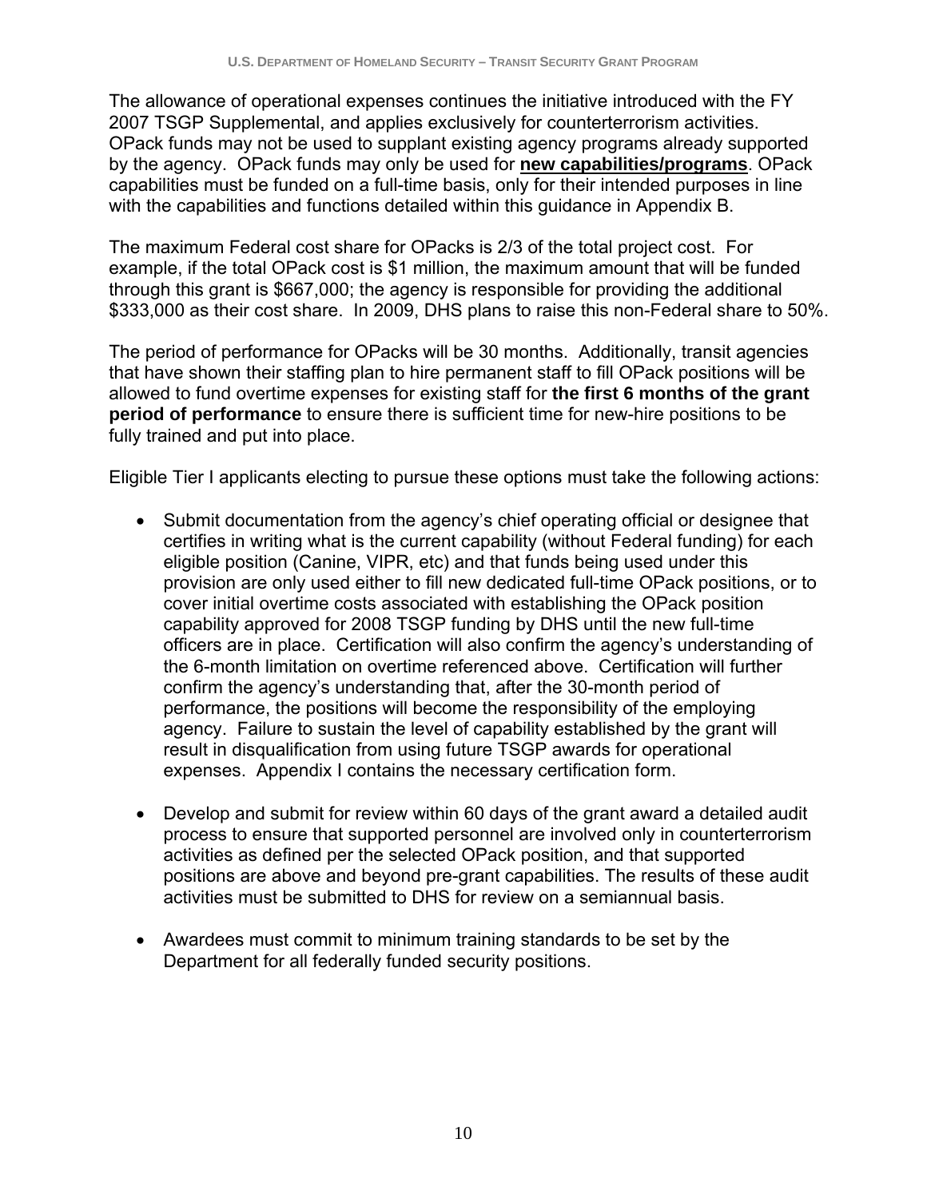The allowance of operational expenses continues the initiative introduced with the FY 2007 TSGP Supplemental, and applies exclusively for counterterrorism activities. OPack funds may not be used to supplant existing agency programs already supported by the agency. OPack funds may only be used for **new capabilities/programs**. OPack capabilities must be funded on a full-time basis, only for their intended purposes in line with the capabilities and functions detailed within this guidance in Appendix B.

The maximum Federal cost share for OPacks is 2/3 of the total project cost. For example, if the total OPack cost is $1 million, the maximum amount that will be funded through this grant is $667,000; the agency is responsible for providing the additional $333,000 as their cost share. In 2009, DHS plans to raise this non-Federal share to 50%.

The period of performance for OPacks will be 30 months. Additionally, transit agencies that have shown their staffing plan to hire permanent staff to fill OPack positions will be allowed to fund overtime expenses for existing staff for **the first 6 months of the grant period of performance** to ensure there is sufficient time for new-hire positions to be fully trained and put into place.

Eligible Tier I applicants electing to pursue these options must take the following actions:

- Submit documentation from the agency's chief operating official or designee that certifies in writing what is the current capability (without Federal funding) for each eligible position (Canine, VIPR, etc) and that funds being used under this provision are only used either to fill new dedicated full-time OPack positions, or to cover initial overtime costs associated with establishing the OPack position capability approved for 2008 TSGP funding by DHS until the new full-time officers are in place. Certification will also confirm the agency's understanding of the 6-month limitation on overtime referenced above. Certification will further confirm the agency's understanding that, after the 30-month period of performance, the positions will become the responsibility of the employing agency. Failure to sustain the level of capability established by the grant will result in disqualification from using future TSGP awards for operational expenses. Appendix I contains the necessary certification form.

- Develop and submit for review within 60 days of the grant award a detailed audit process to ensure that supported personnel are involved only in counterterrorism activities as defined per the selected OPack position, and that supported positions are above and beyond pre-grant capabilities. The results of these audit activities must be submitted to DHS for review on a semiannual basis.

- Awardees must commit to minimum training standards to be set by the Department for all federally funded security positions.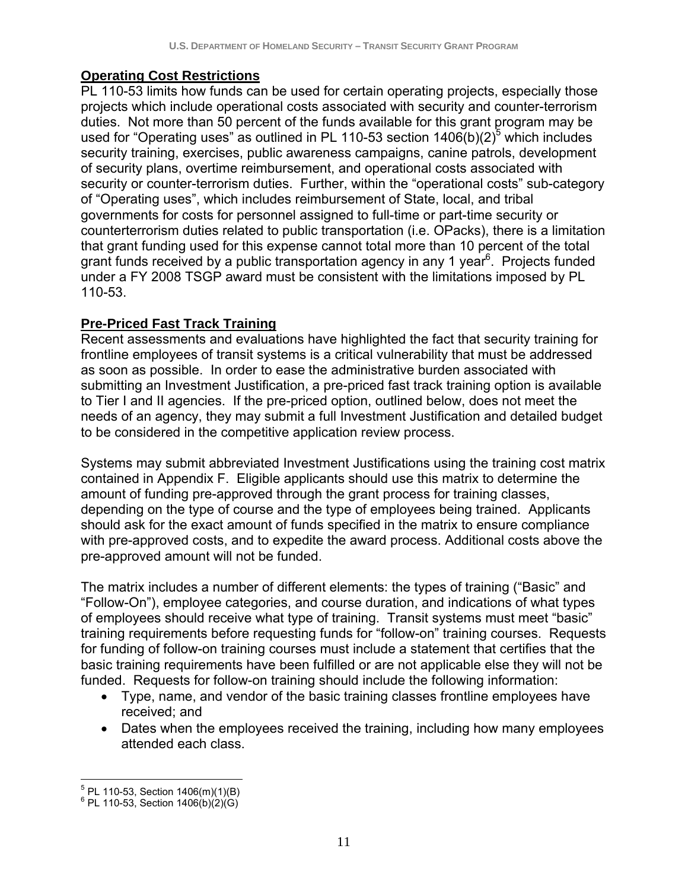**Operating Cost Restrictions**

PL 110-53 limits how funds can be used for certain operating projects, especially those projects which include operational costs associated with security and counter-terrorism duties. Not more than 50 percent of the funds available for this grant program may be used for "Operating uses" as outlined in PL 110-53 section 1406(b)(2)[5] which includes security training, exercises, public awareness campaigns, canine patrols, development of security plans, overtime reimbursement, and operational costs associated with security or counter-terrorism duties. Further, within the "operational costs" sub-category of "Operating uses", which includes reimbursement of State, local, and tribal governments for costs for personnel assigned to full-time or part-time security or counterterrorism duties related to public transportation (i.e. OPacks), there is a limitation that grant funding used for this expense cannot total more than 10 percent of the total grant funds received by a public transportation agency in any 1 year[6]. Projects funded under a FY 2008 TSGP award must be consistent with the limitations imposed by PL 110-53.

**Pre-Priced Fast Track Training**

Recent assessments and evaluations have highlighted the fact that security training for frontline employees of transit systems is a critical vulnerability that must be addressed as soon as possible. In order to ease the administrative burden associated with submitting an Investment Justification, a pre-priced fast track training option is available to Tier I and II agencies. If the pre-priced option, outlined below, does not meet the needs of an agency, they may submit a full Investment Justification and detailed budget to be considered in the competitive application review process.

Systems may submit abbreviated Investment Justifications using the training cost matrix contained in Appendix F. Eligible applicants should use this matrix to determine the amount of funding pre-approved through the grant process for training classes, depending on the type of course and the type of employees being trained. Applicants should ask for the exact amount of funds specified in the matrix to ensure compliance with pre-approved costs, and to expedite the award process. Additional costs above the pre-approved amount will not be funded.

The matrix includes a number of different elements: the types of training ("Basic" and "Follow-On"), employee categories, and course duration, and indications of what types of employees should receive what type of training. Transit systems must meet "basic" training requirements before requesting funds for "follow-on" training courses. Requests for funding of follow-on training courses must include a statement that certifies that the basic training requirements have been fulfilled or are not applicable else they will not be funded. Requests for follow-on training should include the following information:

- Type, name, and vendor of the basic training classes frontline employees have received; and
- Dates when the employees received the training, including how many employees attended each class.

---

[5] PL 110-53, Section 1406(m)(1)(B)

[6] PL 110-53, Section 1406(b)(2)(G)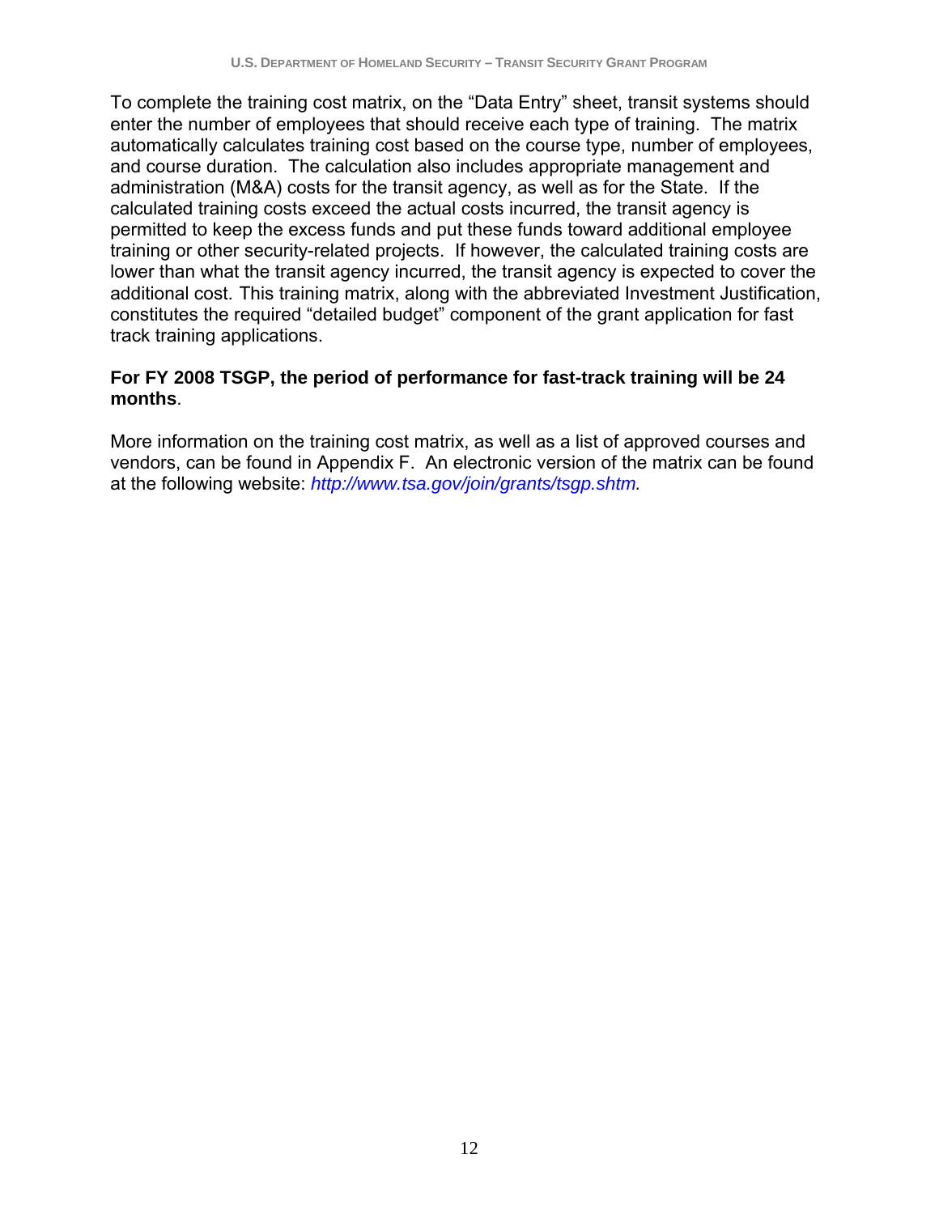To complete the training cost matrix, on the "Data Entry" sheet, transit systems should enter the number of employees that should receive each type of training. The matrix automatically calculates training cost based on the course type, number of employees, and course duration. The calculation also includes appropriate management and administration (M&A) costs for the transit agency, as well as for the State. If the calculated training costs exceed the actual costs incurred, the transit agency is permitted to keep the excess funds and put these funds toward additional employee training or other security-related projects. If however, the calculated training costs are lower than what the transit agency incurred, the transit agency is expected to cover the additional cost. This training matrix, along with the abbreviated Investment Justification, constitutes the required "detailed budget" component of the grant application for fast track training applications.

**For FY 2008 TSGP, the period of performance for fast-track training will be 24 months**.

More information on the training cost matrix, as well as a list of approved courses and vendors, can be found in Appendix F. An electronic version of the matrix can be found at the following website: *http://www.tsa.gov/join/grants/tsgp.shtm.*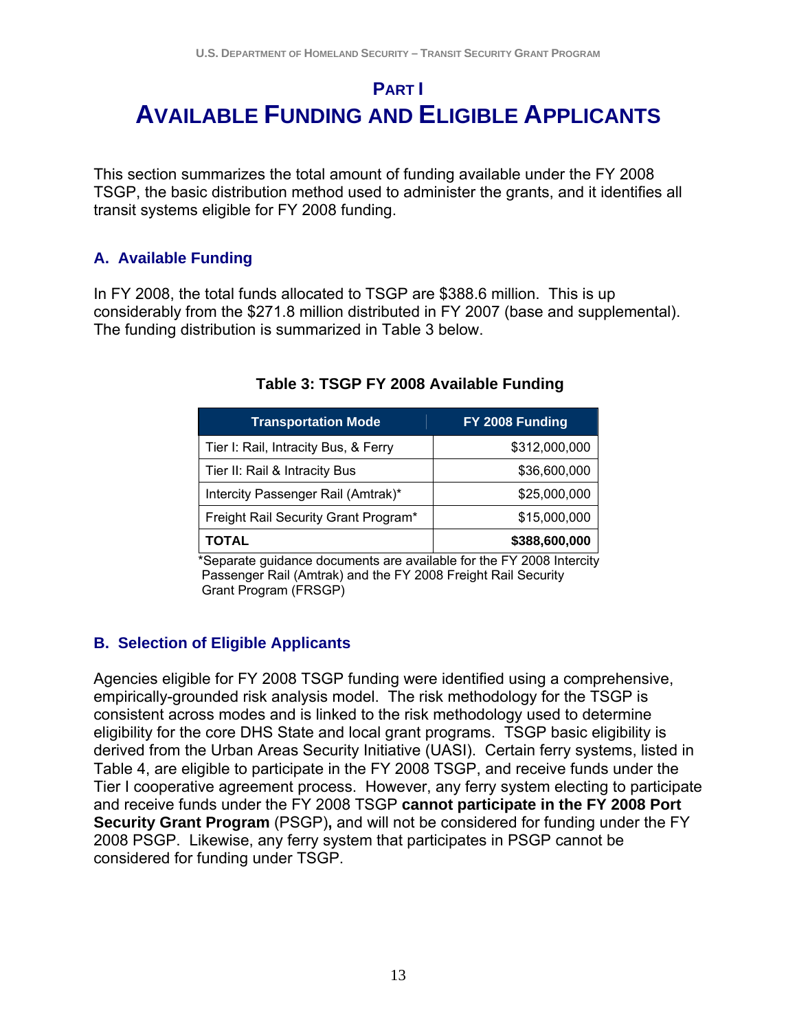# PART I
# AVAILABLE FUNDING AND ELIGIBLE APPLICANTS

This section summarizes the total amount of funding available under the FY 2008 TSGP, the basic distribution method used to administer the grants, and it identifies all transit systems eligible for FY 2008 funding.

## A. Available Funding

In FY 2008, the total funds allocated to TSGP are $388.6 million. This is up considerably from the $271.8 million distributed in FY 2007 (base and supplemental). The funding distribution is summarized in Table 3 below.

**Table 3: TSGP FY 2008 Available Funding**

| Transportation Mode | FY 2008 Funding |
|---|---:|
| Tier I: Rail, Intracity Bus, & Ferry | $312,000,000 |
| Tier II: Rail & Intracity Bus | $36,600,000 |
| Intercity Passenger Rail (Amtrak)* | $25,000,000 |
| Freight Rail Security Grant Program* | $15,000,000 |
| **TOTAL** | **$388,600,000** |

*Separate guidance documents are available for the FY 2008 Intercity Passenger Rail (Amtrak) and the FY 2008 Freight Rail Security Grant Program (FRSGP)

## B. Selection of Eligible Applicants

Agencies eligible for FY 2008 TSGP funding were identified using a comprehensive, empirically-grounded risk analysis model. The risk methodology for the TSGP is consistent across modes and is linked to the risk methodology used to determine eligibility for the core DHS State and local grant programs. TSGP basic eligibility is derived from the Urban Areas Security Initiative (UASI). Certain ferry systems, listed in Table 4, are eligible to participate in the FY 2008 TSGP, and receive funds under the Tier I cooperative agreement process. However, any ferry system electing to participate and receive funds under the FY 2008 TSGP **cannot participate in the FY 2008 Port Security Grant Program** (PSGP)**,** and will not be considered for funding under the FY 2008 PSGP. Likewise, any ferry system that participates in PSGP cannot be considered for funding under TSGP.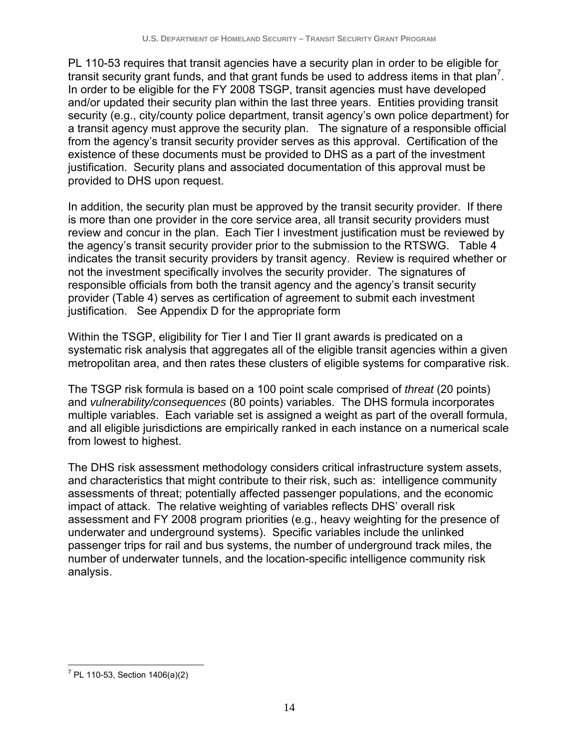PL 110-53 requires that transit agencies have a security plan in order to be eligible for transit security grant funds, and that grant funds be used to address items in that plan[7]. In order to be eligible for the FY 2008 TSGP, transit agencies must have developed and/or updated their security plan within the last three years. Entities providing transit security (e.g., city/county police department, transit agency's own police department) for a transit agency must approve the security plan. The signature of a responsible official from the agency's transit security provider serves as this approval. Certification of the existence of these documents must be provided to DHS as a part of the investment justification. Security plans and associated documentation of this approval must be provided to DHS upon request.

In addition, the security plan must be approved by the transit security provider. If there is more than one provider in the core service area, all transit security providers must review and concur in the plan. Each Tier I investment justification must be reviewed by the agency's transit security provider prior to the submission to the RTSWG. Table 4 indicates the transit security providers by transit agency. Review is required whether or not the investment specifically involves the security provider. The signatures of responsible officials from both the transit agency and the agency's transit security provider (Table 4) serves as certification of agreement to submit each investment justification. See Appendix D for the appropriate form

Within the TSGP, eligibility for Tier I and Tier II grant awards is predicated on a systematic risk analysis that aggregates all of the eligible transit agencies within a given metropolitan area, and then rates these clusters of eligible systems for comparative risk.

The TSGP risk formula is based on a 100 point scale comprised of *threat* (20 points) and *vulnerability/consequences* (80 points) variables. The DHS formula incorporates multiple variables. Each variable set is assigned a weight as part of the overall formula, and all eligible jurisdictions are empirically ranked in each instance on a numerical scale from lowest to highest.

The DHS risk assessment methodology considers critical infrastructure system assets, and characteristics that might contribute to their risk, such as: intelligence community assessments of threat; potentially affected passenger populations, and the economic impact of attack. The relative weighting of variables reflects DHS' overall risk assessment and FY 2008 program priorities (e.g., heavy weighting for the presence of underwater and underground systems). Specific variables include the unlinked passenger trips for rail and bus systems, the number of underground track miles, the number of underwater tunnels, and the location-specific intelligence community risk analysis.

---

[7] PL 110-53, Section 1406(a)(2)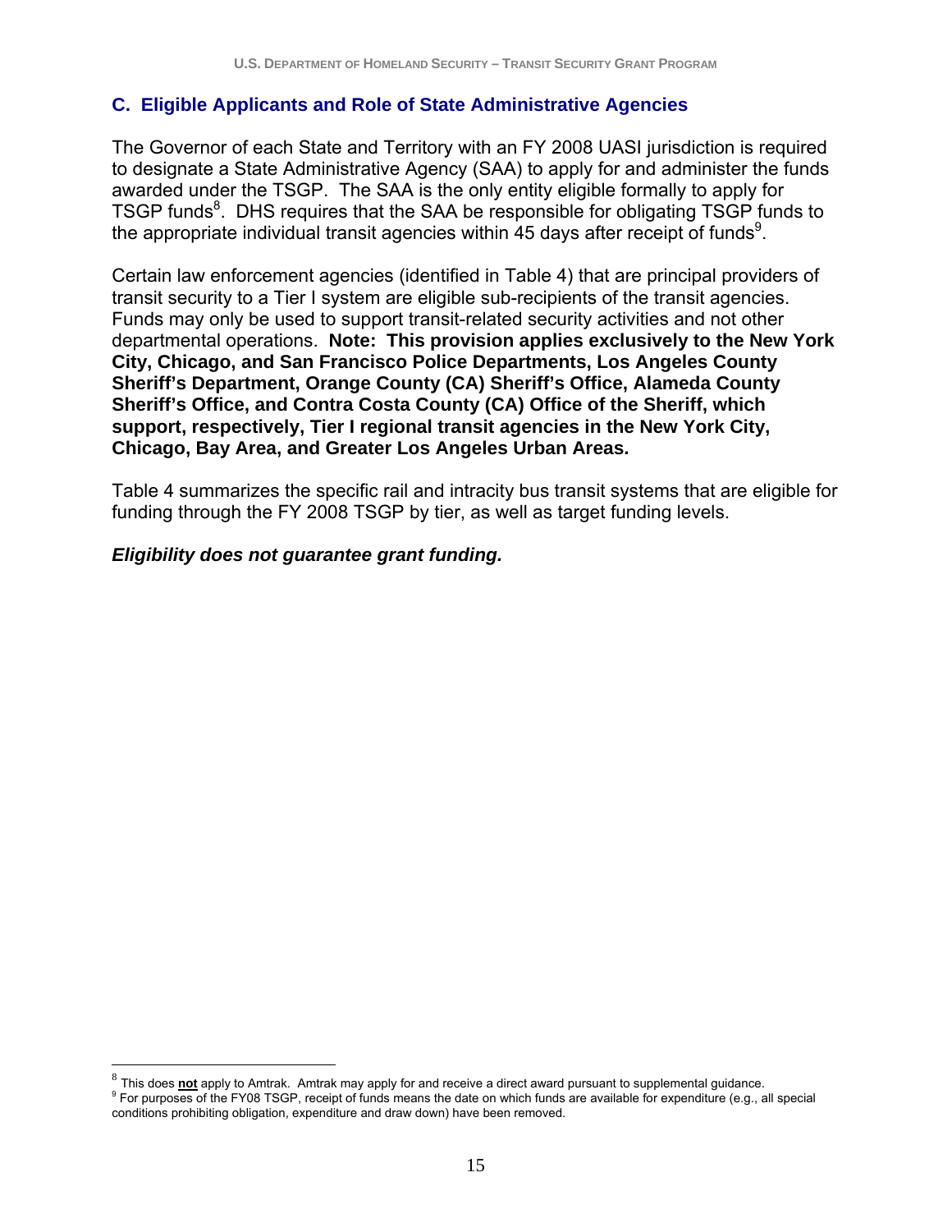## C. Eligible Applicants and Role of State Administrative Agencies

The Governor of each State and Territory with an FY 2008 UASI jurisdiction is required to designate a State Administrative Agency (SAA) to apply for and administer the funds awarded under the TSGP. The SAA is the only entity eligible formally to apply for TSGP funds[8]. DHS requires that the SAA be responsible for obligating TSGP funds to the appropriate individual transit agencies within 45 days after receipt of funds[9].

Certain law enforcement agencies (identified in Table 4) that are principal providers of transit security to a Tier I system are eligible sub-recipients of the transit agencies. Funds may only be used to support transit-related security activities and not other departmental operations. **Note: This provision applies exclusively to the New York City, Chicago, and San Francisco Police Departments, Los Angeles County Sheriff's Department, Orange County (CA) Sheriff's Office, Alameda County Sheriff's Office, and Contra Costa County (CA) Office of the Sheriff, which support, respectively, Tier I regional transit agencies in the New York City, Chicago, Bay Area, and Greater Los Angeles Urban Areas.**

Table 4 summarizes the specific rail and intracity bus transit systems that are eligible for funding through the FY 2008 TSGP by tier, as well as target funding levels.

***Eligibility does not guarantee grant funding.***

---

[8] This does **not** apply to Amtrak. Amtrak may apply for and receive a direct award pursuant to supplemental guidance.

[9] For purposes of the FY08 TSGP, receipt of funds means the date on which funds are available for expenditure (e.g., all special conditions prohibiting obligation, expenditure and draw down) have been removed.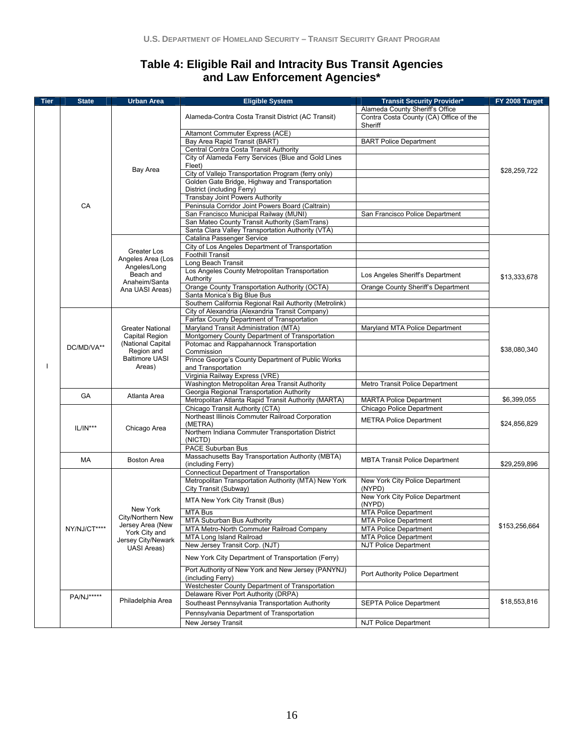# Table 4: Eligible Rail and Intracity Bus Transit Agencies and Law Enforcement Agencies*

| Tier | State | Urban Area | Eligible System | Transit Security Provider* | FY 2008 Target |
|---|---|---|---|---|---|
| I | CA | Bay Area | Alameda-Contra Costa Transit District (AC Transit) | Alameda County Sheriff's Office<br>Contra Costa County (CA) Office of the Sheriff | $28,259,722 |
| | | | Altamont Commuter Express (ACE) | | |
| | | | Bay Area Rapid Transit (BART) | BART Police Department | |
| | | | Central Contra Costa Transit Authority | | |
| | | | City of Alameda Ferry Services (Blue and Gold Lines Fleet) | | |
| | | | City of Vallejo Transportation Program (ferry only) | | |
| | | | Golden Gate Bridge, Highway and Transportation District (including Ferry) | | |
| | | | Transbay Joint Powers Authority | | |
| | | | Peninsula Corridor Joint Powers Board (Caltrain) | | |
| | | | San Francisco Municipal Railway (MUNI) | San Francisco Police Department | |
| | | | San Mateo County Transit Authority (SamTrans) | | |
| | | | Santa Clara Valley Transportation Authority (VTA) | | |
| | | Greater Los Angeles Area (Los Angeles/Long Beach and Anaheim/Santa Ana UASI Areas) | Catalina Passenger Service | | $13,333,678 |
| | | | City of Los Angeles Department of Transportation | | |
| | | | Foothill Transit | | |
| | | | Long Beach Transit | | |
| | | | Los Angeles County Metropolitan Transportation Authority | Los Angeles Sheriff's Department | |
| | | | Orange County Transportation Authority (OCTA) | Orange County Sheriff's Department | |
| | | | Santa Monica's Big Blue Bus | | |
| | | | Southern California Regional Rail Authority (Metrolink) | | |
| | DC/MD/VA** | Greater National Capital Region (National Capital Region and Baltimore UASI Areas) | City of Alexandria (Alexandria Transit Company) | | $38,080,340 |
| | | | Fairfax County Department of Transportation | | |
| | | | Maryland Transit Administration (MTA) | Maryland MTA Police Department | |
| | | | Montgomery County Department of Transportation | | |
| | | | Potomac and Rappahannock Transportation Commission | | |
| | | | Prince George's County Department of Public Works and Transportation | | |
| | | | Virginia Railway Express (VRE) | | |
| | | | Washington Metropolitan Area Transit Authority | Metro Transit Police Department | |
| | GA | Atlanta Area | Georgia Regional Transportation Authority | | $6,399,055 |
| | | | Metropolitan Atlanta Rapid Transit Authority (MARTA) | MARTA Police Department | |
| | IL/IN*** | Chicago Area | Chicago Transit Authority (CTA) | Chicago Police Department | $24,856,829 |
| | | | Northeast Illinois Commuter Railroad Corporation (METRA) | METRA Police Department | |
| | | | Northern Indiana Commuter Transportation District (NICTD) | | |
| | | | PACE Suburban Bus | | |
| | MA | Boston Area | Massachusetts Bay Transportation Authority (MBTA) (including Ferry) | MBTA Transit Police Department | $29,259,896 |
| | NY/NJ/CT**** | New York City/Northern New Jersey Area (New York City and Jersey City/Newark UASI Areas) | Connecticut Department of Transportation | | $153,256,664 |
| | | | Metropolitan Transportation Authority (MTA) New York City Transit (Subway) | New York City Police Department (NYPD) | |
| | | | MTA New York City Transit (Bus) | New York City Police Department (NYPD) | |
| | | | MTA Bus | MTA Police Department | |
| | | | MTA Suburban Bus Authority | MTA Police Department | |
| | | | MTA Metro-North Commuter Railroad Company | MTA Police Department | |
| | | | MTA Long Island Railroad | MTA Police Department | |
| | | | New Jersey Transit Corp. (NJT) | NJT Police Department | |
| | | | New York City Department of Transportation (Ferry) | | |
| | | | Port Authority of New York and New Jersey (PANYNJ) (including Ferry) | Port Authority Police Department | |
| | | | Westchester County Department of Transportation | | |
| | PA/NJ***** | Philadelphia Area | Delaware River Port Authority (DRPA) | | $18,553,816 |
| | | | Southeast Pennsylvania Transportation Authority | SEPTA Police Department | |
| | | | Pennsylvania Department of Transportation | | |
| | | | New Jersey Transit | NJT Police Department | |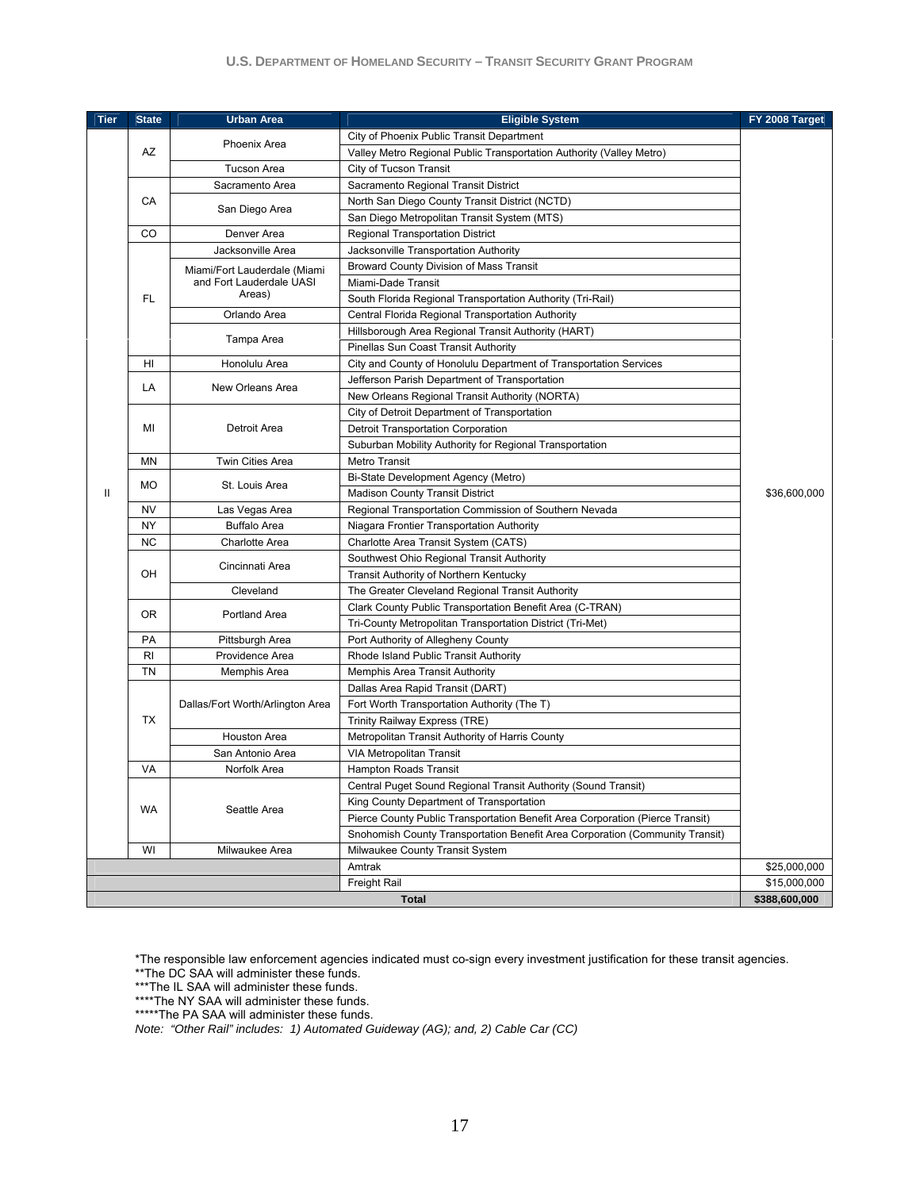| Tier | State | Urban Area | Eligible System | FY 2008 Target |
|---|---|---|---|---|
| II | AZ | Phoenix Area | City of Phoenix Public Transit Department | $36,600,000 |
| | | | Valley Metro Regional Public Transportation Authority (Valley Metro) | |
| | | Tucson Area | City of Tucson Transit | |
| | CA | Sacramento Area | Sacramento Regional Transit District | |
| | | San Diego Area | North San Diego County Transit District (NCTD) | |
| | | | San Diego Metropolitan Transit System (MTS) | |
| | CO | Denver Area | Regional Transportation District | |
| | FL | Jacksonville Area | Jacksonville Transportation Authority | |
| | | Miami/Fort Lauderdale (Miami and Fort Lauderdale UASI Areas) | Broward County Division of Mass Transit | |
| | | | Miami-Dade Transit | |
| | | | South Florida Regional Transportation Authority (Tri-Rail) | |
| | | Orlando Area | Central Florida Regional Transportation Authority | |
| | | Tampa Area | Hillsborough Area Regional Transit Authority (HART) | |
| | | | Pinellas Sun Coast Transit Authority | |
| | HI | Honolulu Area | City and County of Honolulu Department of Transportation Services | |
| | LA | New Orleans Area | Jefferson Parish Department of Transportation | |
| | | | New Orleans Regional Transit Authority (NORTA) | |
| | MI | Detroit Area | City of Detroit Department of Transportation | |
| | | | Detroit Transportation Corporation | |
| | | | Suburban Mobility Authority for Regional Transportation | |
| | MN | Twin Cities Area | Metro Transit | |
| | MO | St. Louis Area | Bi-State Development Agency (Metro) | |
| | | | Madison County Transit District | |
| | NV | Las Vegas Area | Regional Transportation Commission of Southern Nevada | |
| | NY | Buffalo Area | Niagara Frontier Transportation Authority | |
| | NC | Charlotte Area | Charlotte Area Transit System (CATS) | |
| | OH | Cincinnati Area | Southwest Ohio Regional Transit Authority | |
| | | | Transit Authority of Northern Kentucky | |
| | | Cleveland | The Greater Cleveland Regional Transit Authority | |
| | OR | Portland Area | Clark County Public Transportation Benefit Area (C-TRAN) | |
| | | | Tri-County Metropolitan Transportation District (Tri-Met) | |
| | PA | Pittsburgh Area | Port Authority of Allegheny County | |
| | RI | Providence Area | Rhode Island Public Transit Authority | |
| | TN | Memphis Area | Memphis Area Transit Authority | |
| | TX | Dallas/Fort Worth/Arlington Area | Dallas Area Rapid Transit (DART) | |
| | | | Fort Worth Transportation Authority (The T) | |
| | | | Trinity Railway Express (TRE) | |
| | | Houston Area | Metropolitan Transit Authority of Harris County | |
| | | San Antonio Area | VIA Metropolitan Transit | |
| | VA | Norfolk Area | Hampton Roads Transit | |
| | WA | Seattle Area | Central Puget Sound Regional Transit Authority (Sound Transit) | |
| | | | King County Department of Transportation | |
| | | | Pierce County Public Transportation Benefit Area Corporation (Pierce Transit) | |
| | | | Snohomish County Transportation Benefit Area Corporation (Community Transit) | |
| | WI | Milwaukee Area | Milwaukee County Transit System | |
| | | | Amtrak | $25,000,000 |
| | | | Freight Rail | $15,000,000 |
| | | | **Total** | **$388,600,000** |

*The responsible law enforcement agencies indicated must co-sign every investment justification for these transit agencies.
**The DC SAA will administer these funds.
***The IL SAA will administer these funds.
****The NY SAA will administer these funds.
*****The PA SAA will administer these funds.
*Note: "Other Rail" includes: 1) Automated Guideway (AG); and, 2) Cable Car (CC)*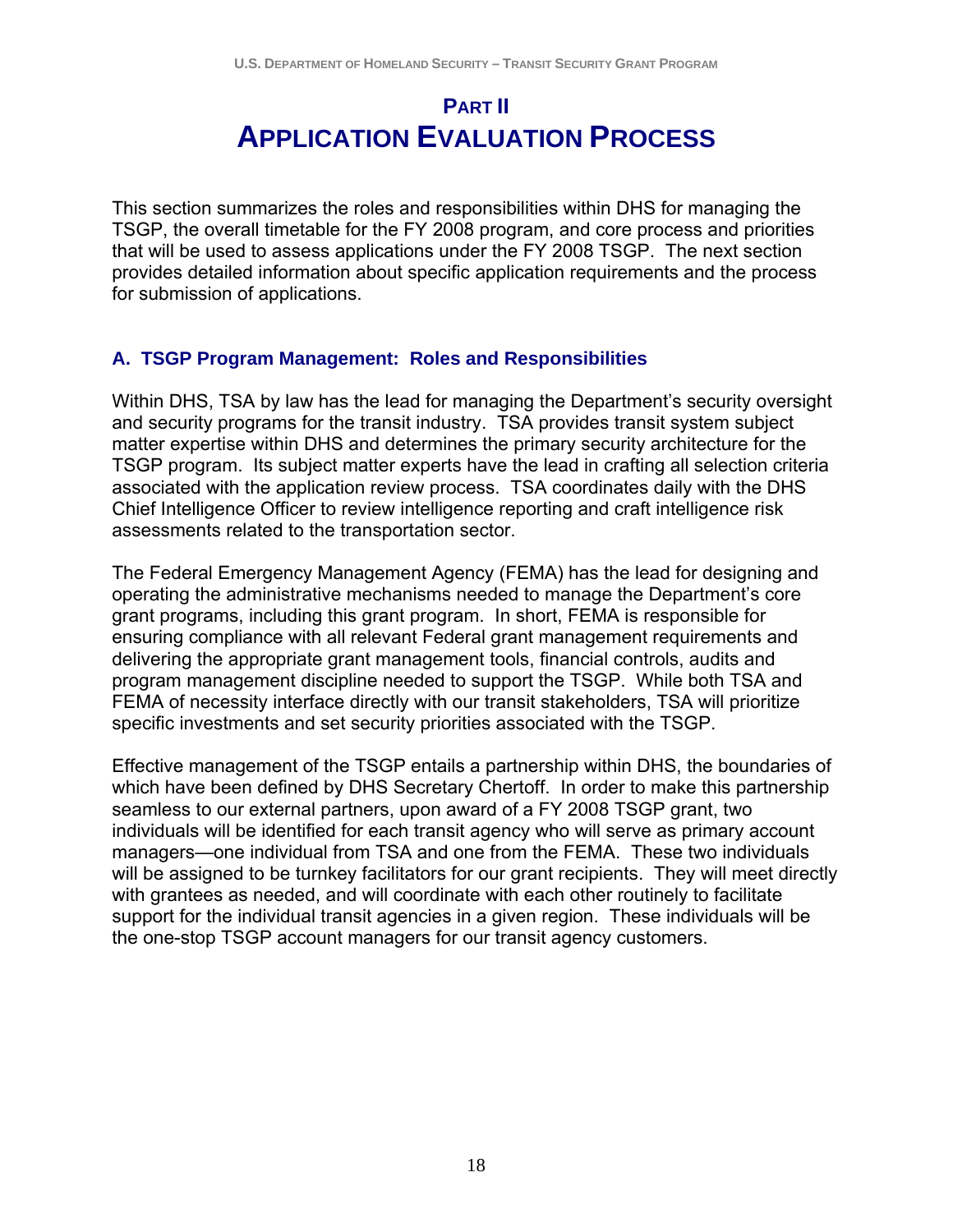# PART II
# APPLICATION EVALUATION PROCESS

This section summarizes the roles and responsibilities within DHS for managing the TSGP, the overall timetable for the FY 2008 program, and core process and priorities that will be used to assess applications under the FY 2008 TSGP. The next section provides detailed information about specific application requirements and the process for submission of applications.

### A. TSGP Program Management: Roles and Responsibilities

Within DHS, TSA by law has the lead for managing the Department's security oversight and security programs for the transit industry. TSA provides transit system subject matter expertise within DHS and determines the primary security architecture for the TSGP program. Its subject matter experts have the lead in crafting all selection criteria associated with the application review process. TSA coordinates daily with the DHS Chief Intelligence Officer to review intelligence reporting and craft intelligence risk assessments related to the transportation sector.

The Federal Emergency Management Agency (FEMA) has the lead for designing and operating the administrative mechanisms needed to manage the Department's core grant programs, including this grant program. In short, FEMA is responsible for ensuring compliance with all relevant Federal grant management requirements and delivering the appropriate grant management tools, financial controls, audits and program management discipline needed to support the TSGP. While both TSA and FEMA of necessity interface directly with our transit stakeholders, TSA will prioritize specific investments and set security priorities associated with the TSGP.

Effective management of the TSGP entails a partnership within DHS, the boundaries of which have been defined by DHS Secretary Chertoff. In order to make this partnership seamless to our external partners, upon award of a FY 2008 TSGP grant, two individuals will be identified for each transit agency who will serve as primary account managers—one individual from TSA and one from the FEMA. These two individuals will be assigned to be turnkey facilitators for our grant recipients. They will meet directly with grantees as needed, and will coordinate with each other routinely to facilitate support for the individual transit agencies in a given region. These individuals will be the one-stop TSGP account managers for our transit agency customers.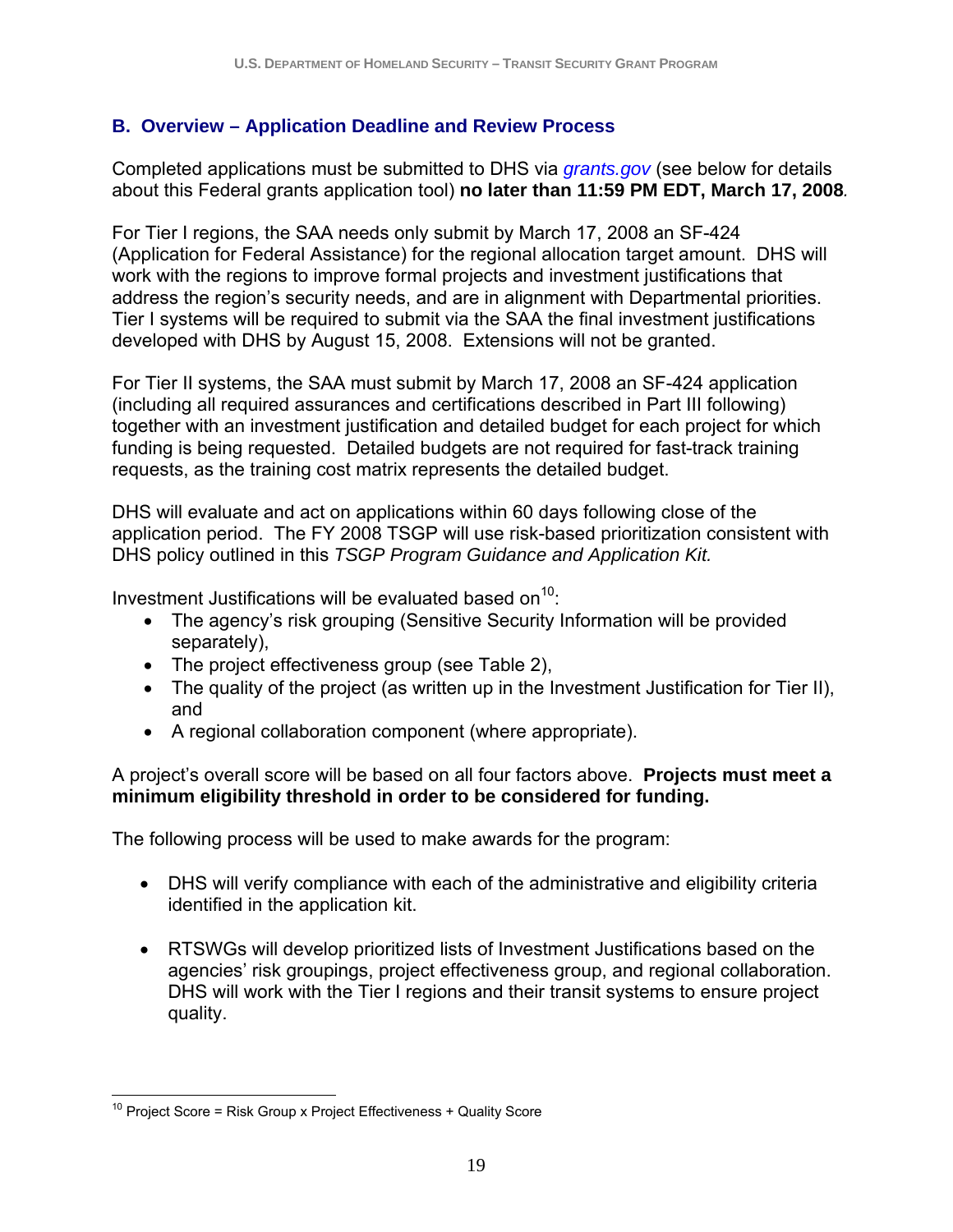## B. Overview – Application Deadline and Review Process

Completed applications must be submitted to DHS via *grants.gov* (see below for details about this Federal grants application tool) **no later than 11:59 PM EDT, March 17, 2008**.

For Tier I regions, the SAA needs only submit by March 17, 2008 an SF-424 (Application for Federal Assistance) for the regional allocation target amount. DHS will work with the regions to improve formal projects and investment justifications that address the region's security needs, and are in alignment with Departmental priorities. Tier I systems will be required to submit via the SAA the final investment justifications developed with DHS by August 15, 2008. Extensions will not be granted.

For Tier II systems, the SAA must submit by March 17, 2008 an SF-424 application (including all required assurances and certifications described in Part III following) together with an investment justification and detailed budget for each project for which funding is being requested. Detailed budgets are not required for fast-track training requests, as the training cost matrix represents the detailed budget.

DHS will evaluate and act on applications within 60 days following close of the application period. The FY 2008 TSGP will use risk-based prioritization consistent with DHS policy outlined in this *TSGP Program Guidance and Application Kit.*

Investment Justifications will be evaluated based on[10]:

- The agency's risk grouping (Sensitive Security Information will be provided separately),
- The project effectiveness group (see Table 2),
- The quality of the project (as written up in the Investment Justification for Tier II), and
- A regional collaboration component (where appropriate).

A project's overall score will be based on all four factors above. **Projects must meet a minimum eligibility threshold in order to be considered for funding.**

The following process will be used to make awards for the program:

- DHS will verify compliance with each of the administrative and eligibility criteria identified in the application kit.
- RTSWGs will develop prioritized lists of Investment Justifications based on the agencies' risk groupings, project effectiveness group, and regional collaboration. DHS will work with the Tier I regions and their transit systems to ensure project quality.

---

[10] Project Score = Risk Group x Project Effectiveness + Quality Score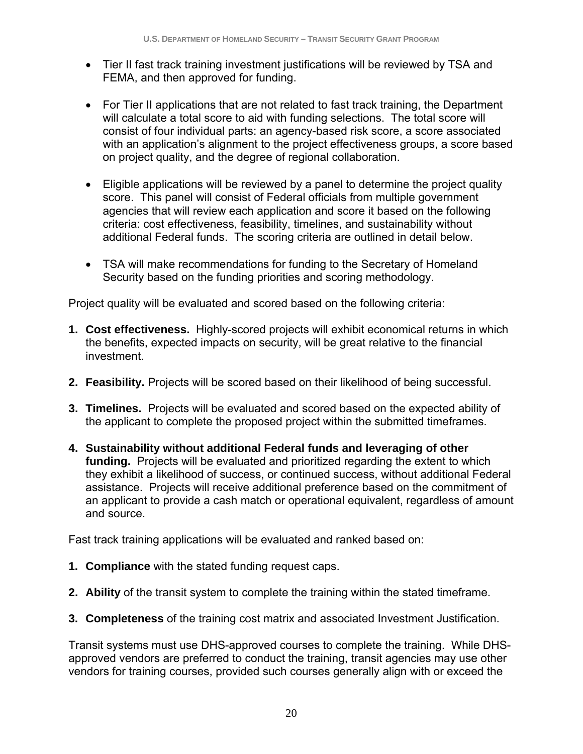- Tier II fast track training investment justifications will be reviewed by TSA and FEMA, and then approved for funding.

- For Tier II applications that are not related to fast track training, the Department will calculate a total score to aid with funding selections. The total score will consist of four individual parts: an agency-based risk score, a score associated with an application's alignment to the project effectiveness groups, a score based on project quality, and the degree of regional collaboration.

- Eligible applications will be reviewed by a panel to determine the project quality score. This panel will consist of Federal officials from multiple government agencies that will review each application and score it based on the following criteria: cost effectiveness, feasibility, timelines, and sustainability without additional Federal funds. The scoring criteria are outlined in detail below.

- TSA will make recommendations for funding to the Secretary of Homeland Security based on the funding priorities and scoring methodology.

Project quality will be evaluated and scored based on the following criteria:

1. **Cost effectiveness.** Highly-scored projects will exhibit economical returns in which the benefits, expected impacts on security, will be great relative to the financial investment.

2. **Feasibility.** Projects will be scored based on their likelihood of being successful.

3. **Timelines.** Projects will be evaluated and scored based on the expected ability of the applicant to complete the proposed project within the submitted timeframes.

4. **Sustainability without additional Federal funds and leveraging of other funding.** Projects will be evaluated and prioritized regarding the extent to which they exhibit a likelihood of success, or continued success, without additional Federal assistance. Projects will receive additional preference based on the commitment of an applicant to provide a cash match or operational equivalent, regardless of amount and source.

Fast track training applications will be evaluated and ranked based on:

1. **Compliance** with the stated funding request caps.

2. **Ability** of the transit system to complete the training within the stated timeframe.

3. **Completeness** of the training cost matrix and associated Investment Justification.

Transit systems must use DHS-approved courses to complete the training. While DHS-approved vendors are preferred to conduct the training, transit agencies may use other vendors for training courses, provided such courses generally align with or exceed the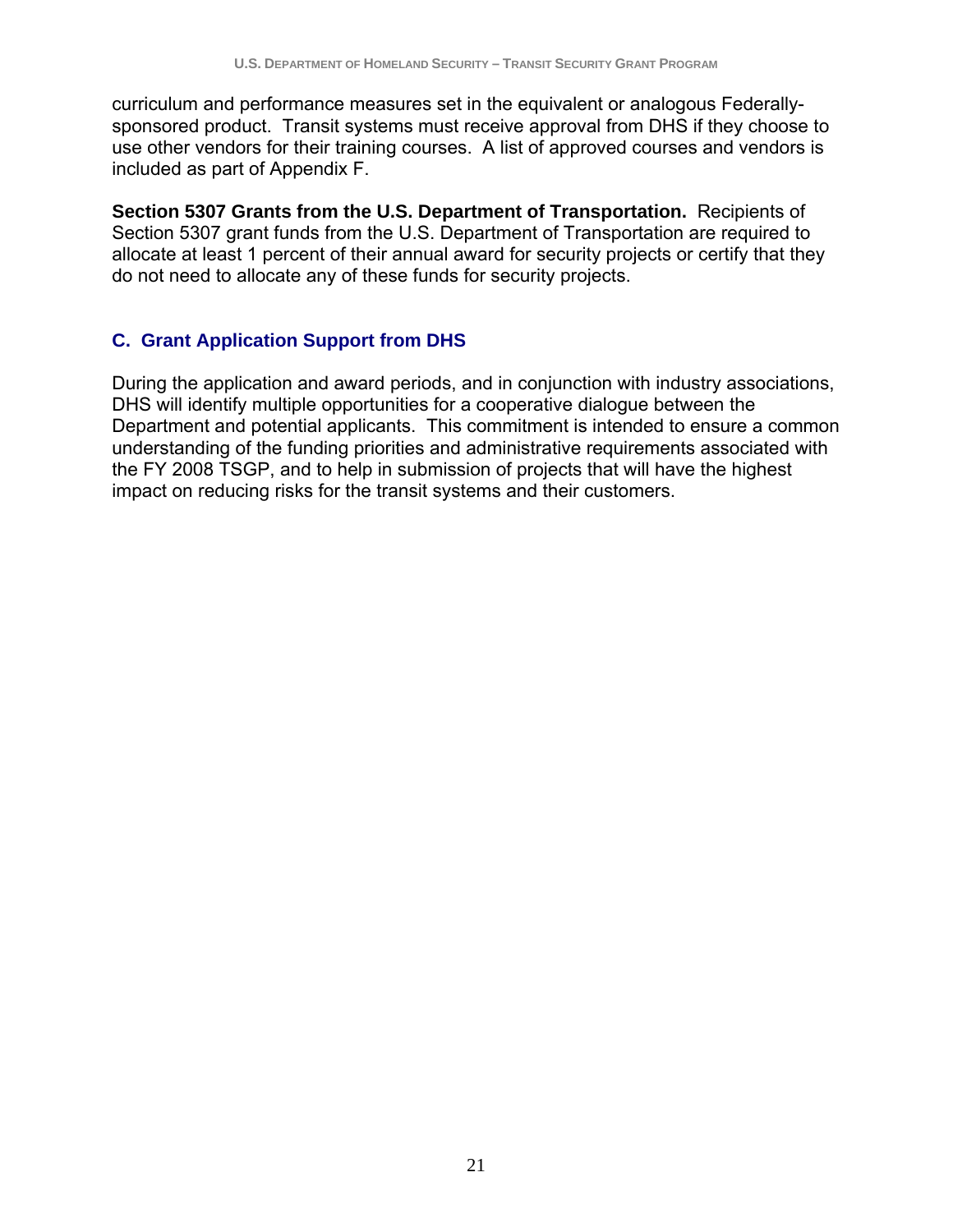curriculum and performance measures set in the equivalent or analogous Federally-sponsored product. Transit systems must receive approval from DHS if they choose to use other vendors for their training courses. A list of approved courses and vendors is included as part of Appendix F.

**Section 5307 Grants from the U.S. Department of Transportation.** Recipients of Section 5307 grant funds from the U.S. Department of Transportation are required to allocate at least 1 percent of their annual award for security projects or certify that they do not need to allocate any of these funds for security projects.

## C. Grant Application Support from DHS

During the application and award periods, and in conjunction with industry associations, DHS will identify multiple opportunities for a cooperative dialogue between the Department and potential applicants. This commitment is intended to ensure a common understanding of the funding priorities and administrative requirements associated with the FY 2008 TSGP, and to help in submission of projects that will have the highest impact on reducing risks for the transit systems and their customers.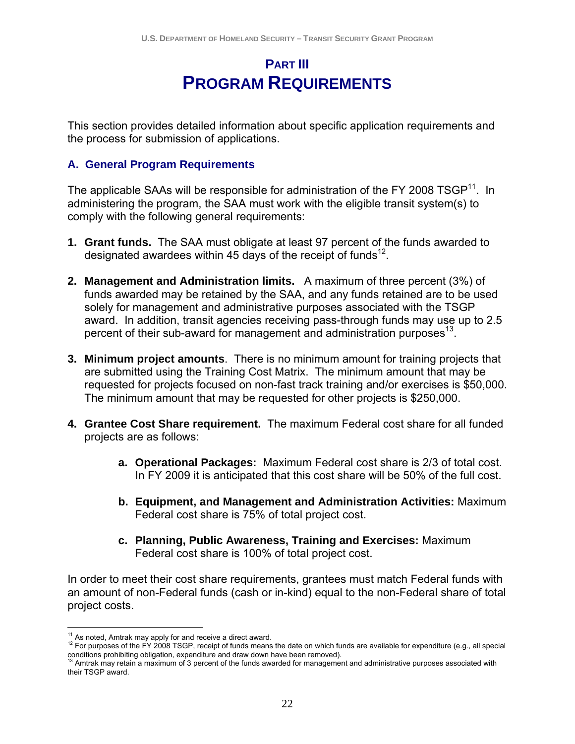# PART III
# PROGRAM REQUIREMENTS

This section provides detailed information about specific application requirements and the process for submission of applications.

## A. General Program Requirements

The applicable SAAs will be responsible for administration of the FY 2008 TSGP[11]. In administering the program, the SAA must work with the eligible transit system(s) to comply with the following general requirements:

1. **Grant funds.** The SAA must obligate at least 97 percent of the funds awarded to designated awardees within 45 days of the receipt of funds[12].

2. **Management and Administration limits.** A maximum of three percent (3%) of funds awarded may be retained by the SAA, and any funds retained are to be used solely for management and administrative purposes associated with the TSGP award. In addition, transit agencies receiving pass-through funds may use up to 2.5 percent of their sub-award for management and administration purposes[13].

3. **Minimum project amounts**. There is no minimum amount for training projects that are submitted using the Training Cost Matrix. The minimum amount that may be requested for projects focused on non-fast track training and/or exercises is $50,000. The minimum amount that may be requested for other projects is $250,000.

4. **Grantee Cost Share requirement.** The maximum Federal cost share for all funded projects are as follows:

    a. **Operational Packages:** Maximum Federal cost share is 2/3 of total cost. In FY 2009 it is anticipated that this cost share will be 50% of the full cost.

    b. **Equipment, and Management and Administration Activities:** Maximum Federal cost share is 75% of total project cost.

    c. **Planning, Public Awareness, Training and Exercises:** Maximum Federal cost share is 100% of total project cost.

In order to meet their cost share requirements, grantees must match Federal funds with an amount of non-Federal funds (cash or in-kind) equal to the non-Federal share of total project costs.

---

[11] As noted, Amtrak may apply for and receive a direct award.

[12] For purposes of the FY 2008 TSGP, receipt of funds means the date on which funds are available for expenditure (e.g., all special conditions prohibiting obligation, expenditure and draw down have been removed).

[13] Amtrak may retain a maximum of 3 percent of the funds awarded for management and administrative purposes associated with their TSGP award.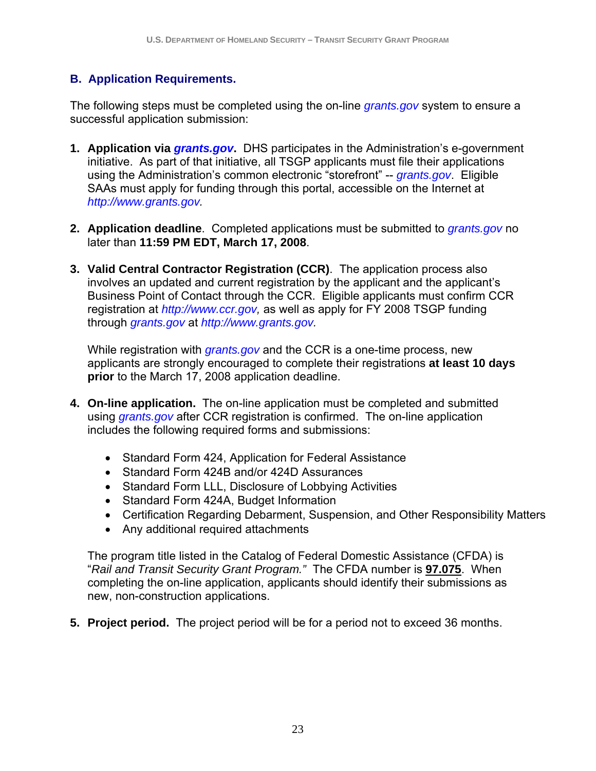## B. Application Requirements.

The following steps must be completed using the on-line *grants.gov* system to ensure a successful application submission:

1. **Application via *grants.gov*.** DHS participates in the Administration's e-government initiative. As part of that initiative, all TSGP applicants must file their applications using the Administration's common electronic "storefront" -- *grants.gov*. Eligible SAAs must apply for funding through this portal, accessible on the Internet at *http://www.grants.gov.*

2. **Application deadline**. Completed applications must be submitted to *grants.gov* no later than **11:59 PM EDT, March 17, 2008**.

3. **Valid Central Contractor Registration (CCR)**. The application process also involves an updated and current registration by the applicant and the applicant's Business Point of Contact through the CCR. Eligible applicants must confirm CCR registration at *http://www.ccr.gov,* as well as apply for FY 2008 TSGP funding through *grants.gov* at *http://www.grants.gov.*

   While registration with *grants.gov* and the CCR is a one-time process, new applicants are strongly encouraged to complete their registrations **at least 10 days prior** to the March 17, 2008 application deadline.

4. **On-line application.** The on-line application must be completed and submitted using *grants.gov* after CCR registration is confirmed. The on-line application includes the following required forms and submissions:

   - Standard Form 424, Application for Federal Assistance
   - Standard Form 424B and/or 424D Assurances
   - Standard Form LLL, Disclosure of Lobbying Activities
   - Standard Form 424A, Budget Information
   - Certification Regarding Debarment, Suspension, and Other Responsibility Matters
   - Any additional required attachments

   The program title listed in the Catalog of Federal Domestic Assistance (CFDA) is "*Rail and Transit Security Grant Program."* The CFDA number is **97.075**. When completing the on-line application, applicants should identify their submissions as new, non-construction applications.

5. **Project period.** The project period will be for a period not to exceed 36 months.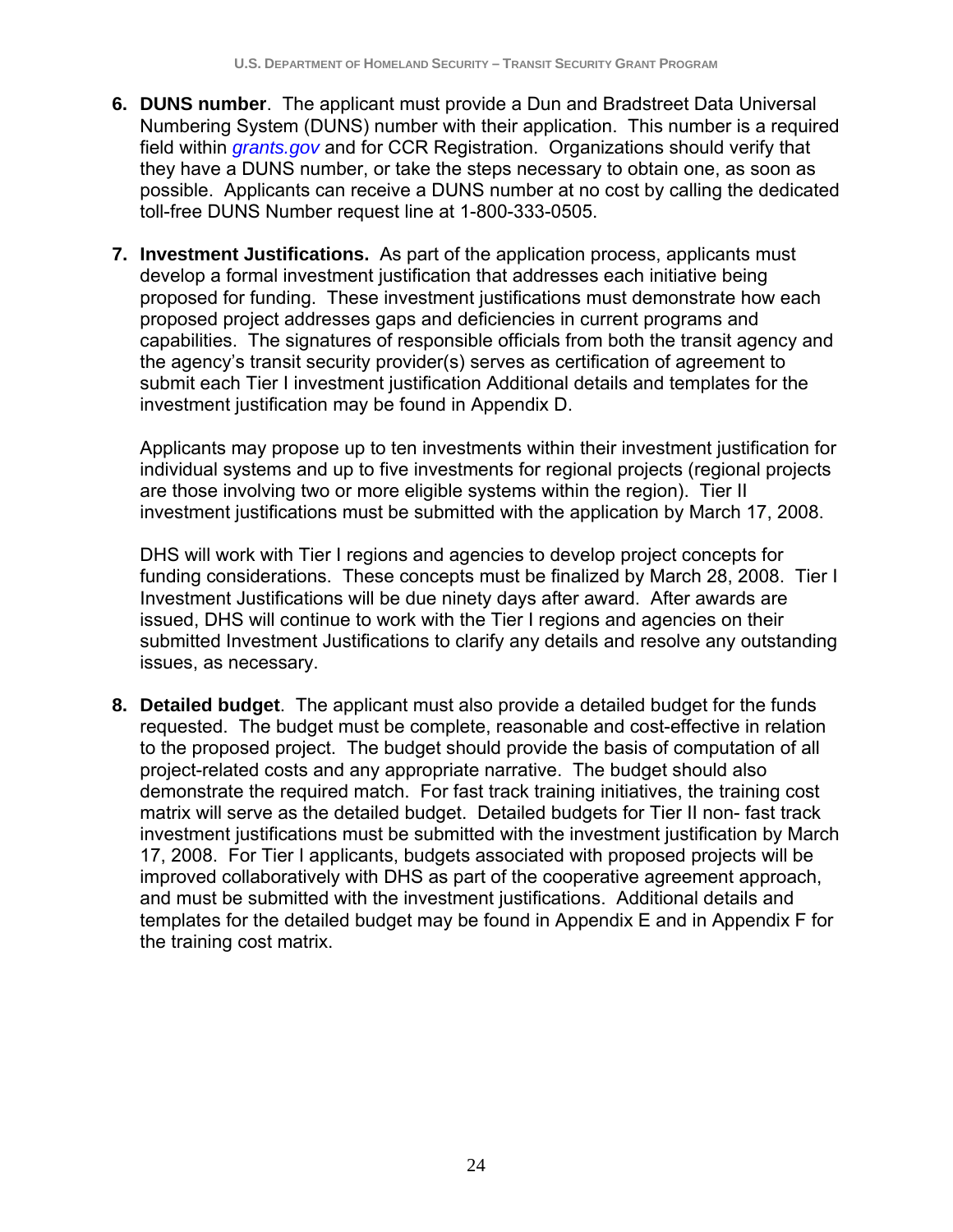6. **DUNS number**. The applicant must provide a Dun and Bradstreet Data Universal Numbering System (DUNS) number with their application. This number is a required field within *grants.gov* and for CCR Registration. Organizations should verify that they have a DUNS number, or take the steps necessary to obtain one, as soon as possible. Applicants can receive a DUNS number at no cost by calling the dedicated toll-free DUNS Number request line at 1-800-333-0505.

7. **Investment Justifications.** As part of the application process, applicants must develop a formal investment justification that addresses each initiative being proposed for funding. These investment justifications must demonstrate how each proposed project addresses gaps and deficiencies in current programs and capabilities. The signatures of responsible officials from both the transit agency and the agency's transit security provider(s) serves as certification of agreement to submit each Tier I investment justification Additional details and templates for the investment justification may be found in Appendix D.

   Applicants may propose up to ten investments within their investment justification for individual systems and up to five investments for regional projects (regional projects are those involving two or more eligible systems within the region). Tier II investment justifications must be submitted with the application by March 17, 2008.

   DHS will work with Tier I regions and agencies to develop project concepts for funding considerations. These concepts must be finalized by March 28, 2008. Tier I Investment Justifications will be due ninety days after award. After awards are issued, DHS will continue to work with the Tier I regions and agencies on their submitted Investment Justifications to clarify any details and resolve any outstanding issues, as necessary.

8. **Detailed budget**. The applicant must also provide a detailed budget for the funds requested. The budget must be complete, reasonable and cost-effective in relation to the proposed project. The budget should provide the basis of computation of all project-related costs and any appropriate narrative. The budget should also demonstrate the required match. For fast track training initiatives, the training cost matrix will serve as the detailed budget. Detailed budgets for Tier II non- fast track investment justifications must be submitted with the investment justification by March 17, 2008. For Tier I applicants, budgets associated with proposed projects will be improved collaboratively with DHS as part of the cooperative agreement approach, and must be submitted with the investment justifications. Additional details and templates for the detailed budget may be found in Appendix E and in Appendix F for the training cost matrix.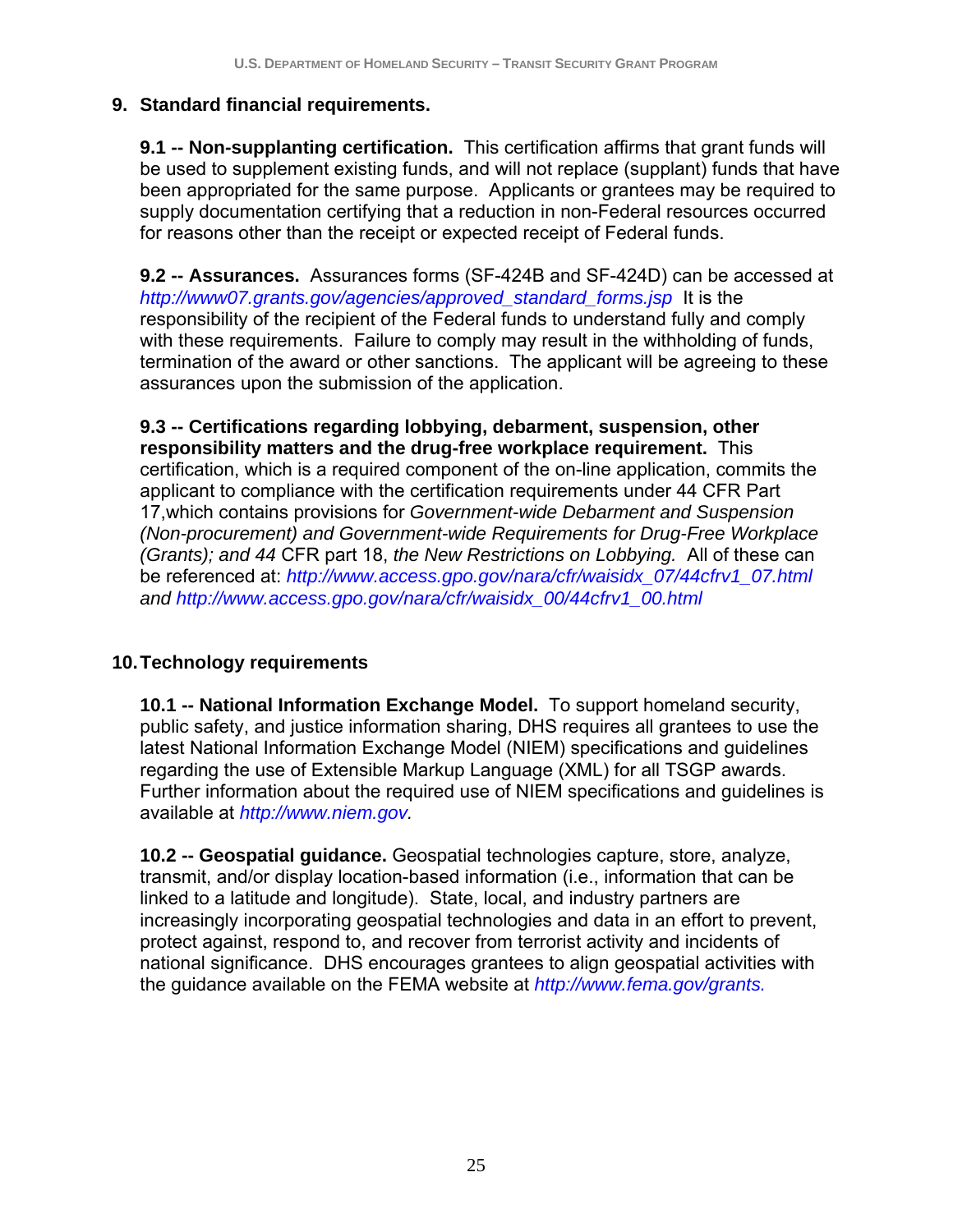## 9. Standard financial requirements.

**9.1 -- Non-supplanting certification.** This certification affirms that grant funds will be used to supplement existing funds, and will not replace (supplant) funds that have been appropriated for the same purpose. Applicants or grantees may be required to supply documentation certifying that a reduction in non-Federal resources occurred for reasons other than the receipt or expected receipt of Federal funds.

**9.2 -- Assurances.** Assurances forms (SF-424B and SF-424D) can be accessed at *http://www07.grants.gov/agencies/approved_standard_forms.jsp* It is the responsibility of the recipient of the Federal funds to understand fully and comply with these requirements. Failure to comply may result in the withholding of funds, termination of the award or other sanctions. The applicant will be agreeing to these assurances upon the submission of the application.

**9.3 -- Certifications regarding lobbying, debarment, suspension, other responsibility matters and the drug-free workplace requirement.** This certification, which is a required component of the on-line application, commits the applicant to compliance with the certification requirements under 44 CFR Part 17,which contains provisions for *Government-wide Debarment and Suspension (Non-procurement) and Government-wide Requirements for Drug-Free Workplace (Grants); and 44* CFR part 18, *the New Restrictions on Lobbying.* All of these can be referenced at: *http://www.access.gpo.gov/nara/cfr/waisidx_07/44cfrv1_07.html and http://www.access.gpo.gov/nara/cfr/waisidx_00/44cfrv1_00.html*

## 10. Technology requirements

**10.1 -- National Information Exchange Model.** To support homeland security, public safety, and justice information sharing, DHS requires all grantees to use the latest National Information Exchange Model (NIEM) specifications and guidelines regarding the use of Extensible Markup Language (XML) for all TSGP awards. Further information about the required use of NIEM specifications and guidelines is available at *http://www.niem.gov.*

**10.2 -- Geospatial guidance.** Geospatial technologies capture, store, analyze, transmit, and/or display location-based information (i.e., information that can be linked to a latitude and longitude). State, local, and industry partners are increasingly incorporating geospatial technologies and data in an effort to prevent, protect against, respond to, and recover from terrorist activity and incidents of national significance. DHS encourages grantees to align geospatial activities with the guidance available on the FEMA website at *http://www.fema.gov/grants.*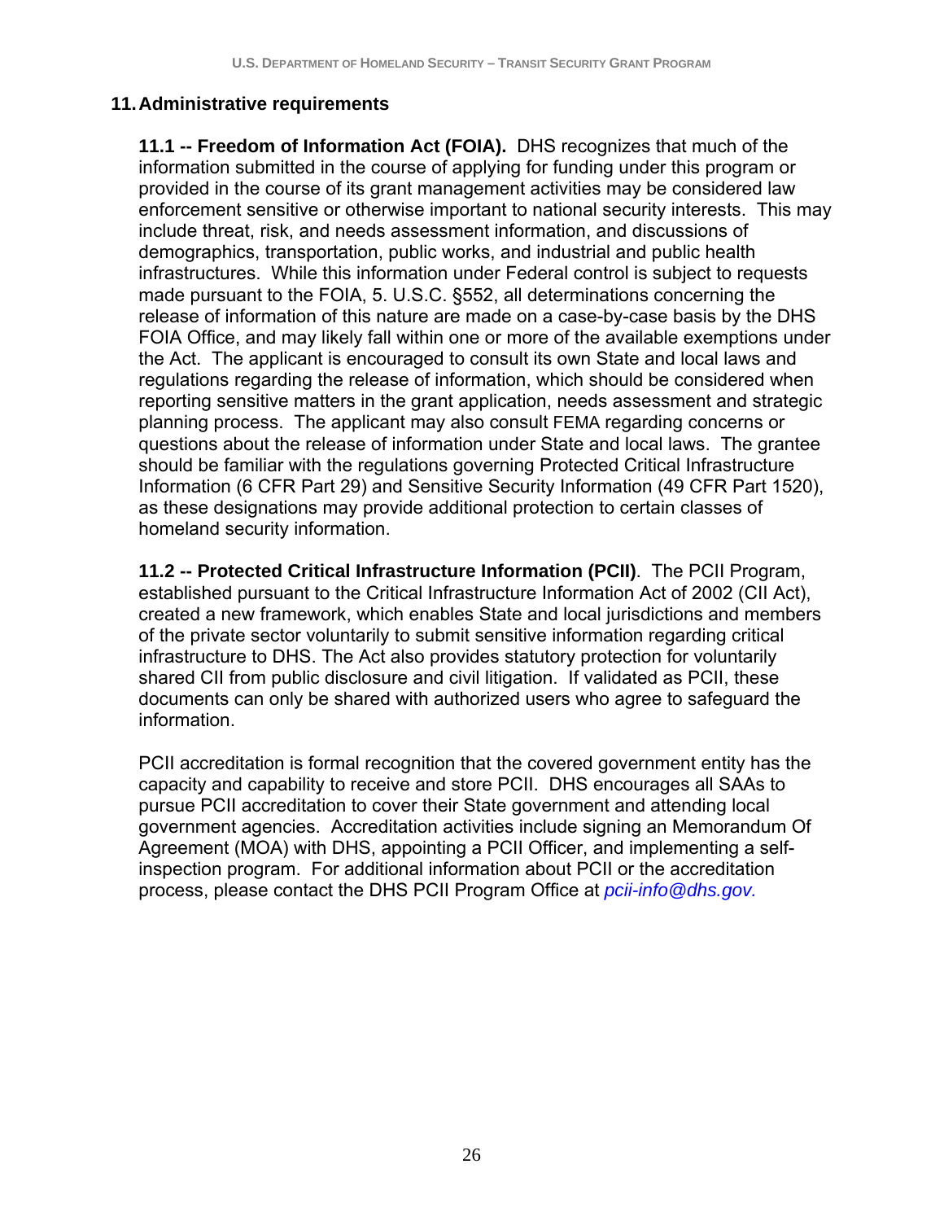## 11. Administrative requirements

**11.1 -- Freedom of Information Act (FOIA).** DHS recognizes that much of the information submitted in the course of applying for funding under this program or provided in the course of its grant management activities may be considered law enforcement sensitive or otherwise important to national security interests. This may include threat, risk, and needs assessment information, and discussions of demographics, transportation, public works, and industrial and public health infrastructures. While this information under Federal control is subject to requests made pursuant to the FOIA, 5. U.S.C. §552, all determinations concerning the release of information of this nature are made on a case-by-case basis by the DHS FOIA Office, and may likely fall within one or more of the available exemptions under the Act. The applicant is encouraged to consult its own State and local laws and regulations regarding the release of information, which should be considered when reporting sensitive matters in the grant application, needs assessment and strategic planning process. The applicant may also consult FEMA regarding concerns or questions about the release of information under State and local laws. The grantee should be familiar with the regulations governing Protected Critical Infrastructure Information (6 CFR Part 29) and Sensitive Security Information (49 CFR Part 1520), as these designations may provide additional protection to certain classes of homeland security information.

**11.2 -- Protected Critical Infrastructure Information (PCII)**. The PCII Program, established pursuant to the Critical Infrastructure Information Act of 2002 (CII Act), created a new framework, which enables State and local jurisdictions and members of the private sector voluntarily to submit sensitive information regarding critical infrastructure to DHS. The Act also provides statutory protection for voluntarily shared CII from public disclosure and civil litigation. If validated as PCII, these documents can only be shared with authorized users who agree to safeguard the information.

PCII accreditation is formal recognition that the covered government entity has the capacity and capability to receive and store PCII. DHS encourages all SAAs to pursue PCII accreditation to cover their State government and attending local government agencies. Accreditation activities include signing an Memorandum Of Agreement (MOA) with DHS, appointing a PCII Officer, and implementing a self-inspection program. For additional information about PCII or the accreditation process, please contact the DHS PCII Program Office at *pcii-info@dhs.gov.*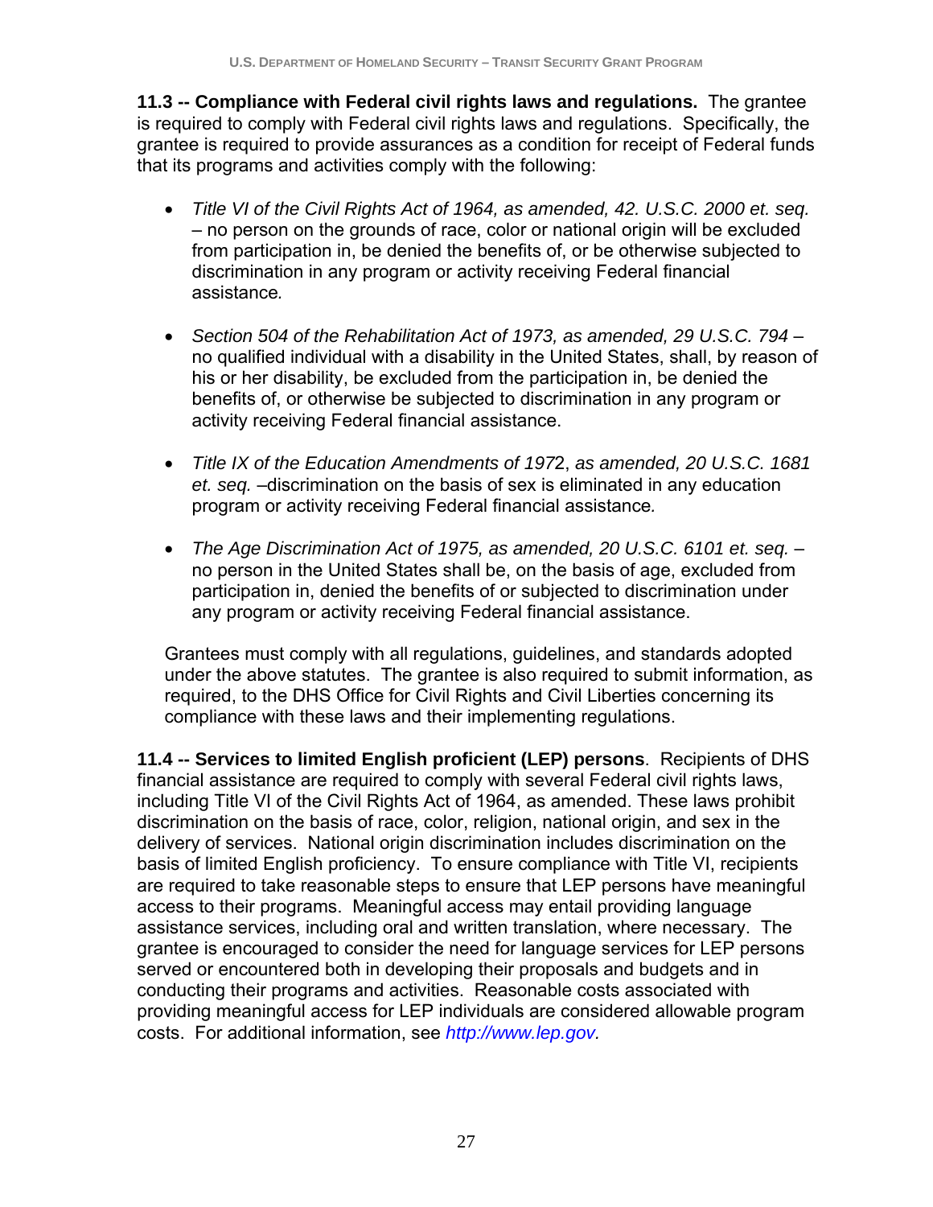**11.3 -- Compliance with Federal civil rights laws and regulations.** The grantee is required to comply with Federal civil rights laws and regulations. Specifically, the grantee is required to provide assurances as a condition for receipt of Federal funds that its programs and activities comply with the following:

- *Title VI of the Civil Rights Act of 1964, as amended, 42. U.S.C. 2000 et. seq.* – no person on the grounds of race, color or national origin will be excluded from participation in, be denied the benefits of, or be otherwise subjected to discrimination in any program or activity receiving Federal financial assistance*.*

- *Section 504 of the Rehabilitation Act of 1973, as amended, 29 U.S.C. 794* – no qualified individual with a disability in the United States, shall, by reason of his or her disability, be excluded from the participation in, be denied the benefits of, or otherwise be subjected to discrimination in any program or activity receiving Federal financial assistance.

- *Title IX of the Education Amendments of 197*2, *as amended, 20 U.S.C. 1681 et. seq.* –discrimination on the basis of sex is eliminated in any education program or activity receiving Federal financial assistance*.*

- *The Age Discrimination Act of 1975, as amended, 20 U.S.C. 6101 et. seq.* – no person in the United States shall be, on the basis of age, excluded from participation in, denied the benefits of or subjected to discrimination under any program or activity receiving Federal financial assistance.

Grantees must comply with all regulations, guidelines, and standards adopted under the above statutes. The grantee is also required to submit information, as required, to the DHS Office for Civil Rights and Civil Liberties concerning its compliance with these laws and their implementing regulations.

**11.4 -- Services to limited English proficient (LEP) persons**. Recipients of DHS financial assistance are required to comply with several Federal civil rights laws, including Title VI of the Civil Rights Act of 1964, as amended. These laws prohibit discrimination on the basis of race, color, religion, national origin, and sex in the delivery of services. National origin discrimination includes discrimination on the basis of limited English proficiency. To ensure compliance with Title VI, recipients are required to take reasonable steps to ensure that LEP persons have meaningful access to their programs. Meaningful access may entail providing language assistance services, including oral and written translation, where necessary. The grantee is encouraged to consider the need for language services for LEP persons served or encountered both in developing their proposals and budgets and in conducting their programs and activities. Reasonable costs associated with providing meaningful access for LEP individuals are considered allowable program costs. For additional information, see *http://www.lep.gov.*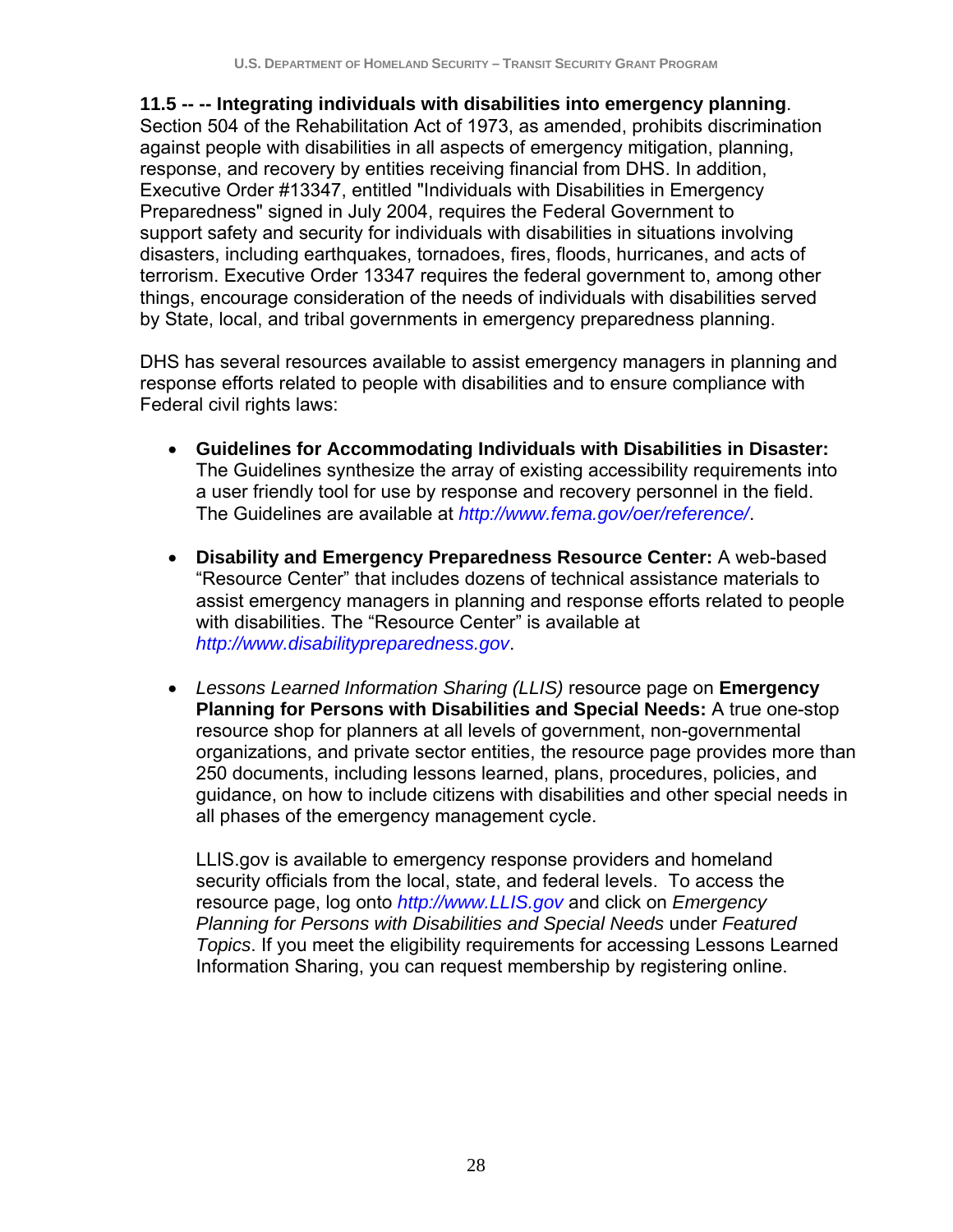**11.5 -- -- Integrating individuals with disabilities into emergency planning**. Section 504 of the Rehabilitation Act of 1973, as amended, prohibits discrimination against people with disabilities in all aspects of emergency mitigation, planning, response, and recovery by entities receiving financial from DHS. In addition, Executive Order #13347, entitled "Individuals with Disabilities in Emergency Preparedness" signed in July 2004, requires the Federal Government to support safety and security for individuals with disabilities in situations involving disasters, including earthquakes, tornadoes, fires, floods, hurricanes, and acts of terrorism. Executive Order 13347 requires the federal government to, among other things, encourage consideration of the needs of individuals with disabilities served by State, local, and tribal governments in emergency preparedness planning.

DHS has several resources available to assist emergency managers in planning and response efforts related to people with disabilities and to ensure compliance with Federal civil rights laws:

- **Guidelines for Accommodating Individuals with Disabilities in Disaster:** The Guidelines synthesize the array of existing accessibility requirements into a user friendly tool for use by response and recovery personnel in the field. The Guidelines are available at *http://www.fema.gov/oer/reference/*.

- **Disability and Emergency Preparedness Resource Center:** A web-based "Resource Center" that includes dozens of technical assistance materials to assist emergency managers in planning and response efforts related to people with disabilities. The "Resource Center" is available at *http://www.disabilitypreparedness.gov*.

- *Lessons Learned Information Sharing (LLIS)* resource page on **Emergency Planning for Persons with Disabilities and Special Needs:** A true one-stop resource shop for planners at all levels of government, non-governmental organizations, and private sector entities, the resource page provides more than 250 documents, including lessons learned, plans, procedures, policies, and guidance, on how to include citizens with disabilities and other special needs in all phases of the emergency management cycle.

  LLIS.gov is available to emergency response providers and homeland security officials from the local, state, and federal levels. To access the resource page, log onto *http://www.LLIS.gov* and click on *Emergency Planning for Persons with Disabilities and Special Needs* under *Featured Topics*. If you meet the eligibility requirements for accessing Lessons Learned Information Sharing, you can request membership by registering online.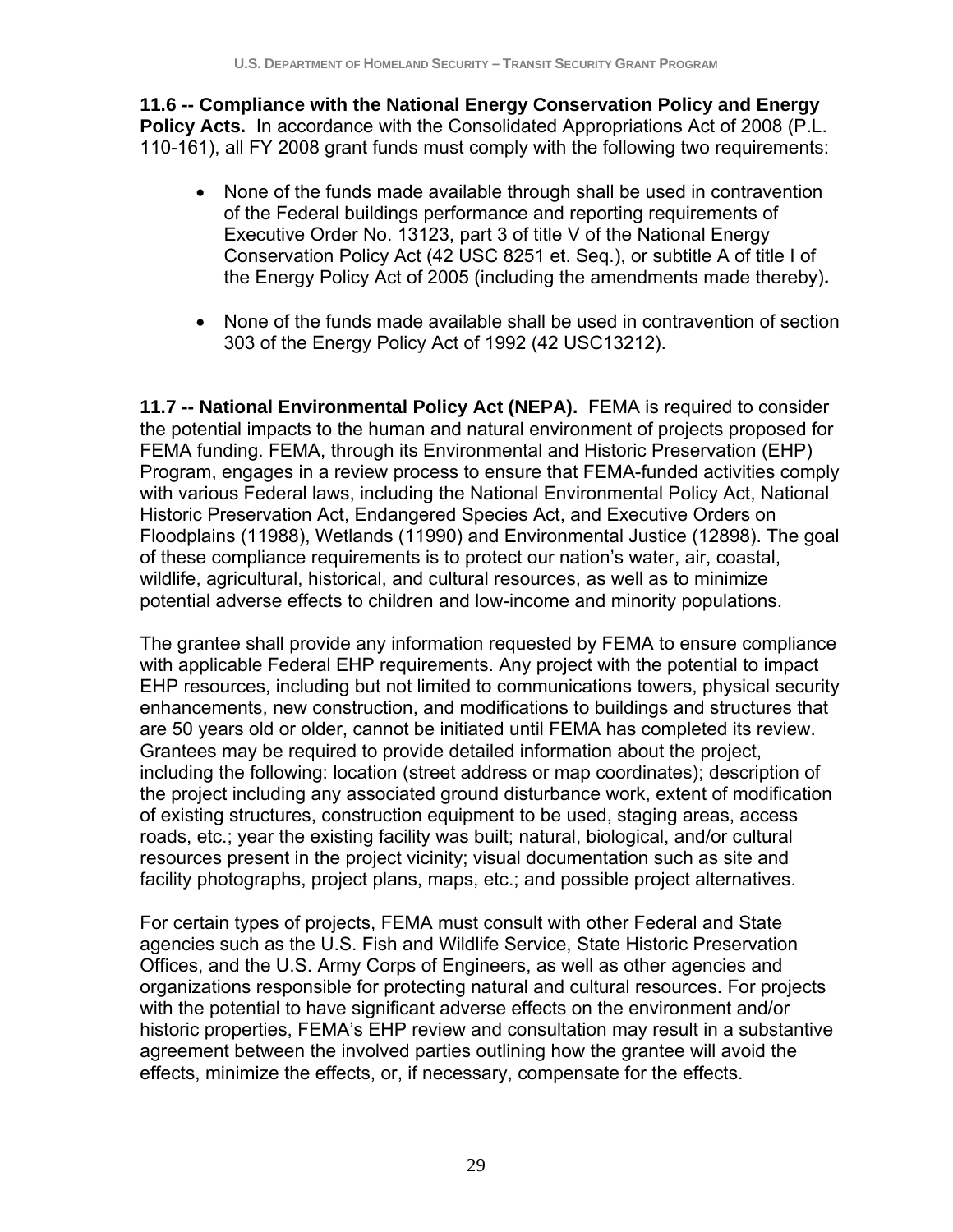**11.6 -- Compliance with the National Energy Conservation Policy and Energy Policy Acts.** In accordance with the Consolidated Appropriations Act of 2008 (P.L. 110-161), all FY 2008 grant funds must comply with the following two requirements:

- None of the funds made available through shall be used in contravention of the Federal buildings performance and reporting requirements of Executive Order No. 13123, part 3 of title V of the National Energy Conservation Policy Act (42 USC 8251 et. Seq.), or subtitle A of title I of the Energy Policy Act of 2005 (including the amendments made thereby)**.**

- None of the funds made available shall be used in contravention of section 303 of the Energy Policy Act of 1992 (42 USC13212).

**11.7 -- National Environmental Policy Act (NEPA).** FEMA is required to consider the potential impacts to the human and natural environment of projects proposed for FEMA funding. FEMA, through its Environmental and Historic Preservation (EHP) Program, engages in a review process to ensure that FEMA-funded activities comply with various Federal laws, including the National Environmental Policy Act, National Historic Preservation Act, Endangered Species Act, and Executive Orders on Floodplains (11988), Wetlands (11990) and Environmental Justice (12898). The goal of these compliance requirements is to protect our nation's water, air, coastal, wildlife, agricultural, historical, and cultural resources, as well as to minimize potential adverse effects to children and low-income and minority populations.

The grantee shall provide any information requested by FEMA to ensure compliance with applicable Federal EHP requirements. Any project with the potential to impact EHP resources, including but not limited to communications towers, physical security enhancements, new construction, and modifications to buildings and structures that are 50 years old or older, cannot be initiated until FEMA has completed its review. Grantees may be required to provide detailed information about the project, including the following: location (street address or map coordinates); description of the project including any associated ground disturbance work, extent of modification of existing structures, construction equipment to be used, staging areas, access roads, etc.; year the existing facility was built; natural, biological, and/or cultural resources present in the project vicinity; visual documentation such as site and facility photographs, project plans, maps, etc.; and possible project alternatives.

For certain types of projects, FEMA must consult with other Federal and State agencies such as the U.S. Fish and Wildlife Service, State Historic Preservation Offices, and the U.S. Army Corps of Engineers, as well as other agencies and organizations responsible for protecting natural and cultural resources. For projects with the potential to have significant adverse effects on the environment and/or historic properties, FEMA's EHP review and consultation may result in a substantive agreement between the involved parties outlining how the grantee will avoid the effects, minimize the effects, or, if necessary, compensate for the effects.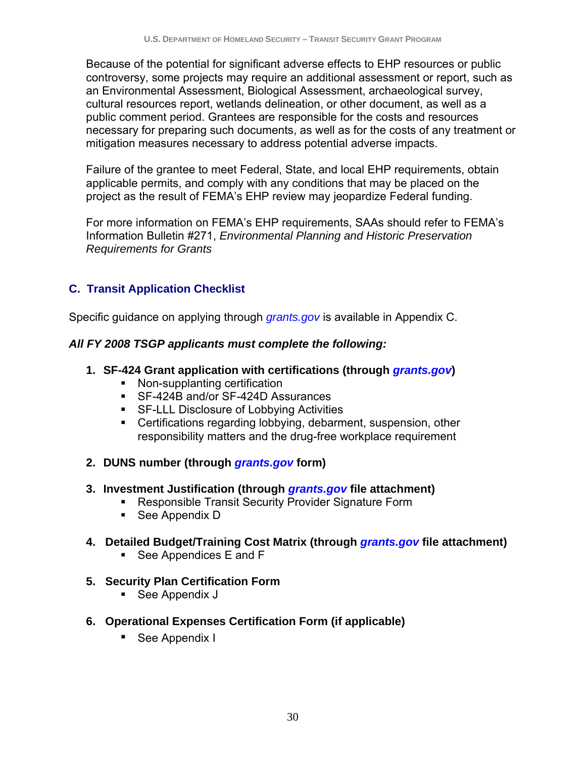Because of the potential for significant adverse effects to EHP resources or public controversy, some projects may require an additional assessment or report, such as an Environmental Assessment, Biological Assessment, archaeological survey, cultural resources report, wetlands delineation, or other document, as well as a public comment period. Grantees are responsible for the costs and resources necessary for preparing such documents, as well as for the costs of any treatment or mitigation measures necessary to address potential adverse impacts.

Failure of the grantee to meet Federal, State, and local EHP requirements, obtain applicable permits, and comply with any conditions that may be placed on the project as the result of FEMA's EHP review may jeopardize Federal funding.

For more information on FEMA's EHP requirements, SAAs should refer to FEMA's Information Bulletin #271, *Environmental Planning and Historic Preservation Requirements for Grants*

## C. Transit Application Checklist

Specific guidance on applying through *grants.gov* is available in Appendix C.

***All FY 2008 TSGP applicants must complete the following:***

1. **SF-424 Grant application with certifications (through *grants.gov*)**
   - Non-supplanting certification
   - SF-424B and/or SF-424D Assurances
   - SF-LLL Disclosure of Lobbying Activities
   - Certifications regarding lobbying, debarment, suspension, other responsibility matters and the drug-free workplace requirement

2. **DUNS number (through *grants.gov* form)**

3. **Investment Justification (through *grants.gov* file attachment)**
   - Responsible Transit Security Provider Signature Form
   - See Appendix D

4. **Detailed Budget/Training Cost Matrix (through *grants.gov* file attachment)**
   - See Appendices E and F

5. **Security Plan Certification Form**
   - See Appendix J

6. **Operational Expenses Certification Form (if applicable)**
   - See Appendix I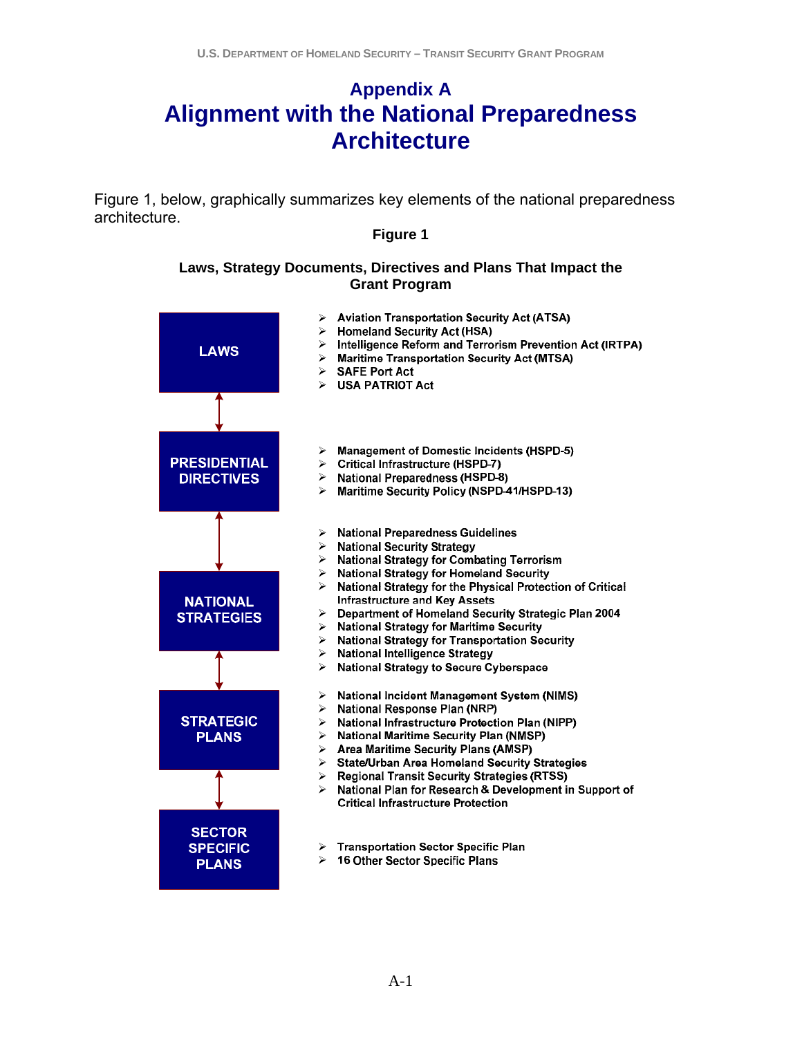# Appendix A

# Alignment with the National Preparedness Architecture

Figure 1, below, graphically summarizes key elements of the national preparedness architecture.

**Figure 1**

**Laws, Strategy Documents, Directives and Plans That Impact the Grant Program**

**LAWS**

- Aviation Transportation Security Act (ATSA)
- Homeland Security Act (HSA)
- Intelligence Reform and Terrorism Prevention Act (IRTPA)
- Maritime Transportation Security Act (MTSA)
- SAFE Port Act
- USA PATRIOT Act

**PRESIDENTIAL DIRECTIVES**

- Management of Domestic Incidents (HSPD-5)
- Critical Infrastructure (HSPD-7)
- National Preparedness (HSPD-8)
- Maritime Security Policy (NSPD-41/HSPD-13)

**NATIONAL STRATEGIES**

- National Preparedness Guidelines
- National Security Strategy
- National Strategy for Combating Terrorism
- National Strategy for Homeland Security
- National Strategy for the Physical Protection of Critical Infrastructure and Key Assets
- Department of Homeland Security Strategic Plan 2004
- National Strategy for Maritime Security
- National Strategy for Transportation Security
- National Intelligence Strategy
- National Strategy to Secure Cyberspace

**STRATEGIC PLANS**

- National Incident Management System (NIMS)
- National Response Plan (NRP)
- National Infrastructure Protection Plan (NIPP)
- National Maritime Security Plan (NMSP)
- Area Maritime Security Plans (AMSP)
- State/Urban Area Homeland Security Strategies
- Regional Transit Security Strategies (RTSS)
- National Plan for Research & Development in Support of Critical Infrastructure Protection

**SECTOR SPECIFIC PLANS**

- Transportation Sector Specific Plan
- 16 Other Sector Specific Plans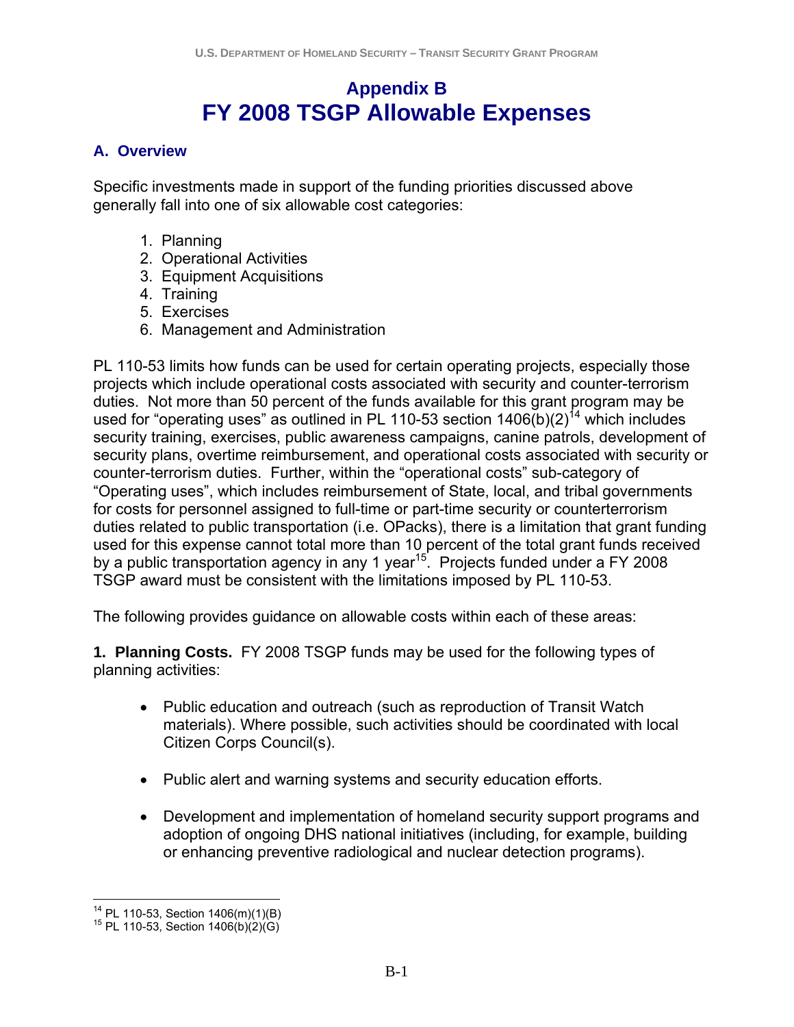# Appendix B
# FY 2008 TSGP Allowable Expenses

## A. Overview

Specific investments made in support of the funding priorities discussed above generally fall into one of six allowable cost categories:

1. Planning
2. Operational Activities
3. Equipment Acquisitions
4. Training
5. Exercises
6. Management and Administration

PL 110-53 limits how funds can be used for certain operating projects, especially those projects which include operational costs associated with security and counter-terrorism duties. Not more than 50 percent of the funds available for this grant program may be used for "operating uses" as outlined in PL 110-53 section 1406(b)(2)[14] which includes security training, exercises, public awareness campaigns, canine patrols, development of security plans, overtime reimbursement, and operational costs associated with security or counter-terrorism duties. Further, within the "operational costs" sub-category of "Operating uses", which includes reimbursement of State, local, and tribal governments for costs for personnel assigned to full-time or part-time security or counterterrorism duties related to public transportation (i.e. OPacks), there is a limitation that grant funding used for this expense cannot total more than 10 percent of the total grant funds received by a public transportation agency in any 1 year[15]. Projects funded under a FY 2008 TSGP award must be consistent with the limitations imposed by PL 110-53.

The following provides guidance on allowable costs within each of these areas:

**1. Planning Costs.** FY 2008 TSGP funds may be used for the following types of planning activities:

- Public education and outreach (such as reproduction of Transit Watch materials). Where possible, such activities should be coordinated with local Citizen Corps Council(s).
- Public alert and warning systems and security education efforts.
- Development and implementation of homeland security support programs and adoption of ongoing DHS national initiatives (including, for example, building or enhancing preventive radiological and nuclear detection programs).

[14] PL 110-53, Section 1406(m)(1)(B)
[15] PL 110-53, Section 1406(b)(2)(G)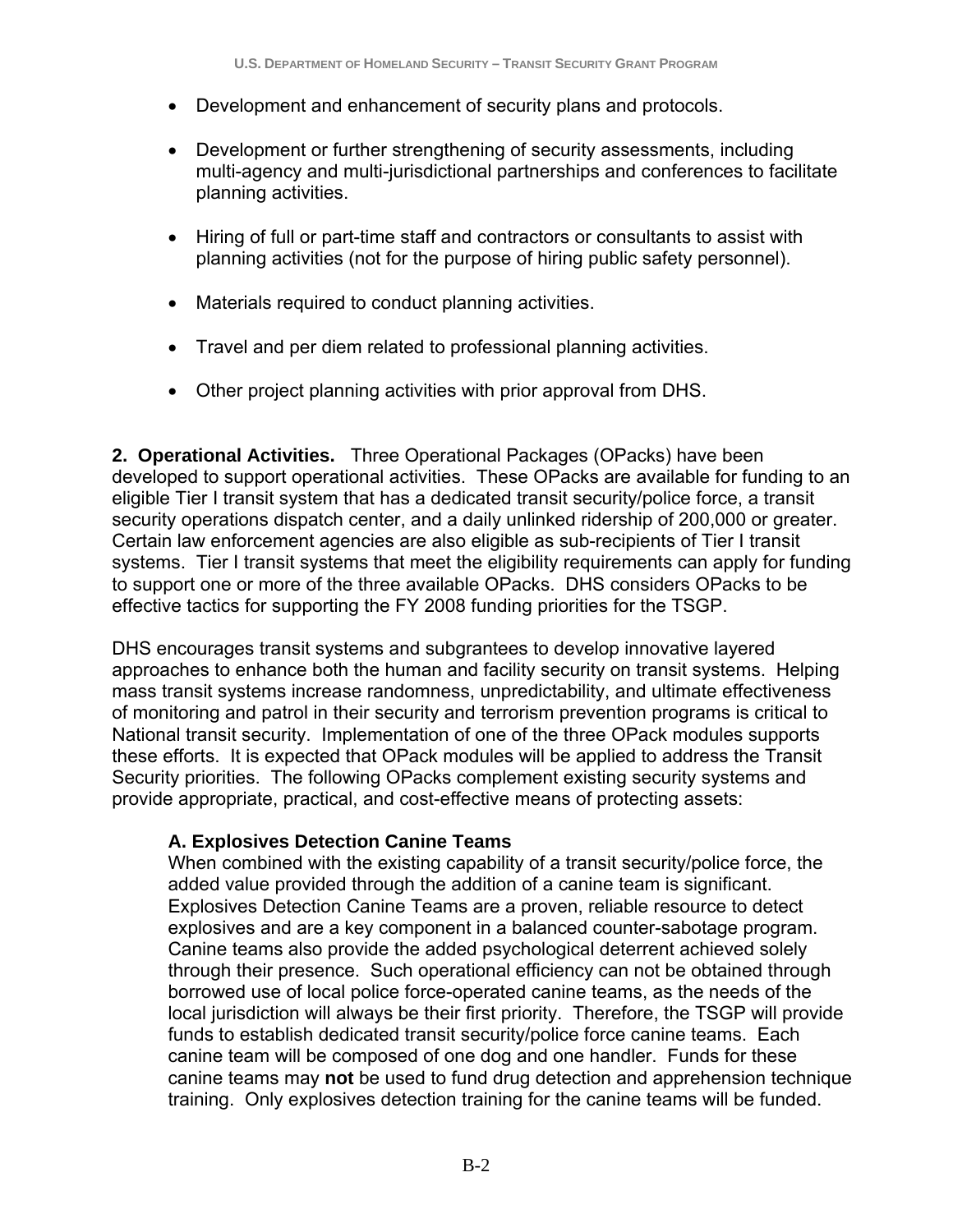- Development and enhancement of security plans and protocols.
- Development or further strengthening of security assessments, including multi-agency and multi-jurisdictional partnerships and conferences to facilitate planning activities.
- Hiring of full or part-time staff and contractors or consultants to assist with planning activities (not for the purpose of hiring public safety personnel).
- Materials required to conduct planning activities.
- Travel and per diem related to professional planning activities.
- Other project planning activities with prior approval from DHS.

**2. Operational Activities.** Three Operational Packages (OPacks) have been developed to support operational activities. These OPacks are available for funding to an eligible Tier I transit system that has a dedicated transit security/police force, a transit security operations dispatch center, and a daily unlinked ridership of 200,000 or greater. Certain law enforcement agencies are also eligible as sub-recipients of Tier I transit systems. Tier I transit systems that meet the eligibility requirements can apply for funding to support one or more of the three available OPacks. DHS considers OPacks to be effective tactics for supporting the FY 2008 funding priorities for the TSGP.

DHS encourages transit systems and subgrantees to develop innovative layered approaches to enhance both the human and facility security on transit systems. Helping mass transit systems increase randomness, unpredictability, and ultimate effectiveness of monitoring and patrol in their security and terrorism prevention programs is critical to National transit security. Implementation of one of the three OPack modules supports these efforts. It is expected that OPack modules will be applied to address the Transit Security priorities. The following OPacks complement existing security systems and provide appropriate, practical, and cost-effective means of protecting assets:

**A. Explosives Detection Canine Teams**

When combined with the existing capability of a transit security/police force, the added value provided through the addition of a canine team is significant. Explosives Detection Canine Teams are a proven, reliable resource to detect explosives and are a key component in a balanced counter-sabotage program. Canine teams also provide the added psychological deterrent achieved solely through their presence. Such operational efficiency can not be obtained through borrowed use of local police force-operated canine teams, as the needs of the local jurisdiction will always be their first priority. Therefore, the TSGP will provide funds to establish dedicated transit security/police force canine teams. Each canine team will be composed of one dog and one handler. Funds for these canine teams may **not** be used to fund drug detection and apprehension technique training. Only explosives detection training for the canine teams will be funded.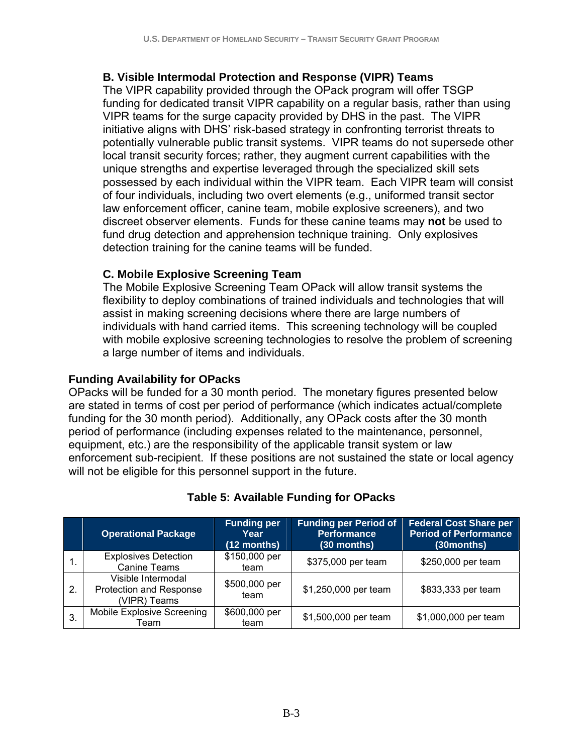### B. Visible Intermodal Protection and Response (VIPR) Teams

The VIPR capability provided through the OPack program will offer TSGP funding for dedicated transit VIPR capability on a regular basis, rather than using VIPR teams for the surge capacity provided by DHS in the past. The VIPR initiative aligns with DHS' risk-based strategy in confronting terrorist threats to potentially vulnerable public transit systems. VIPR teams do not supersede other local transit security forces; rather, they augment current capabilities with the unique strengths and expertise leveraged through the specialized skill sets possessed by each individual within the VIPR team. Each VIPR team will consist of four individuals, including two overt elements (e.g., uniformed transit sector law enforcement officer, canine team, mobile explosive screeners), and two discreet observer elements. Funds for these canine teams may **not** be used to fund drug detection and apprehension technique training. Only explosives detection training for the canine teams will be funded.

### C. Mobile Explosive Screening Team

The Mobile Explosive Screening Team OPack will allow transit systems the flexibility to deploy combinations of trained individuals and technologies that will assist in making screening decisions where there are large numbers of individuals with hand carried items. This screening technology will be coupled with mobile explosive screening technologies to resolve the problem of screening a large number of items and individuals.

## Funding Availability for OPacks

OPacks will be funded for a 30 month period. The monetary figures presented below are stated in terms of cost per period of performance (which indicates actual/complete funding for the 30 month period). Additionally, any OPack costs after the 30 month period of performance (including expenses related to the maintenance, personnel, equipment, etc.) are the responsibility of the applicable transit system or law enforcement sub-recipient. If these positions are not sustained the state or local agency will not be eligible for this personnel support in the future.

**Table 5: Available Funding for OPacks**

| | Operational Package | Funding per Year (12 months) | Funding per Period of Performance (30 months) | Federal Cost Share per Period of Performance (30months) |
|---|---|---|---|---|
| 1. | Explosives Detection Canine Teams | $150,000 per team | $375,000 per team | $250,000 per team |
| 2. | Visible Intermodal Protection and Response (VIPR) Teams | $500,000 per team | $1,250,000 per team | $833,333 per team |
| 3. | Mobile Explosive Screening Team | $600,000 per team | $1,500,000 per team | $1,000,000 per team |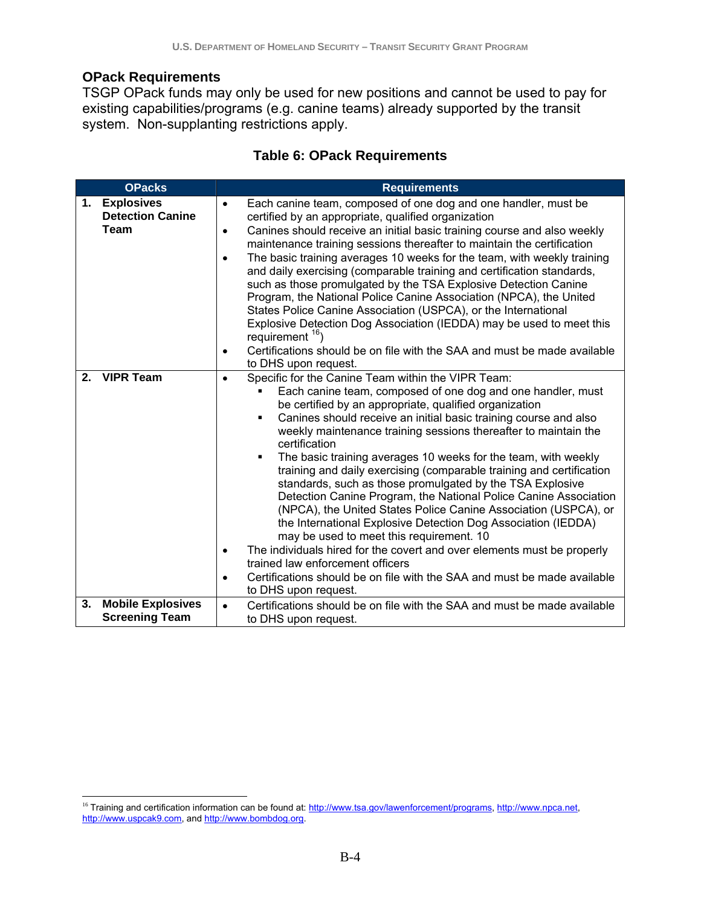## OPack Requirements

TSGP OPack funds may only be used for new positions and cannot be used to pay for existing capabilities/programs (e.g. canine teams) already supported by the transit system. Non-supplanting restrictions apply.

**Table 6: OPack Requirements**

| OPacks | Requirements |
|---|---|
| **1. Explosives Detection Canine Team** | • Each canine team, composed of one dog and one handler, must be certified by an appropriate, qualified organization<br>• Canines should receive an initial basic training course and also weekly maintenance training sessions thereafter to maintain the certification<br>• The basic training averages 10 weeks for the team, with weekly training and daily exercising (comparable training and certification standards, such as those promulgated by the TSA Explosive Detection Canine Program, the National Police Canine Association (NPCA), the United States Police Canine Association (USPCA), or the International Explosive Detection Dog Association (IEDDA) may be used to meet this requirement [16])<br>• Certifications should be on file with the SAA and must be made available to DHS upon request. |
| **2. VIPR Team** | • Specific for the Canine Team within the VIPR Team:<br>▪ Each canine team, composed of one dog and one handler, must be certified by an appropriate, qualified organization<br>▪ Canines should receive an initial basic training course and also weekly maintenance training sessions thereafter to maintain the certification<br>▪ The basic training averages 10 weeks for the team, with weekly training and daily exercising (comparable training and certification standards, such as those promulgated by the TSA Explosive Detection Canine Program, the National Police Canine Association (NPCA), the United States Police Canine Association (USPCA), or the International Explosive Detection Dog Association (IEDDA) may be used to meet this requirement. 10<br>• The individuals hired for the covert and over elements must be properly trained law enforcement officers<br>• Certifications should be on file with the SAA and must be made available to DHS upon request. |
| **3. Mobile Explosives Screening Team** | • Certifications should be on file with the SAA and must be made available to DHS upon request. |

[16] Training and certification information can be found at: http://www.tsa.gov/lawenforcement/programs, http://www.npca.net, http://www.uspcak9.com, and http://www.bombdog.org.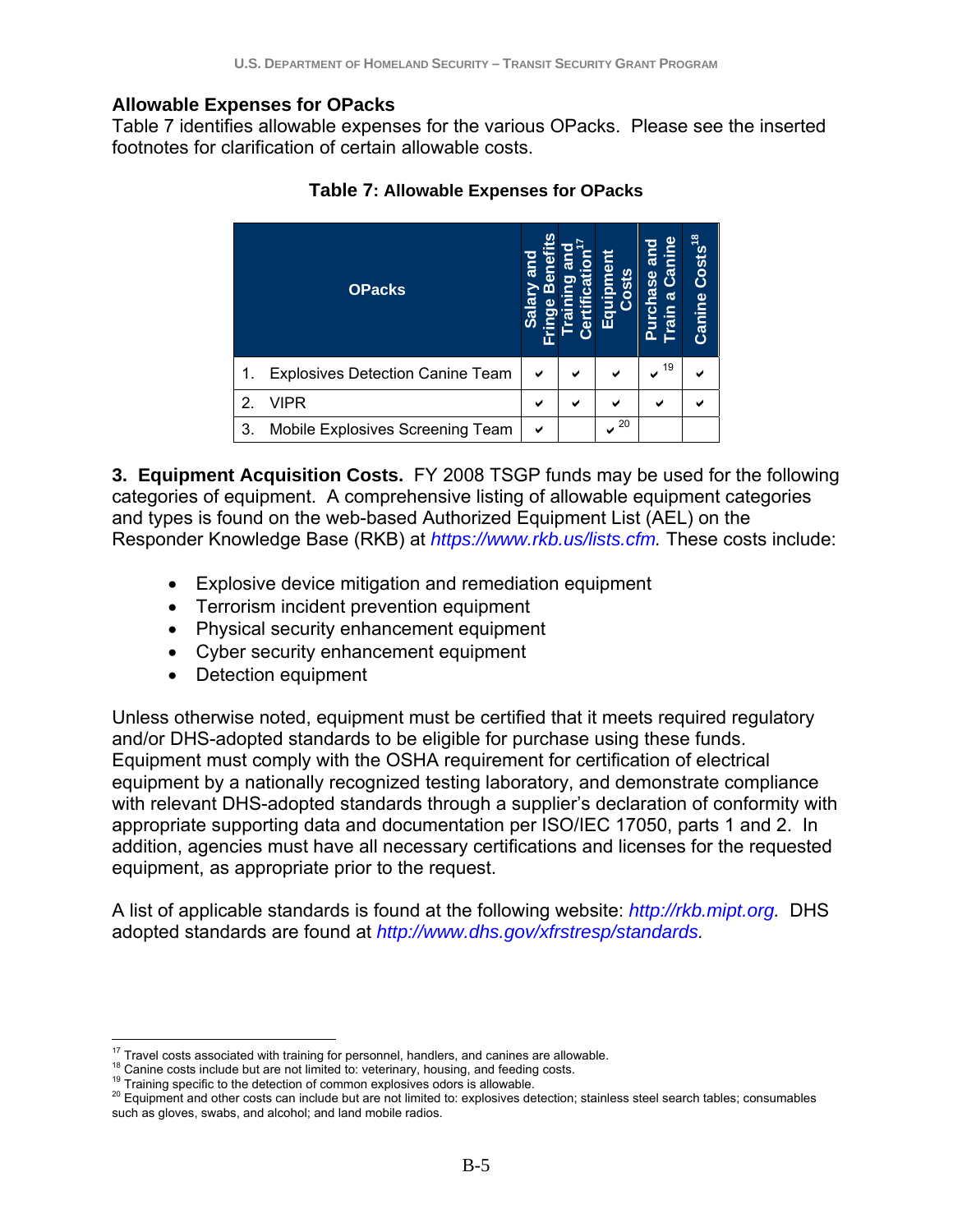## Allowable Expenses for OPacks

Table 7 identifies allowable expenses for the various OPacks. Please see the inserted footnotes for clarification of certain allowable costs.

**Table 7: Allowable Expenses for OPacks**

| OPacks | Salary and Fringe Benefits | Training and Certification[17] | Equipment Costs | Purchase and Train a Canine | Canine Costs[18] |
|---|---|---|---|---|---|
| 1. Explosives Detection Canine Team | ✔ | ✔ | ✔ | ✔[19] | ✔ |
| 2. VIPR | ✔ | ✔ | ✔ | ✔ | ✔ |
| 3. Mobile Explosives Screening Team | ✔ | | ✔[20] | | |

**3. Equipment Acquisition Costs.** FY 2008 TSGP funds may be used for the following categories of equipment. A comprehensive listing of allowable equipment categories and types is found on the web-based Authorized Equipment List (AEL) on the Responder Knowledge Base (RKB) at *https://www.rkb.us/lists.cfm.* These costs include:

- Explosive device mitigation and remediation equipment
- Terrorism incident prevention equipment
- Physical security enhancement equipment
- Cyber security enhancement equipment
- Detection equipment

Unless otherwise noted, equipment must be certified that it meets required regulatory and/or DHS-adopted standards to be eligible for purchase using these funds. Equipment must comply with the OSHA requirement for certification of electrical equipment by a nationally recognized testing laboratory, and demonstrate compliance with relevant DHS-adopted standards through a supplier's declaration of conformity with appropriate supporting data and documentation per ISO/IEC 17050, parts 1 and 2. In addition, agencies must have all necessary certifications and licenses for the requested equipment, as appropriate prior to the request.

A list of applicable standards is found at the following website: *http://rkb.mipt.org.* DHS adopted standards are found at *http://www.dhs.gov/xfrstresp/standards.*

---

[17] Travel costs associated with training for personnel, handlers, and canines are allowable.
[18] Canine costs include but are not limited to: veterinary, housing, and feeding costs.
[19] Training specific to the detection of common explosives odors is allowable.
[20] Equipment and other costs can include but are not limited to: explosives detection; stainless steel search tables; consumables such as gloves, swabs, and alcohol; and land mobile radios.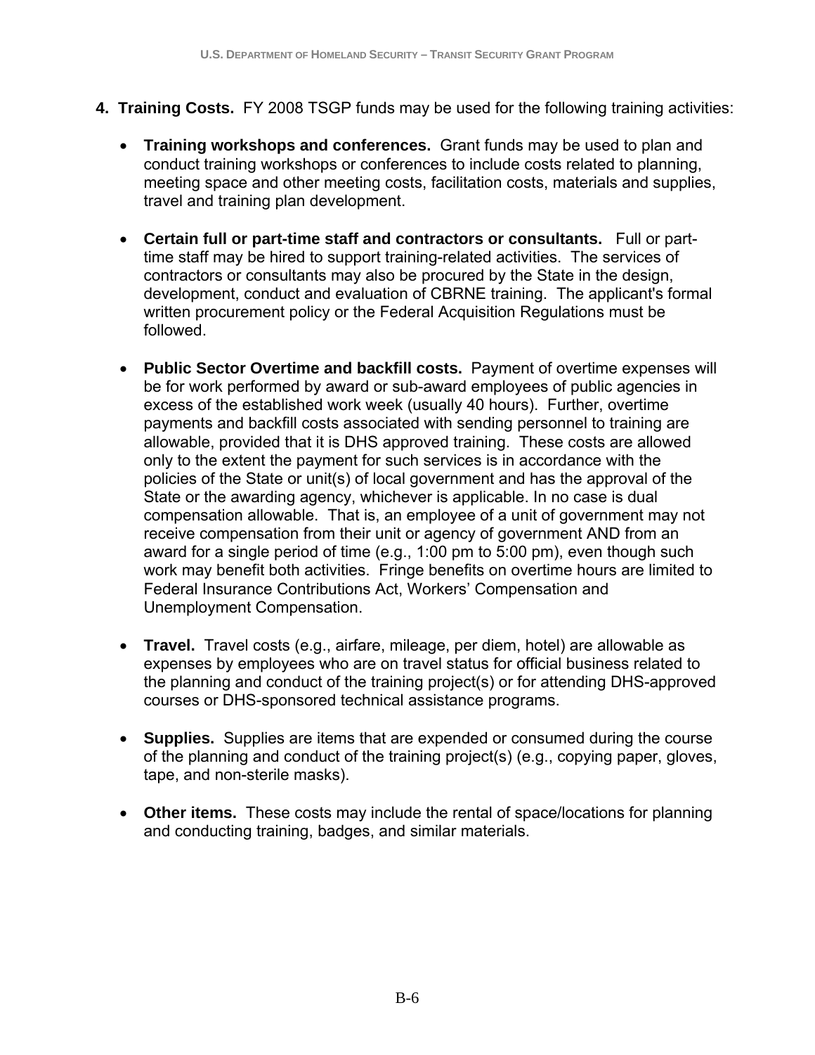4. **Training Costs.** FY 2008 TSGP funds may be used for the following training activities:

   - **Training workshops and conferences.** Grant funds may be used to plan and conduct training workshops or conferences to include costs related to planning, meeting space and other meeting costs, facilitation costs, materials and supplies, travel and training plan development.

   - **Certain full or part-time staff and contractors or consultants.** Full or part-time staff may be hired to support training-related activities. The services of contractors or consultants may also be procured by the State in the design, development, conduct and evaluation of CBRNE training. The applicant's formal written procurement policy or the Federal Acquisition Regulations must be followed.

   - **Public Sector Overtime and backfill costs.** Payment of overtime expenses will be for work performed by award or sub-award employees of public agencies in excess of the established work week (usually 40 hours). Further, overtime payments and backfill costs associated with sending personnel to training are allowable, provided that it is DHS approved training. These costs are allowed only to the extent the payment for such services is in accordance with the policies of the State or unit(s) of local government and has the approval of the State or the awarding agency, whichever is applicable. In no case is dual compensation allowable. That is, an employee of a unit of government may not receive compensation from their unit or agency of government AND from an award for a single period of time (e.g., 1:00 pm to 5:00 pm), even though such work may benefit both activities. Fringe benefits on overtime hours are limited to Federal Insurance Contributions Act, Workers' Compensation and Unemployment Compensation.

   - **Travel.** Travel costs (e.g., airfare, mileage, per diem, hotel) are allowable as expenses by employees who are on travel status for official business related to the planning and conduct of the training project(s) or for attending DHS-approved courses or DHS-sponsored technical assistance programs.

   - **Supplies.** Supplies are items that are expended or consumed during the course of the planning and conduct of the training project(s) (e.g., copying paper, gloves, tape, and non-sterile masks).

   - **Other items.** These costs may include the rental of space/locations for planning and conducting training, badges, and similar materials.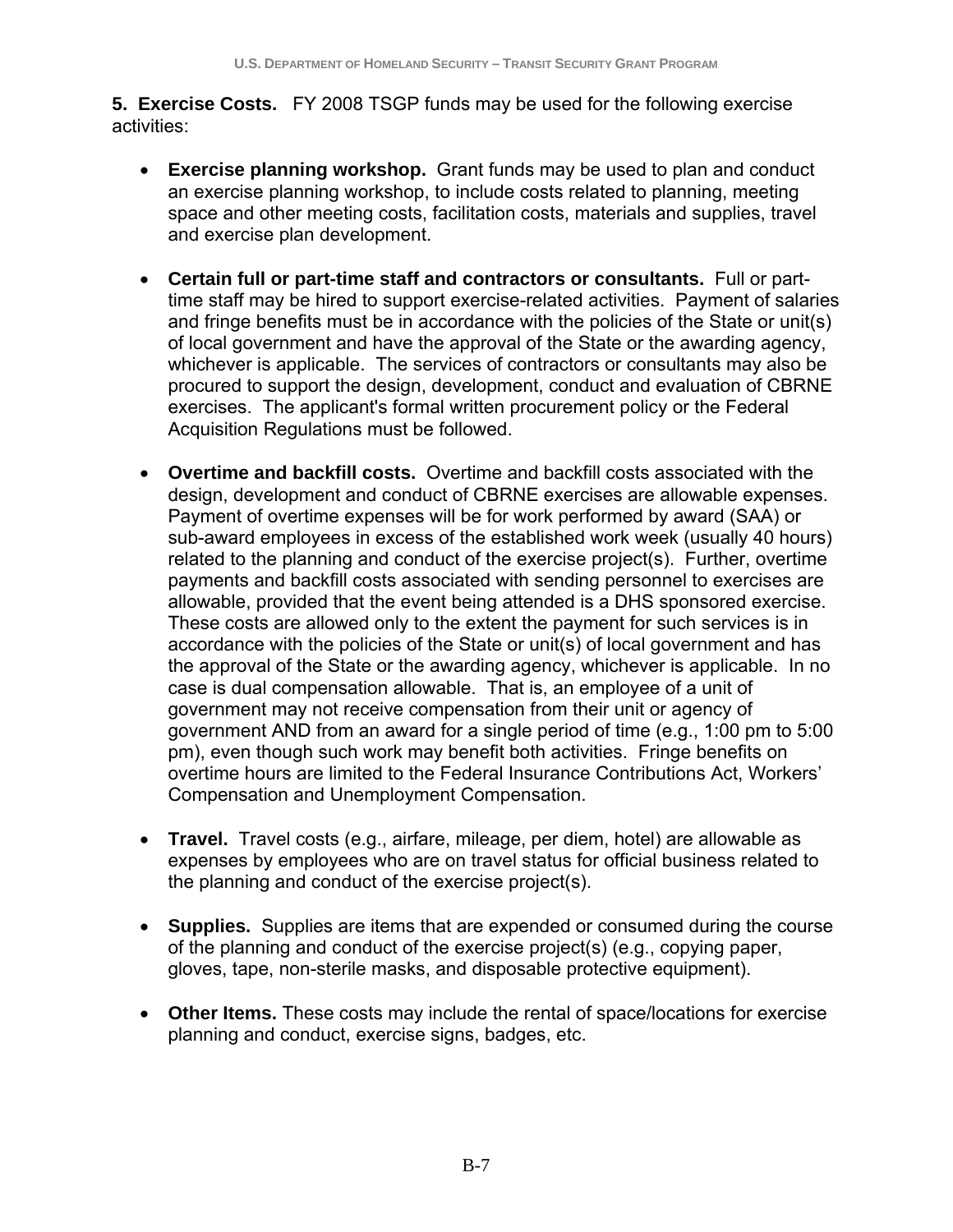**5. Exercise Costs.** FY 2008 TSGP funds may be used for the following exercise activities:

- **Exercise planning workshop.** Grant funds may be used to plan and conduct an exercise planning workshop, to include costs related to planning, meeting space and other meeting costs, facilitation costs, materials and supplies, travel and exercise plan development.

- **Certain full or part-time staff and contractors or consultants.** Full or part-time staff may be hired to support exercise-related activities. Payment of salaries and fringe benefits must be in accordance with the policies of the State or unit(s) of local government and have the approval of the State or the awarding agency, whichever is applicable. The services of contractors or consultants may also be procured to support the design, development, conduct and evaluation of CBRNE exercises. The applicant's formal written procurement policy or the Federal Acquisition Regulations must be followed.

- **Overtime and backfill costs.** Overtime and backfill costs associated with the design, development and conduct of CBRNE exercises are allowable expenses. Payment of overtime expenses will be for work performed by award (SAA) or sub-award employees in excess of the established work week (usually 40 hours) related to the planning and conduct of the exercise project(s). Further, overtime payments and backfill costs associated with sending personnel to exercises are allowable, provided that the event being attended is a DHS sponsored exercise. These costs are allowed only to the extent the payment for such services is in accordance with the policies of the State or unit(s) of local government and has the approval of the State or the awarding agency, whichever is applicable. In no case is dual compensation allowable. That is, an employee of a unit of government may not receive compensation from their unit or agency of government AND from an award for a single period of time (e.g., 1:00 pm to 5:00 pm), even though such work may benefit both activities. Fringe benefits on overtime hours are limited to the Federal Insurance Contributions Act, Workers' Compensation and Unemployment Compensation.

- **Travel.** Travel costs (e.g., airfare, mileage, per diem, hotel) are allowable as expenses by employees who are on travel status for official business related to the planning and conduct of the exercise project(s).

- **Supplies.** Supplies are items that are expended or consumed during the course of the planning and conduct of the exercise project(s) (e.g., copying paper, gloves, tape, non-sterile masks, and disposable protective equipment).

- **Other Items.** These costs may include the rental of space/locations for exercise planning and conduct, exercise signs, badges, etc.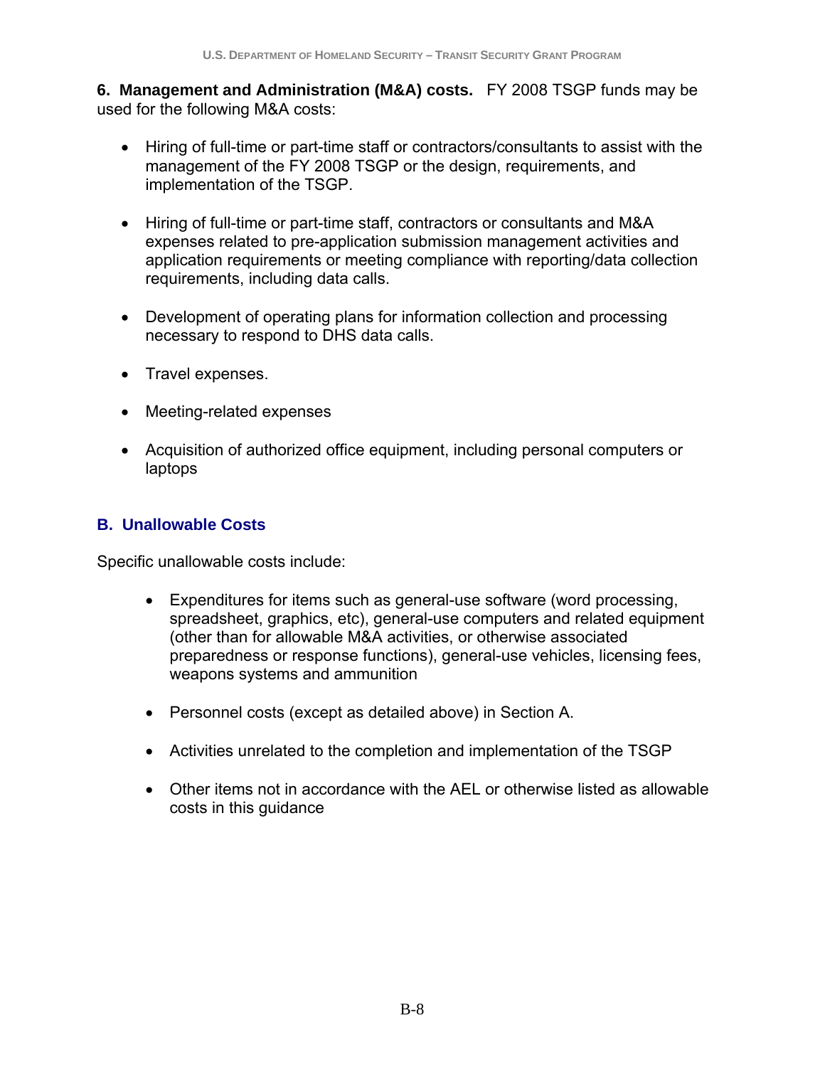**6. Management and Administration (M&A) costs.** FY 2008 TSGP funds may be used for the following M&A costs:

- Hiring of full-time or part-time staff or contractors/consultants to assist with the management of the FY 2008 TSGP or the design, requirements, and implementation of the TSGP.

- Hiring of full-time or part-time staff, contractors or consultants and M&A expenses related to pre-application submission management activities and application requirements or meeting compliance with reporting/data collection requirements, including data calls.

- Development of operating plans for information collection and processing necessary to respond to DHS data calls.

- Travel expenses.

- Meeting-related expenses

- Acquisition of authorized office equipment, including personal computers or laptops

## B. Unallowable Costs

Specific unallowable costs include:

- Expenditures for items such as general-use software (word processing, spreadsheet, graphics, etc), general-use computers and related equipment (other than for allowable M&A activities, or otherwise associated preparedness or response functions), general-use vehicles, licensing fees, weapons systems and ammunition

- Personnel costs (except as detailed above) in Section A.

- Activities unrelated to the completion and implementation of the TSGP

- Other items not in accordance with the AEL or otherwise listed as allowable costs in this guidance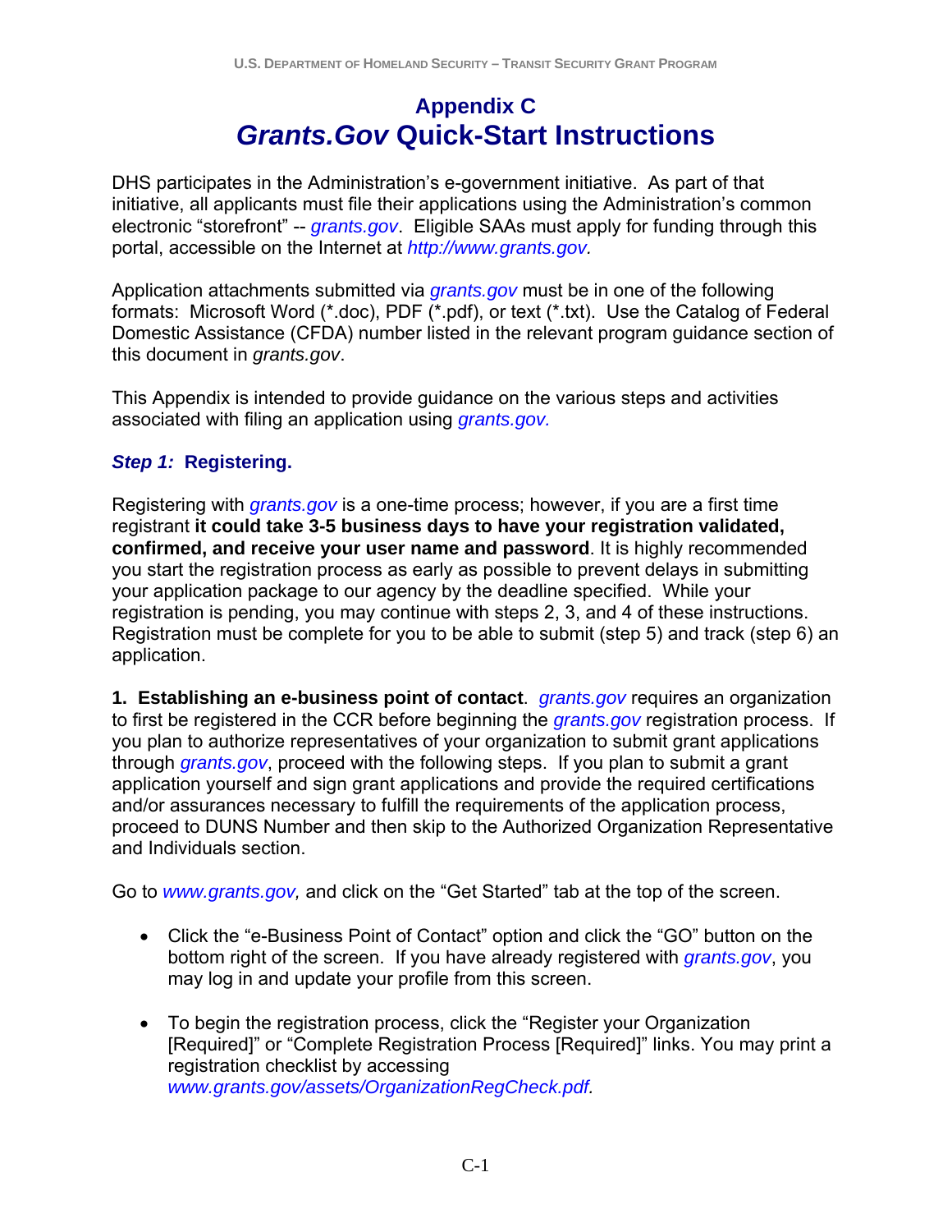# Appendix C
# *Grants.Gov* Quick-Start Instructions

DHS participates in the Administration's e-government initiative. As part of that initiative, all applicants must file their applications using the Administration's common electronic "storefront" -- *grants.gov*. Eligible SAAs must apply for funding through this portal, accessible on the Internet at *http://www.grants.gov.*

Application attachments submitted via *grants.gov* must be in one of the following formats: Microsoft Word (*.doc), PDF (*.pdf), or text (*.txt). Use the Catalog of Federal Domestic Assistance (CFDA) number listed in the relevant program guidance section of this document in *grants.gov*.

This Appendix is intended to provide guidance on the various steps and activities associated with filing an application using *grants.gov.*

### *Step 1:* Registering.

Registering with *grants.gov* is a one-time process; however, if you are a first time registrant **it could take 3-5 business days to have your registration validated, confirmed, and receive your user name and password**. It is highly recommended you start the registration process as early as possible to prevent delays in submitting your application package to our agency by the deadline specified. While your registration is pending, you may continue with steps 2, 3, and 4 of these instructions. Registration must be complete for you to be able to submit (step 5) and track (step 6) an application.

**1. Establishing an e-business point of contact**. *grants.gov* requires an organization to first be registered in the CCR before beginning the *grants.gov* registration process. If you plan to authorize representatives of your organization to submit grant applications through *grants.gov*, proceed with the following steps. If you plan to submit a grant application yourself and sign grant applications and provide the required certifications and/or assurances necessary to fulfill the requirements of the application process, proceed to DUNS Number and then skip to the Authorized Organization Representative and Individuals section.

Go to *www.grants.gov,* and click on the "Get Started" tab at the top of the screen.

- Click the "e-Business Point of Contact" option and click the "GO" button on the bottom right of the screen. If you have already registered with *grants.gov*, you may log in and update your profile from this screen.

- To begin the registration process, click the "Register your Organization [Required]" or "Complete Registration Process [Required]" links. You may print a registration checklist by accessing *www.grants.gov/assets/OrganizationRegCheck.pdf.*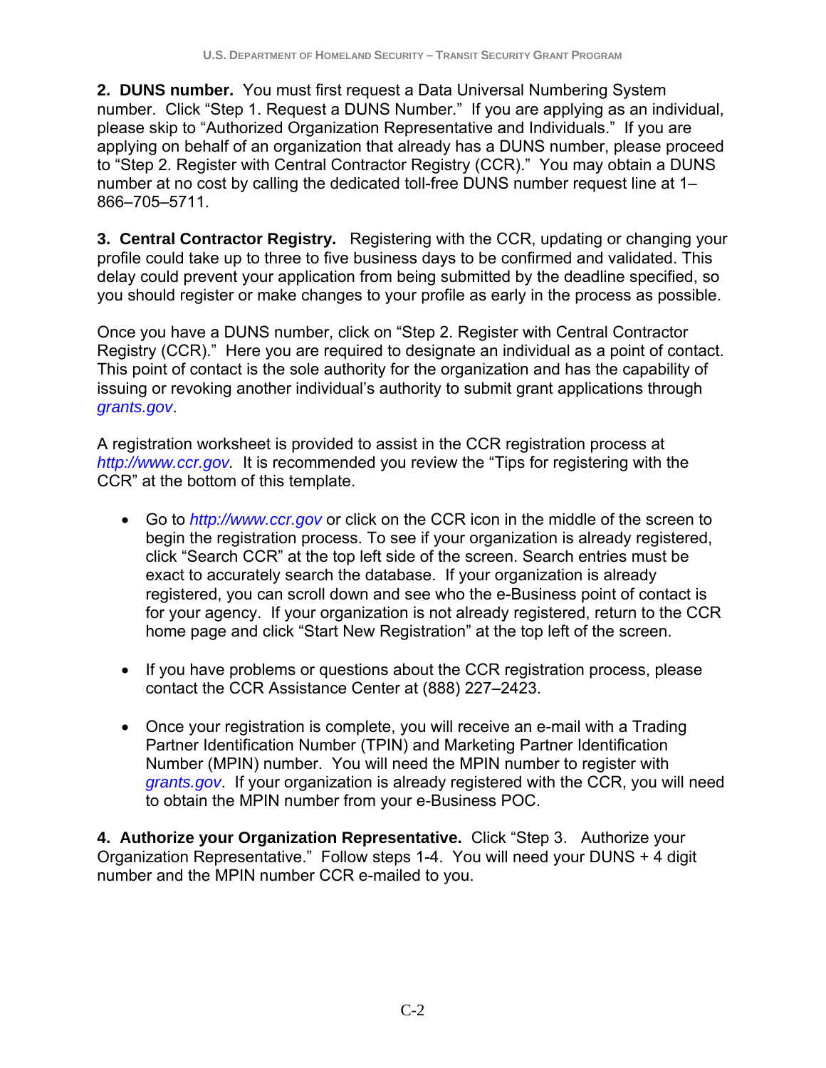**2. DUNS number.** You must first request a Data Universal Numbering System number. Click "Step 1. Request a DUNS Number." If you are applying as an individual, please skip to "Authorized Organization Representative and Individuals." If you are applying on behalf of an organization that already has a DUNS number, please proceed to "Step 2. Register with Central Contractor Registry (CCR)." You may obtain a DUNS number at no cost by calling the dedicated toll-free DUNS number request line at 1–866–705–5711.

**3. Central Contractor Registry.** Registering with the CCR, updating or changing your profile could take up to three to five business days to be confirmed and validated. This delay could prevent your application from being submitted by the deadline specified, so you should register or make changes to your profile as early in the process as possible.

Once you have a DUNS number, click on "Step 2. Register with Central Contractor Registry (CCR)." Here you are required to designate an individual as a point of contact. This point of contact is the sole authority for the organization and has the capability of issuing or revoking another individual's authority to submit grant applications through *grants.gov*.

A registration worksheet is provided to assist in the CCR registration process at *http://www.ccr.gov.* It is recommended you review the "Tips for registering with the CCR" at the bottom of this template.

- Go to *http://www.ccr.gov* or click on the CCR icon in the middle of the screen to begin the registration process. To see if your organization is already registered, click "Search CCR" at the top left side of the screen. Search entries must be exact to accurately search the database. If your organization is already registered, you can scroll down and see who the e-Business point of contact is for your agency. If your organization is not already registered, return to the CCR home page and click "Start New Registration" at the top left of the screen.

- If you have problems or questions about the CCR registration process, please contact the CCR Assistance Center at (888) 227–2423.

- Once your registration is complete, you will receive an e-mail with a Trading Partner Identification Number (TPIN) and Marketing Partner Identification Number (MPIN) number. You will need the MPIN number to register with *grants.gov*. If your organization is already registered with the CCR, you will need to obtain the MPIN number from your e-Business POC.

**4. Authorize your Organization Representative.** Click "Step 3. Authorize your Organization Representative." Follow steps 1-4. You will need your DUNS + 4 digit number and the MPIN number CCR e-mailed to you.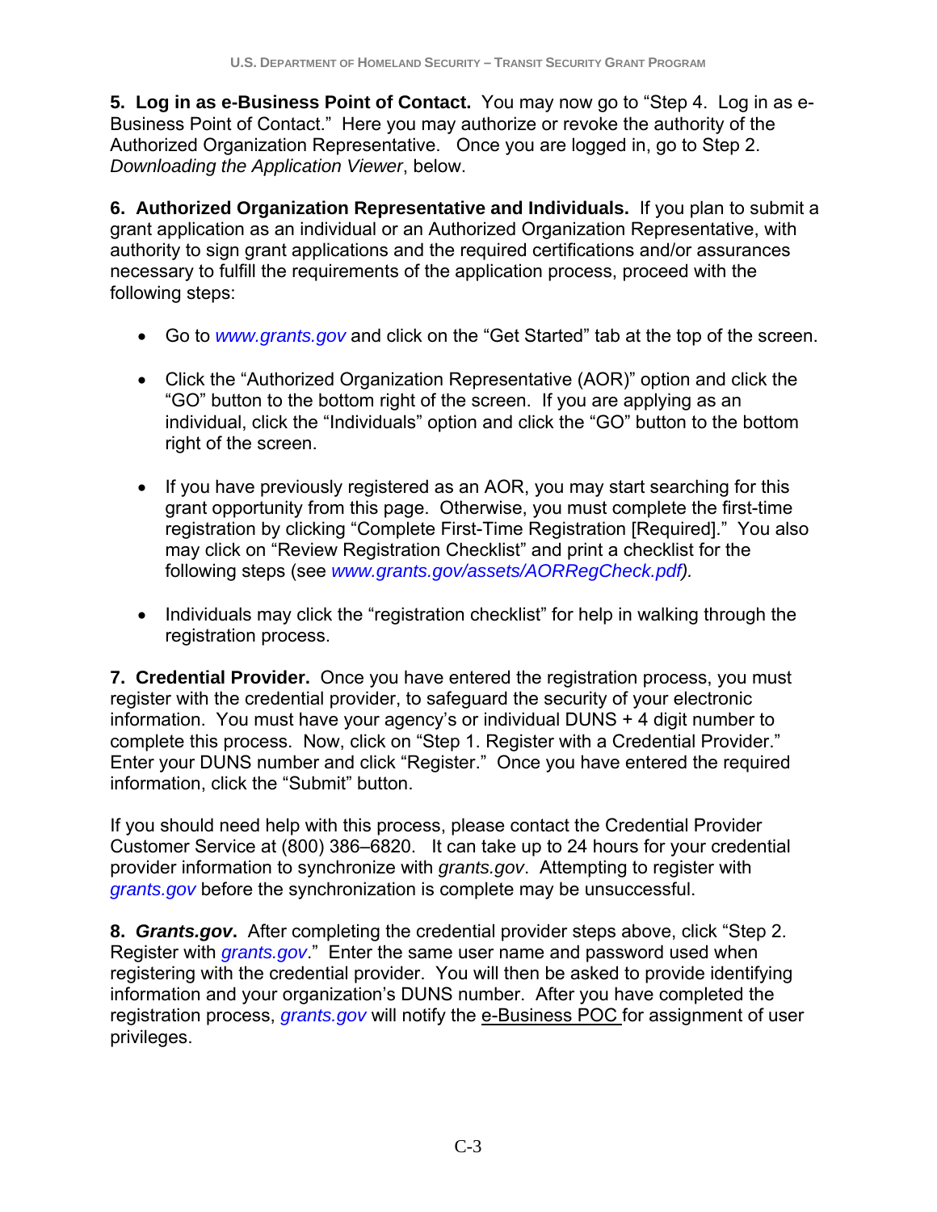**5. Log in as e-Business Point of Contact.** You may now go to "Step 4. Log in as e-Business Point of Contact." Here you may authorize or revoke the authority of the Authorized Organization Representative. Once you are logged in, go to Step 2. *Downloading the Application Viewer*, below.

**6. Authorized Organization Representative and Individuals.** If you plan to submit a grant application as an individual or an Authorized Organization Representative, with authority to sign grant applications and the required certifications and/or assurances necessary to fulfill the requirements of the application process, proceed with the following steps:

- Go to *www.grants.gov* and click on the "Get Started" tab at the top of the screen.

- Click the "Authorized Organization Representative (AOR)" option and click the "GO" button to the bottom right of the screen. If you are applying as an individual, click the "Individuals" option and click the "GO" button to the bottom right of the screen.

- If you have previously registered as an AOR, you may start searching for this grant opportunity from this page. Otherwise, you must complete the first-time registration by clicking "Complete First-Time Registration [Required]." You also may click on "Review Registration Checklist" and print a checklist for the following steps (see *www.grants.gov/assets/AORRegCheck.pdf).*

- Individuals may click the "registration checklist" for help in walking through the registration process.

**7. Credential Provider.** Once you have entered the registration process, you must register with the credential provider, to safeguard the security of your electronic information. You must have your agency's or individual DUNS + 4 digit number to complete this process. Now, click on "Step 1. Register with a Credential Provider." Enter your DUNS number and click "Register." Once you have entered the required information, click the "Submit" button.

If you should need help with this process, please contact the Credential Provider Customer Service at (800) 386–6820. It can take up to 24 hours for your credential provider information to synchronize with *grants.gov*. Attempting to register with *grants.gov* before the synchronization is complete may be unsuccessful.

**8. *Grants.gov*.** After completing the credential provider steps above, click "Step 2. Register with *grants.gov*." Enter the same user name and password used when registering with the credential provider. You will then be asked to provide identifying information and your organization's DUNS number. After you have completed the registration process, *grants.gov* will notify the e-Business POC for assignment of user privileges.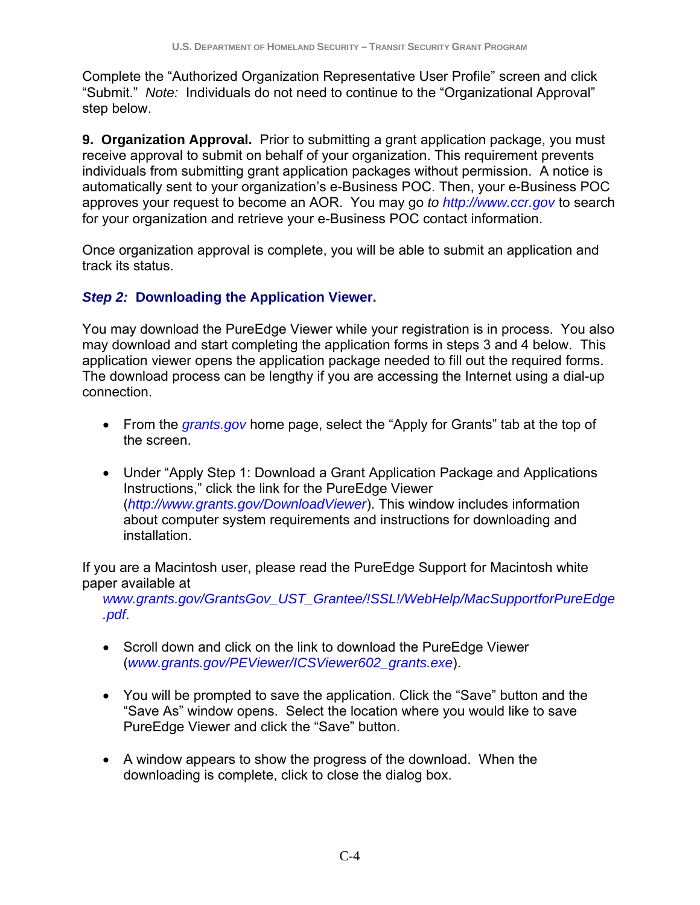Complete the "Authorized Organization Representative User Profile" screen and click "Submit." *Note:* Individuals do not need to continue to the "Organizational Approval" step below.

**9. Organization Approval.** Prior to submitting a grant application package, you must receive approval to submit on behalf of your organization. This requirement prevents individuals from submitting grant application packages without permission. A notice is automatically sent to your organization's e-Business POC. Then, your e-Business POC approves your request to become an AOR. You may go *to* *http://www.ccr.gov* to search for your organization and retrieve your e-Business POC contact information.

Once organization approval is complete, you will be able to submit an application and track its status.

### *Step 2:* Downloading the Application Viewer.

You may download the PureEdge Viewer while your registration is in process. You also may download and start completing the application forms in steps 3 and 4 below. This application viewer opens the application package needed to fill out the required forms. The download process can be lengthy if you are accessing the Internet using a dial-up connection.

- From the *grants.gov* home page, select the "Apply for Grants" tab at the top of the screen.

- Under "Apply Step 1: Download a Grant Application Package and Applications Instructions," click the link for the PureEdge Viewer (*http://www.grants.gov/DownloadViewer*). This window includes information about computer system requirements and instructions for downloading and installation.

If you are a Macintosh user, please read the PureEdge Support for Macintosh white paper available at
*www.grants.gov/GrantsGov_UST_Grantee/!SSL!/WebHelp/MacSupportforPureEdge.pdf*.

- Scroll down and click on the link to download the PureEdge Viewer (*www.grants.gov/PEViewer/ICSViewer602_grants.exe*).

- You will be prompted to save the application. Click the "Save" button and the "Save As" window opens. Select the location where you would like to save PureEdge Viewer and click the "Save" button.

- A window appears to show the progress of the download. When the downloading is complete, click to close the dialog box.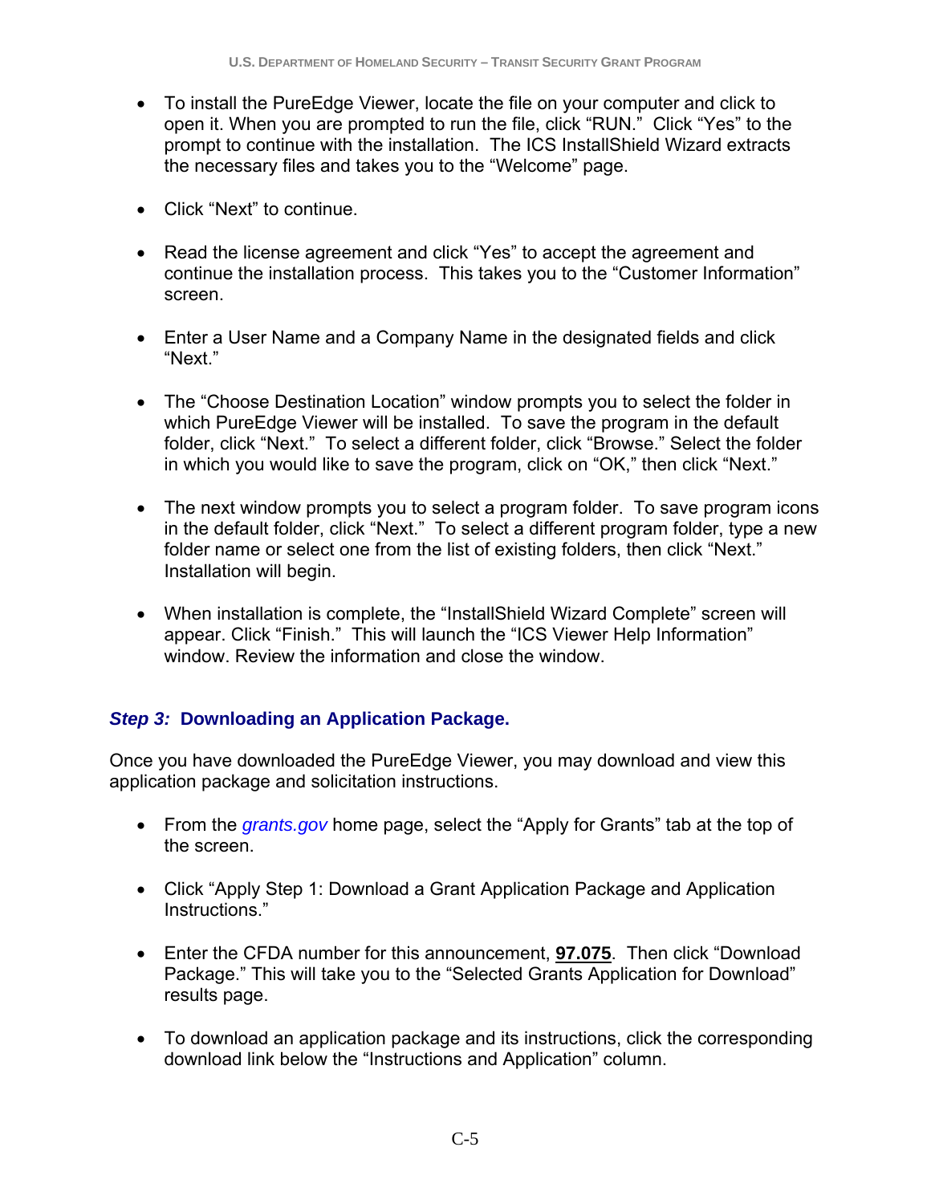- To install the PureEdge Viewer, locate the file on your computer and click to open it. When you are prompted to run the file, click “RUN.” Click “Yes” to the prompt to continue with the installation. The ICS InstallShield Wizard extracts the necessary files and takes you to the “Welcome” page.

- Click “Next” to continue.

- Read the license agreement and click “Yes” to accept the agreement and continue the installation process. This takes you to the “Customer Information” screen.

- Enter a User Name and a Company Name in the designated fields and click “Next.”

- The “Choose Destination Location” window prompts you to select the folder in which PureEdge Viewer will be installed. To save the program in the default folder, click “Next.” To select a different folder, click “Browse.” Select the folder in which you would like to save the program, click on “OK,” then click “Next.”

- The next window prompts you to select a program folder. To save program icons in the default folder, click “Next.” To select a different program folder, type a new folder name or select one from the list of existing folders, then click “Next.” Installation will begin.

- When installation is complete, the “InstallShield Wizard Complete” screen will appear. Click “Finish.” This will launch the “ICS Viewer Help Information” window. Review the information and close the window.

### *Step 3:* Downloading an Application Package.

Once you have downloaded the PureEdge Viewer, you may download and view this application package and solicitation instructions.

- From the *grants.gov* home page, select the “Apply for Grants” tab at the top of the screen.

- Click “Apply Step 1: Download a Grant Application Package and Application Instructions.”

- Enter the CFDA number for this announcement, **97.075**. Then click “Download Package.” This will take you to the “Selected Grants Application for Download” results page.

- To download an application package and its instructions, click the corresponding download link below the “Instructions and Application” column.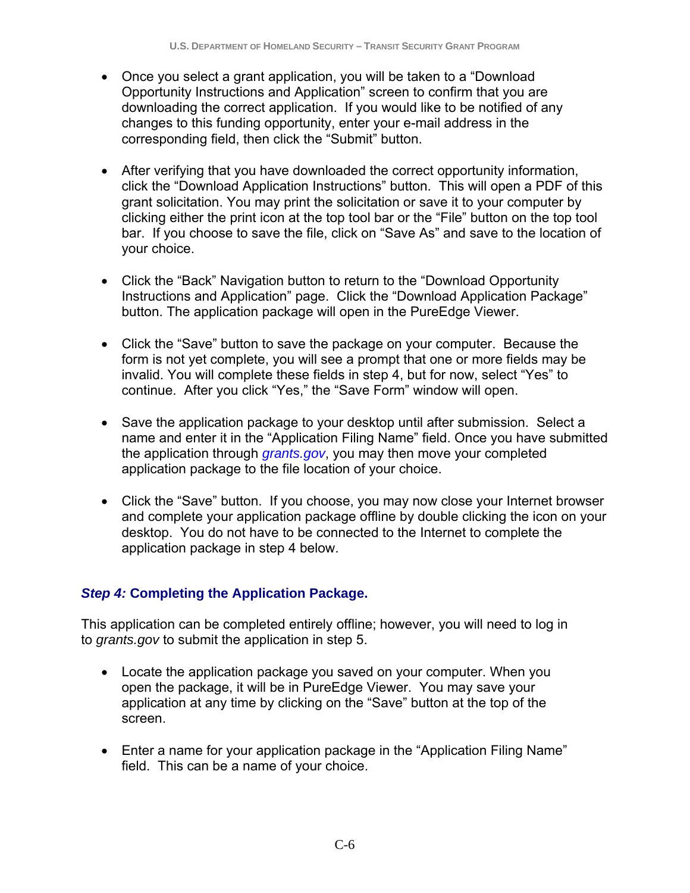- Once you select a grant application, you will be taken to a "Download Opportunity Instructions and Application" screen to confirm that you are downloading the correct application. If you would like to be notified of any changes to this funding opportunity, enter your e-mail address in the corresponding field, then click the "Submit" button.

- After verifying that you have downloaded the correct opportunity information, click the "Download Application Instructions" button. This will open a PDF of this grant solicitation. You may print the solicitation or save it to your computer by clicking either the print icon at the top tool bar or the "File" button on the top tool bar. If you choose to save the file, click on "Save As" and save to the location of your choice.

- Click the "Back" Navigation button to return to the "Download Opportunity Instructions and Application" page. Click the "Download Application Package" button. The application package will open in the PureEdge Viewer.

- Click the "Save" button to save the package on your computer. Because the form is not yet complete, you will see a prompt that one or more fields may be invalid. You will complete these fields in step 4, but for now, select "Yes" to continue. After you click "Yes," the "Save Form" window will open.

- Save the application package to your desktop until after submission. Select a name and enter it in the "Application Filing Name" field. Once you have submitted the application through *grants.gov*, you may then move your completed application package to the file location of your choice.

- Click the "Save" button. If you choose, you may now close your Internet browser and complete your application package offline by double clicking the icon on your desktop. You do not have to be connected to the Internet to complete the application package in step 4 below.

### *Step 4:* Completing the Application Package.

This application can be completed entirely offline; however, you will need to log in to *grants.gov* to submit the application in step 5.

- Locate the application package you saved on your computer. When you open the package, it will be in PureEdge Viewer. You may save your application at any time by clicking on the "Save" button at the top of the screen.

- Enter a name for your application package in the "Application Filing Name" field. This can be a name of your choice.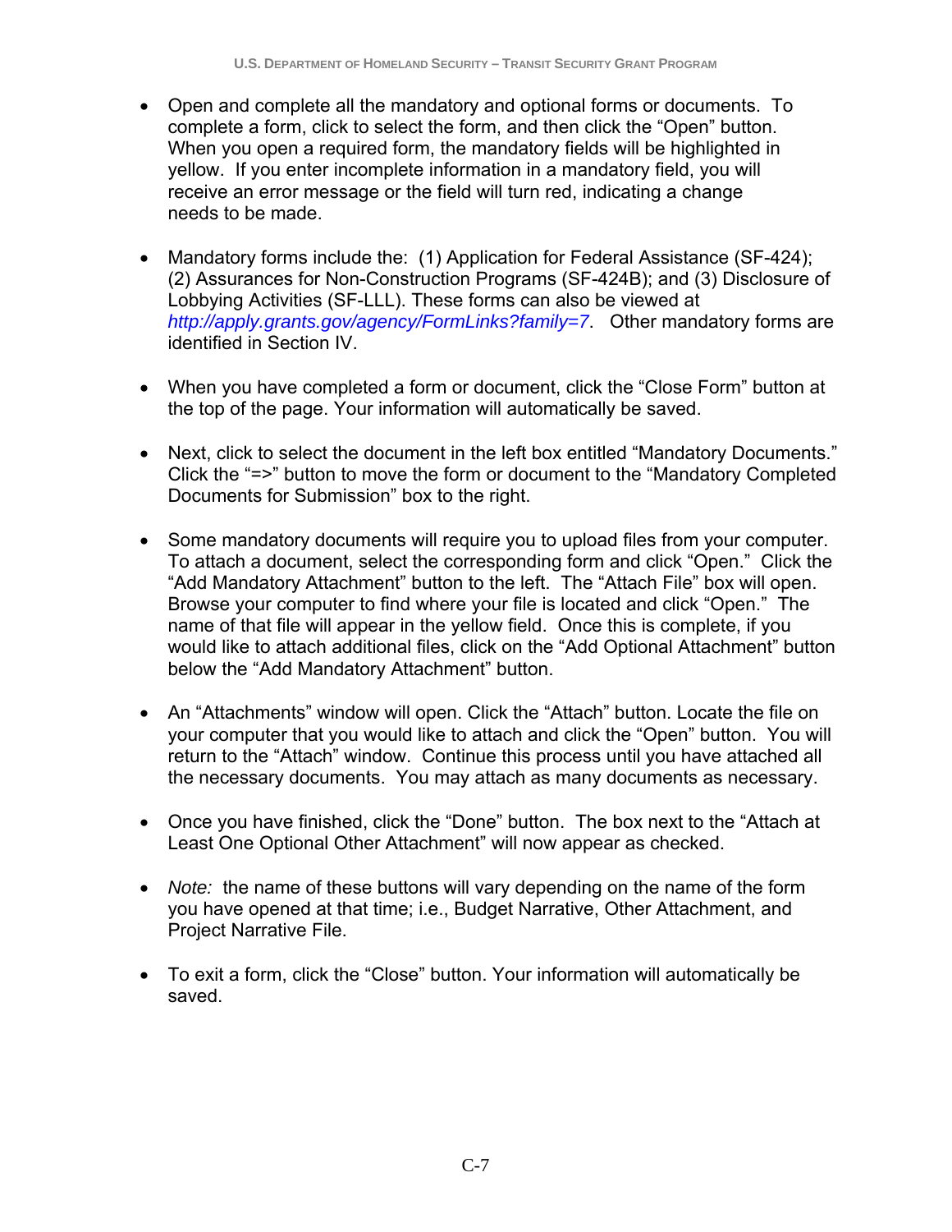- Open and complete all the mandatory and optional forms or documents. To complete a form, click to select the form, and then click the "Open" button. When you open a required form, the mandatory fields will be highlighted in yellow. If you enter incomplete information in a mandatory field, you will receive an error message or the field will turn red, indicating a change needs to be made.

- Mandatory forms include the: (1) Application for Federal Assistance (SF-424); (2) Assurances for Non-Construction Programs (SF-424B); and (3) Disclosure of Lobbying Activities (SF-LLL). These forms can also be viewed at *http://apply.grants.gov/agency/FormLinks?family=7*. Other mandatory forms are identified in Section IV.

- When you have completed a form or document, click the "Close Form" button at the top of the page. Your information will automatically be saved.

- Next, click to select the document in the left box entitled "Mandatory Documents." Click the "=>" button to move the form or document to the "Mandatory Completed Documents for Submission" box to the right.

- Some mandatory documents will require you to upload files from your computer. To attach a document, select the corresponding form and click "Open." Click the "Add Mandatory Attachment" button to the left. The "Attach File" box will open. Browse your computer to find where your file is located and click "Open." The name of that file will appear in the yellow field. Once this is complete, if you would like to attach additional files, click on the "Add Optional Attachment" button below the "Add Mandatory Attachment" button.

- An "Attachments" window will open. Click the "Attach" button. Locate the file on your computer that you would like to attach and click the "Open" button. You will return to the "Attach" window. Continue this process until you have attached all the necessary documents. You may attach as many documents as necessary.

- Once you have finished, click the "Done" button. The box next to the "Attach at Least One Optional Other Attachment" will now appear as checked.

- *Note:* the name of these buttons will vary depending on the name of the form you have opened at that time; i.e., Budget Narrative, Other Attachment, and Project Narrative File.

- To exit a form, click the "Close" button. Your information will automatically be saved.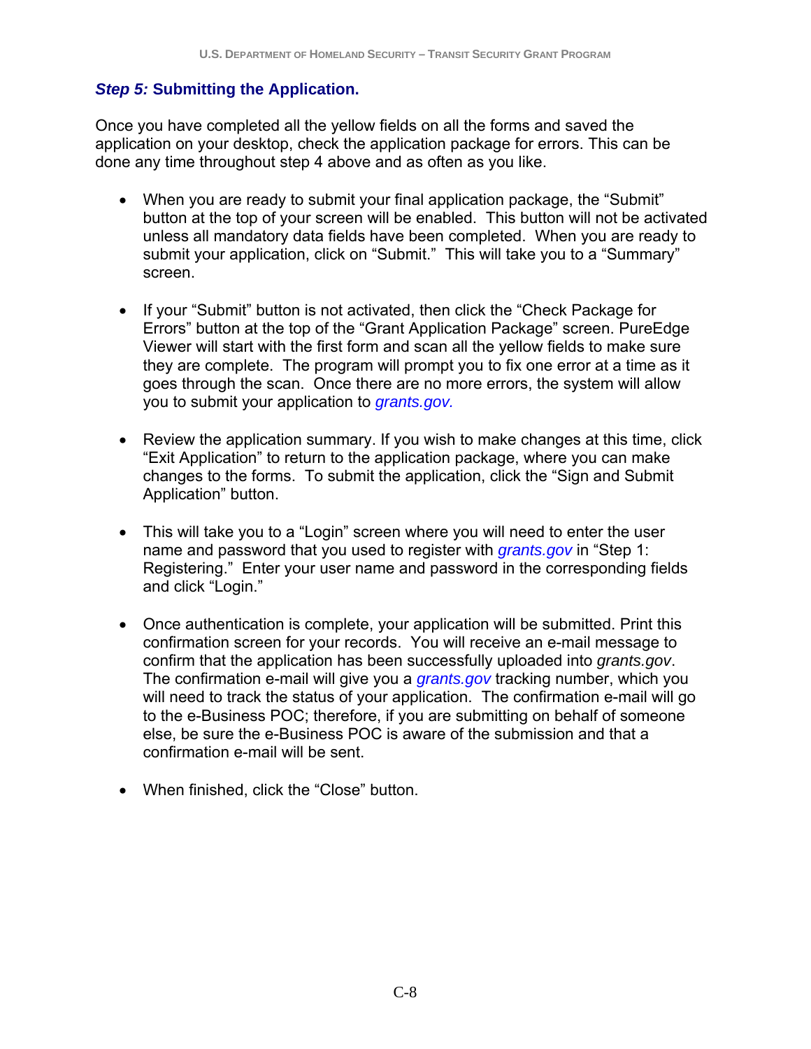### *Step 5:* Submitting the Application.

Once you have completed all the yellow fields on all the forms and saved the application on your desktop, check the application package for errors. This can be done any time throughout step 4 above and as often as you like.

- When you are ready to submit your final application package, the "Submit" button at the top of your screen will be enabled. This button will not be activated unless all mandatory data fields have been completed. When you are ready to submit your application, click on "Submit." This will take you to a "Summary" screen.

- If your "Submit" button is not activated, then click the "Check Package for Errors" button at the top of the "Grant Application Package" screen. PureEdge Viewer will start with the first form and scan all the yellow fields to make sure they are complete. The program will prompt you to fix one error at a time as it goes through the scan. Once there are no more errors, the system will allow you to submit your application to *grants.gov.*

- Review the application summary. If you wish to make changes at this time, click "Exit Application" to return to the application package, where you can make changes to the forms. To submit the application, click the "Sign and Submit Application" button.

- This will take you to a "Login" screen where you will need to enter the user name and password that you used to register with *grants.gov* in "Step 1: Registering." Enter your user name and password in the corresponding fields and click "Login."

- Once authentication is complete, your application will be submitted. Print this confirmation screen for your records. You will receive an e-mail message to confirm that the application has been successfully uploaded into *grants.gov*. The confirmation e-mail will give you a *grants.gov* tracking number, which you will need to track the status of your application. The confirmation e-mail will go to the e-Business POC; therefore, if you are submitting on behalf of someone else, be sure the e-Business POC is aware of the submission and that a confirmation e-mail will be sent.

- When finished, click the "Close" button.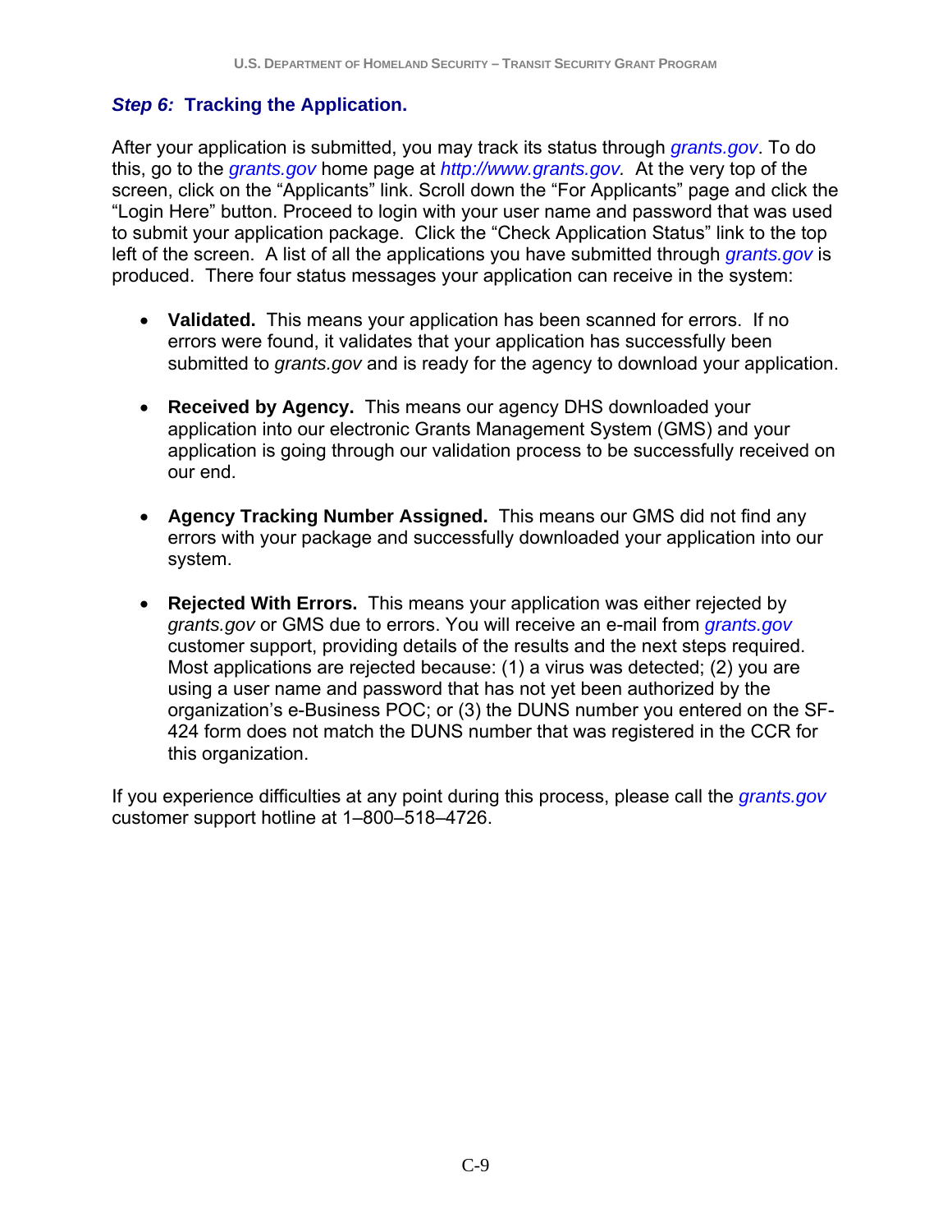### *Step 6:* Tracking the Application.

After your application is submitted, you may track its status through *grants.gov*. To do this, go to the *grants.gov* home page at *http://www.grants.gov.* At the very top of the screen, click on the "Applicants" link. Scroll down the "For Applicants" page and click the "Login Here" button. Proceed to login with your user name and password that was used to submit your application package. Click the "Check Application Status" link to the top left of the screen. A list of all the applications you have submitted through *grants.gov* is produced. There four status messages your application can receive in the system:

- **Validated.** This means your application has been scanned for errors. If no errors were found, it validates that your application has successfully been submitted to *grants.gov* and is ready for the agency to download your application.

- **Received by Agency.** This means our agency DHS downloaded your application into our electronic Grants Management System (GMS) and your application is going through our validation process to be successfully received on our end.

- **Agency Tracking Number Assigned.** This means our GMS did not find any errors with your package and successfully downloaded your application into our system.

- **Rejected With Errors.** This means your application was either rejected by *grants.gov* or GMS due to errors. You will receive an e-mail from *grants.gov* customer support, providing details of the results and the next steps required. Most applications are rejected because: (1) a virus was detected; (2) you are using a user name and password that has not yet been authorized by the organization's e-Business POC; or (3) the DUNS number you entered on the SF-424 form does not match the DUNS number that was registered in the CCR for this organization.

If you experience difficulties at any point during this process, please call the *grants.gov* customer support hotline at 1–800–518–4726.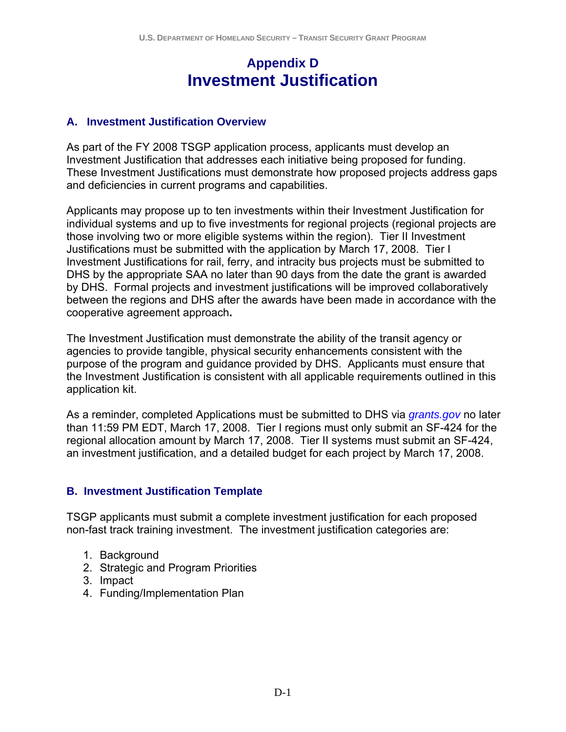# Appendix D
# Investment Justification

## A. Investment Justification Overview

As part of the FY 2008 TSGP application process, applicants must develop an Investment Justification that addresses each initiative being proposed for funding. These Investment Justifications must demonstrate how proposed projects address gaps and deficiencies in current programs and capabilities.

Applicants may propose up to ten investments within their Investment Justification for individual systems and up to five investments for regional projects (regional projects are those involving two or more eligible systems within the region). Tier II Investment Justifications must be submitted with the application by March 17, 2008. Tier I Investment Justifications for rail, ferry, and intracity bus projects must be submitted to DHS by the appropriate SAA no later than 90 days from the date the grant is awarded by DHS. Formal projects and investment justifications will be improved collaboratively between the regions and DHS after the awards have been made in accordance with the cooperative agreement approach**.**

The Investment Justification must demonstrate the ability of the transit agency or agencies to provide tangible, physical security enhancements consistent with the purpose of the program and guidance provided by DHS. Applicants must ensure that the Investment Justification is consistent with all applicable requirements outlined in this application kit.

As a reminder, completed Applications must be submitted to DHS via *grants.gov* no later than 11:59 PM EDT, March 17, 2008. Tier I regions must only submit an SF-424 for the regional allocation amount by March 17, 2008. Tier II systems must submit an SF-424, an investment justification, and a detailed budget for each project by March 17, 2008.

## B. Investment Justification Template

TSGP applicants must submit a complete investment justification for each proposed non-fast track training investment. The investment justification categories are:

1. Background
2. Strategic and Program Priorities
3. Impact
4. Funding/Implementation Plan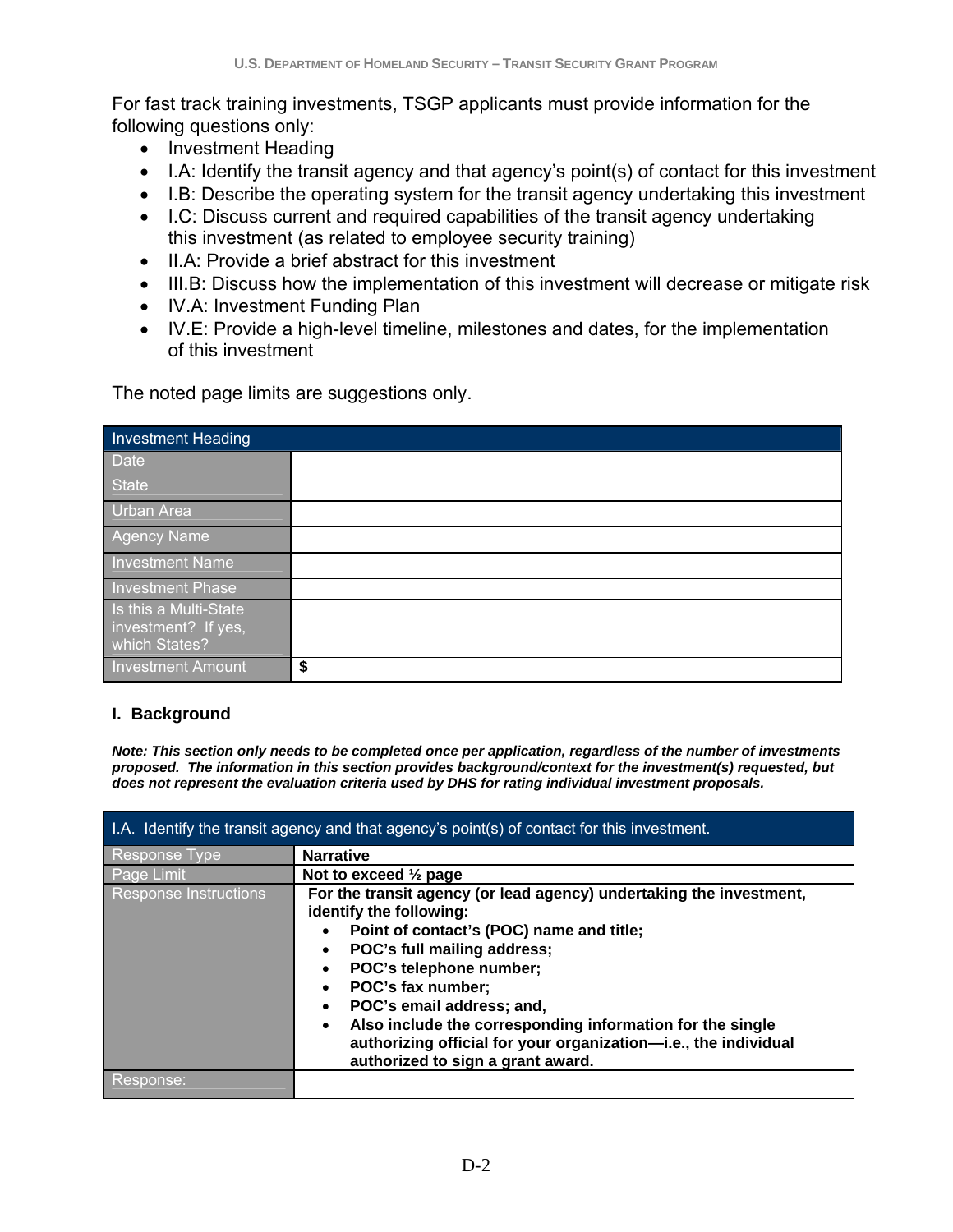For fast track training investments, TSGP applicants must provide information for the following questions only:

- Investment Heading
- I.A: Identify the transit agency and that agency's point(s) of contact for this investment
- I.B: Describe the operating system for the transit agency undertaking this investment
- I.C: Discuss current and required capabilities of the transit agency undertaking this investment (as related to employee security training)
- II.A: Provide a brief abstract for this investment
- III.B: Discuss how the implementation of this investment will decrease or mitigate risk
- IV.A: Investment Funding Plan
- IV.E: Provide a high-level timeline, milestones and dates, for the implementation of this investment

The noted page limits are suggestions only.

| Investment Heading | |
|---|---|
| Date | |
| State | |
| Urban Area | |
| Agency Name | |
| Investment Name | |
| Investment Phase | |
| Is this a Multi-State investment? If yes, which States? | |
| Investment Amount | **$** |

**I. Background**

***Note: This section only needs to be completed once per application, regardless of the number of investments proposed. The information in this section provides background/context for the investment(s) requested, but does not represent the evaluation criteria used by DHS for rating individual investment proposals.***

| I.A. Identify the transit agency and that agency's point(s) of contact for this investment. | |
|---|---|
| Response Type | **Narrative** |
| Page Limit | **Not to exceed ½ page** |
| Response Instructions | **For the transit agency (or lead agency) undertaking the investment, identify the following:**<br>• **Point of contact's (POC) name and title;**<br>• **POC's full mailing address;**<br>• **POC's telephone number;**<br>• **POC's fax number;**<br>• **POC's email address; and,**<br>• **Also include the corresponding information for the single authorizing official for your organization—i.e., the individual authorized to sign a grant award.** |
| Response: | |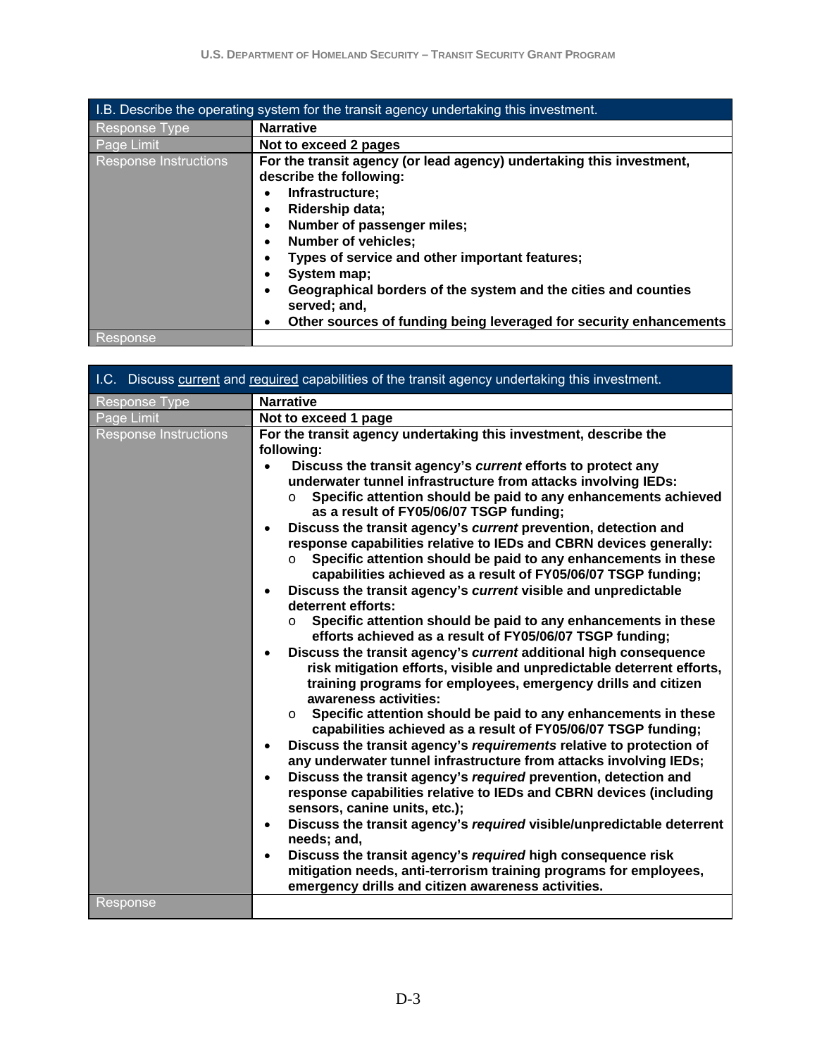| I.B. Describe the operating system for the transit agency undertaking this investment. | |
|---|---|
| Response Type | **Narrative** |
| Page Limit | **Not to exceed 2 pages** |
| Response Instructions | **For the transit agency (or lead agency) undertaking this investment, describe the following:**<br>• **Infrastructure;**<br>• **Ridership data;**<br>• **Number of passenger miles;**<br>• **Number of vehicles;**<br>• **Types of service and other important features;**<br>• **System map;**<br>• **Geographical borders of the system and the cities and counties served; and,**<br>• **Other sources of funding being leveraged for security enhancements** |
| Response | |

| I.C. Discuss current and required capabilities of the transit agency undertaking this investment. | |
|---|---|
| Response Type | **Narrative** |
| Page Limit | **Not to exceed 1 page** |
| Response Instructions | **For the transit agency undertaking this investment, describe the following:**<br>• **Discuss the transit agency's *current* efforts to protect any underwater tunnel infrastructure from attacks involving IEDs:**<br>&nbsp;&nbsp;&nbsp;&nbsp;o **Specific attention should be paid to any enhancements achieved as a result of FY05/06/07 TSGP funding;**<br>• **Discuss the transit agency's *current* prevention, detection and response capabilities relative to IEDs and CBRN devices generally:**<br>&nbsp;&nbsp;&nbsp;&nbsp;o **Specific attention should be paid to any enhancements in these capabilities achieved as a result of FY05/06/07 TSGP funding;**<br>• **Discuss the transit agency's *current* visible and unpredictable deterrent efforts:**<br>&nbsp;&nbsp;&nbsp;&nbsp;o **Specific attention should be paid to any enhancements in these efforts achieved as a result of FY05/06/07 TSGP funding;**<br>• **Discuss the transit agency's *current* additional high consequence risk mitigation efforts, visible and unpredictable deterrent efforts, training programs for employees, emergency drills and citizen awareness activities:**<br>&nbsp;&nbsp;&nbsp;&nbsp;o **Specific attention should be paid to any enhancements in these capabilities achieved as a result of FY05/06/07 TSGP funding;**<br>• **Discuss the transit agency's *requirements* relative to protection of any underwater tunnel infrastructure from attacks involving IEDs;**<br>• **Discuss the transit agency's *required* prevention, detection and response capabilities relative to IEDs and CBRN devices (including sensors, canine units, etc.);**<br>• **Discuss the transit agency's *required* visible/unpredictable deterrent needs; and,**<br>• **Discuss the transit agency's *required* high consequence risk mitigation needs, anti-terrorism training programs for employees, emergency drills and citizen awareness activities.** |
| Response | |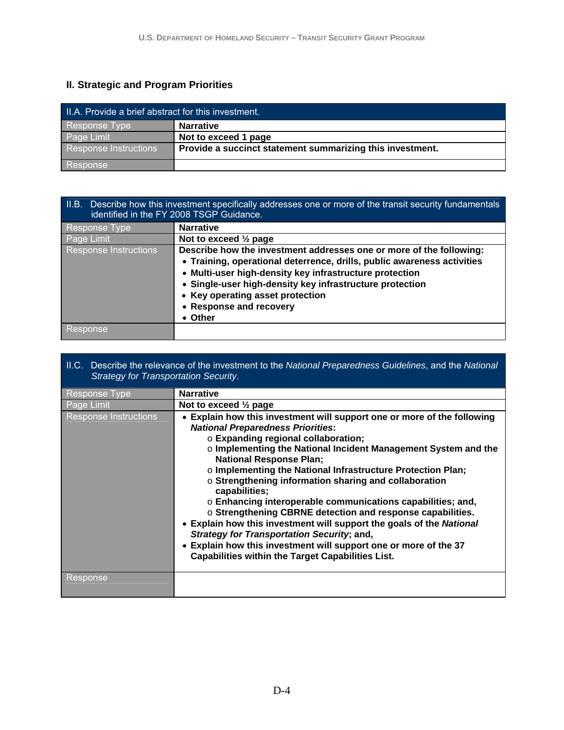## II. Strategic and Program Priorities

| II.A. Provide a brief abstract for this investment. | |
|---|---|
| Response Type | **Narrative** |
| Page Limit | **Not to exceed 1 page** |
| Response Instructions | **Provide a succinct statement summarizing this investment.** |
| Response | |

| II.B. Describe how this investment specifically addresses one or more of the transit security fundamentals identified in the FY 2008 TSGP Guidance. | |
|---|---|
| Response Type | **Narrative** |
| Page Limit | **Not to exceed ½ page** |
| Response Instructions | **Describe how the investment addresses one or more of the following:**<br>• **Training, operational deterrence, drills, public awareness activities**<br>• **Multi-user high-density key infrastructure protection**<br>• **Single-user high-density key infrastructure protection**<br>• **Key operating asset protection**<br>• **Response and recovery**<br>• **Other** |
| Response | |

| II.C. Describe the relevance of the investment to the *National Preparedness Guidelines*, and the *National Strategy for Transportation Security*. | |
|---|---|
| Response Type | **Narrative** |
| Page Limit | **Not to exceed ½ page** |
| Response Instructions | • **Explain how this investment will support one or more of the following *National Preparedness Priorities*:**<br>&nbsp;&nbsp;&nbsp;&nbsp;o **Expanding regional collaboration;**<br>&nbsp;&nbsp;&nbsp;&nbsp;o **Implementing the National Incident Management System and the National Response Plan;**<br>&nbsp;&nbsp;&nbsp;&nbsp;o **Implementing the National Infrastructure Protection Plan;**<br>&nbsp;&nbsp;&nbsp;&nbsp;o **Strengthening information sharing and collaboration capabilities;**<br>&nbsp;&nbsp;&nbsp;&nbsp;o **Enhancing interoperable communications capabilities; and,**<br>&nbsp;&nbsp;&nbsp;&nbsp;o **Strengthening CBRNE detection and response capabilities.**<br>• **Explain how this investment will support the goals of the *National Strategy for Transportation Security*; and,**<br>• **Explain how this investment will support one or more of the 37 Capabilities within the Target Capabilities List.** |
| Response | |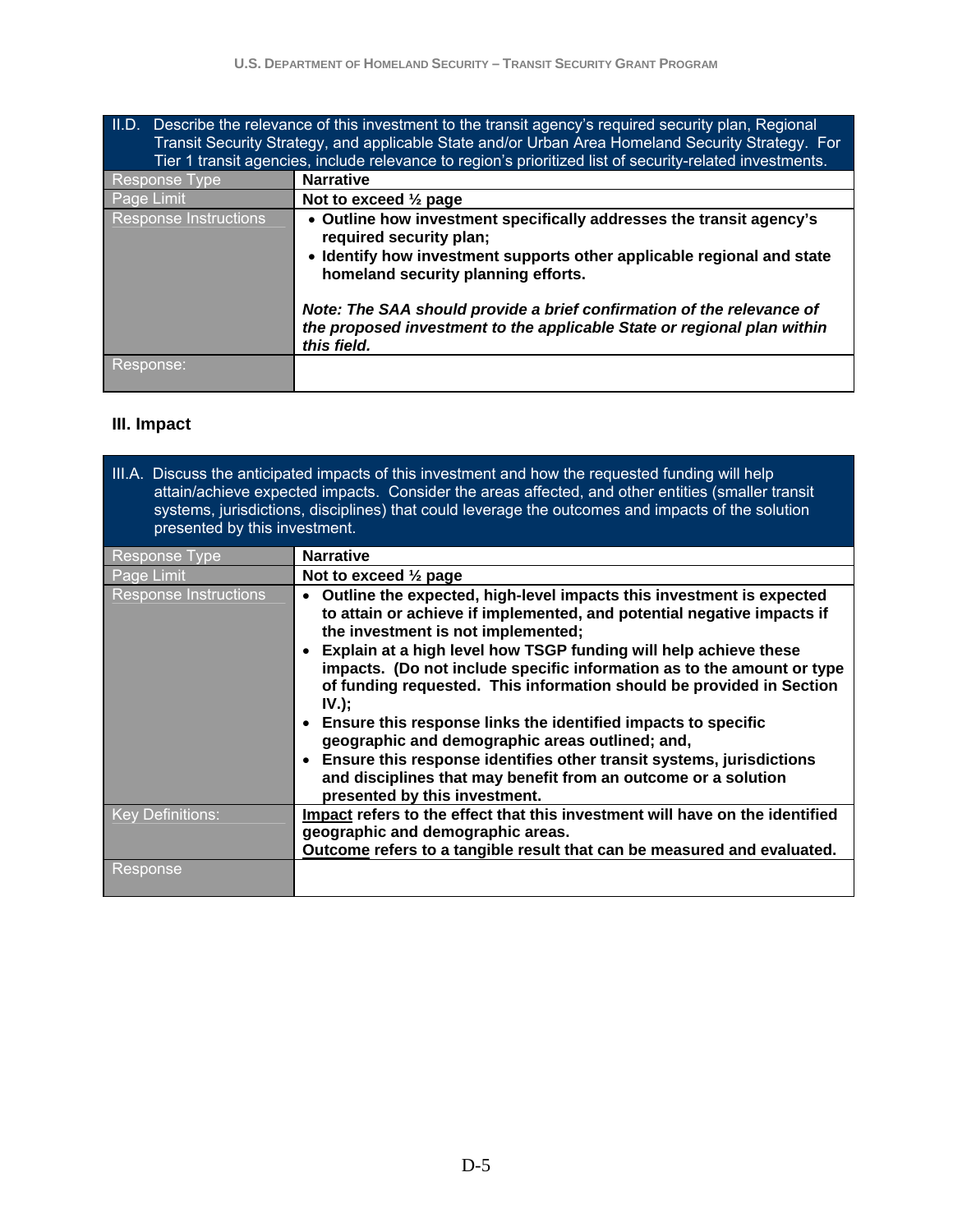| II.D. Describe the relevance of this investment to the transit agency's required security plan, Regional Transit Security Strategy, and applicable State and/or Urban Area Homeland Security Strategy. For Tier 1 transit agencies, include relevance to region's prioritized list of security-related investments. | |
|---|---|
| Response Type | **Narrative** |
| Page Limit | **Not to exceed ½ page** |
| Response Instructions | • **Outline how investment specifically addresses the transit agency's required security plan;** <br> • **Identify how investment supports other applicable regional and state homeland security planning efforts.** <br><br> ***Note: The SAA should provide a brief confirmation of the relevance of the proposed investment to the applicable State or regional plan within this field.*** |
| Response: | |

### III. Impact

| III.A. Discuss the anticipated impacts of this investment and how the requested funding will help attain/achieve expected impacts. Consider the areas affected, and other entities (smaller transit systems, jurisdictions, disciplines) that could leverage the outcomes and impacts of the solution presented by this investment. | |
|---|---|
| Response Type | **Narrative** |
| Page Limit | **Not to exceed ½ page** |
| Response Instructions | • **Outline the expected, high-level impacts this investment is expected to attain or achieve if implemented, and potential negative impacts if the investment is not implemented;** <br> • **Explain at a high level how TSGP funding will help achieve these impacts. (Do not include specific information as to the amount or type of funding requested. This information should be provided in Section IV.);** <br> • **Ensure this response links the identified impacts to specific geographic and demographic areas outlined; and,** <br> • **Ensure this response identifies other transit systems, jurisdictions and disciplines that may benefit from an outcome or a solution presented by this investment.** |
| Key Definitions: | **<u>Impact</u> refers to the effect that this investment will have on the identified geographic and demographic areas.** <br> **<u>Outcome</u> refers to a tangible result that can be measured and evaluated.** |
| Response | |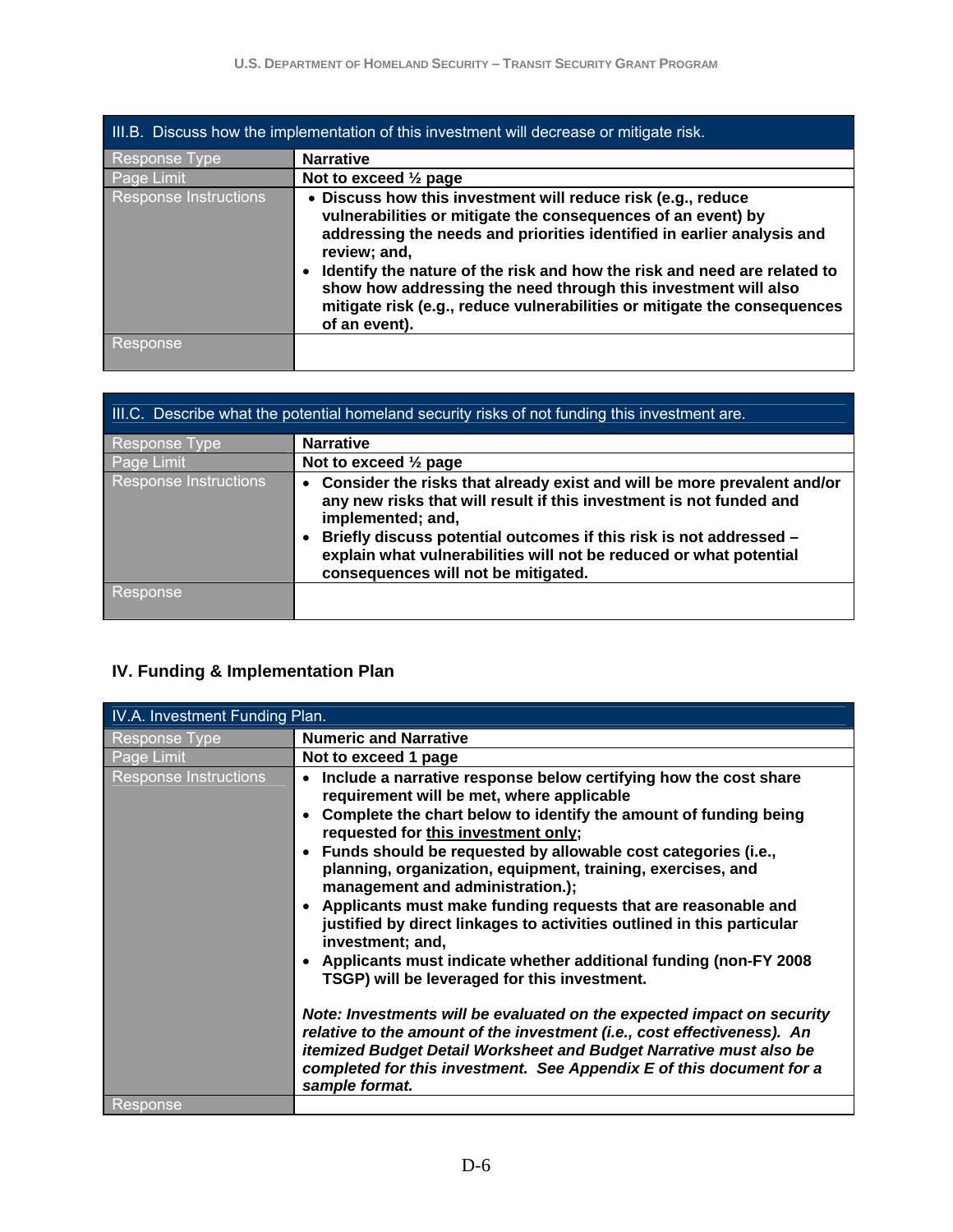| III.B. Discuss how the implementation of this investment will decrease or mitigate risk. | |
|---|---|
| Response Type | **Narrative** |
| Page Limit | **Not to exceed ½ page** |
| Response Instructions | • **Discuss how this investment will reduce risk (e.g., reduce vulnerabilities or mitigate the consequences of an event) by addressing the needs and priorities identified in earlier analysis and review; and,** <br> • **Identify the nature of the risk and how the risk and need are related to show how addressing the need through this investment will also mitigate risk (e.g., reduce vulnerabilities or mitigate the consequences of an event).** |
| Response | |

| III.C. Describe what the potential homeland security risks of not funding this investment are. | |
|---|---|
| Response Type | **Narrative** |
| Page Limit | **Not to exceed ½ page** |
| Response Instructions | • **Consider the risks that already exist and will be more prevalent and/or any new risks that will result if this investment is not funded and implemented; and,** <br> • **Briefly discuss potential outcomes if this risk is not addressed – explain what vulnerabilities will not be reduced or what potential consequences will not be mitigated.** |
| Response | |

## IV. Funding & Implementation Plan

| IV.A. Investment Funding Plan. | |
|---|---|
| Response Type | **Numeric and Narrative** |
| Page Limit | **Not to exceed 1 page** |
| Response Instructions | • **Include a narrative response below certifying how the cost share requirement will be met, where applicable** <br> • **Complete the chart below to identify the amount of funding being requested for this investment only;** <br> • **Funds should be requested by allowable cost categories (i.e., planning, organization, equipment, training, exercises, and management and administration.);** <br> • **Applicants must make funding requests that are reasonable and justified by direct linkages to activities outlined in this particular investment; and,** <br> • **Applicants must indicate whether additional funding (non-FY 2008 TSGP) will be leveraged for this investment.** <br><br> ***Note: Investments will be evaluated on the expected impact on security relative to the amount of the investment (i.e., cost effectiveness). An itemized Budget Detail Worksheet and Budget Narrative must also be completed for this investment. See Appendix E of this document for a sample format.*** |
| Response | |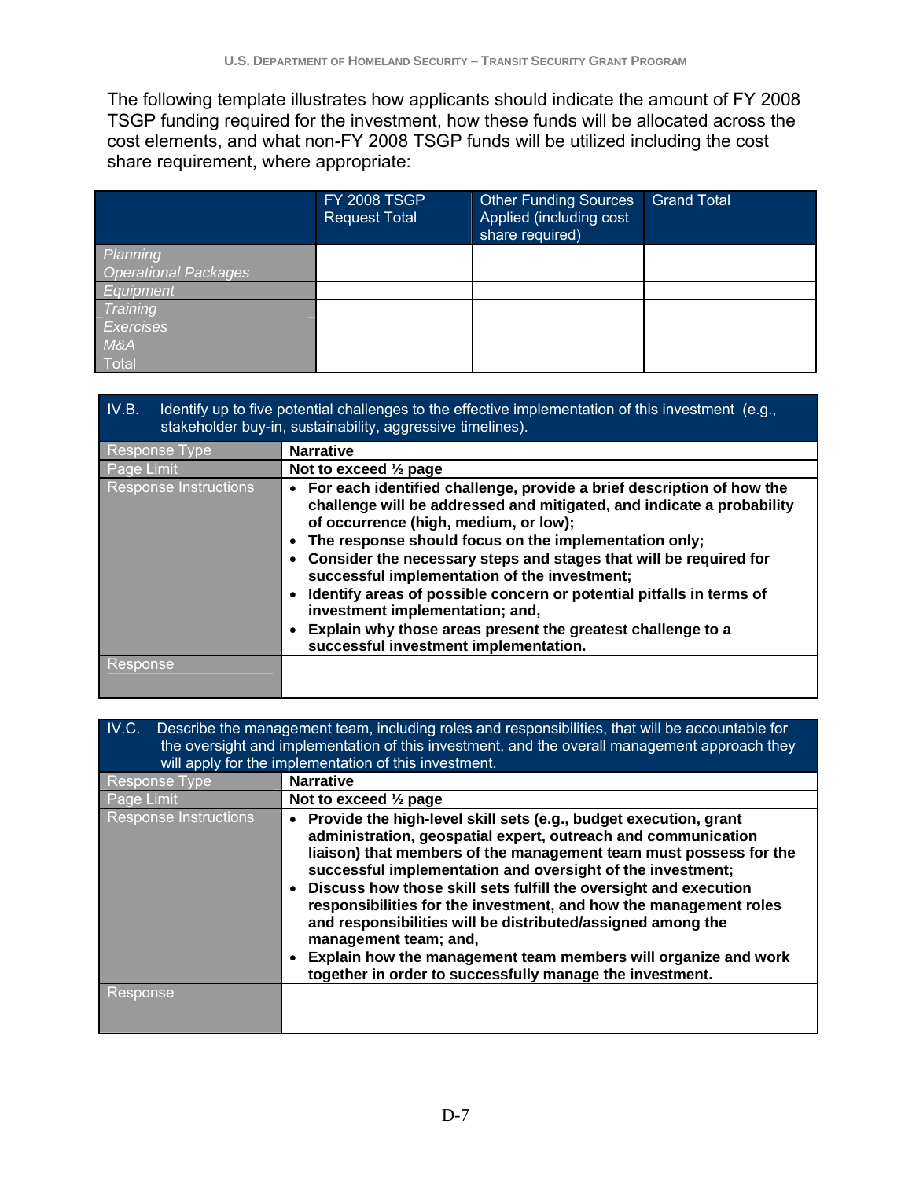The following template illustrates how applicants should indicate the amount of FY 2008 TSGP funding required for the investment, how these funds will be allocated across the cost elements, and what non-FY 2008 TSGP funds will be utilized including the cost share requirement, where appropriate:

| | FY 2008 TSGP Request Total | Other Funding Sources Applied (including cost share required) | Grand Total |
|---|---|---|---|
| *Planning* | | | |
| *Operational Packages* | | | |
| *Equipment* | | | |
| *Training* | | | |
| *Exercises* | | | |
| *M&A* | | | |
| Total | | | |

| IV.B. Identify up to five potential challenges to the effective implementation of this investment (e.g., stakeholder buy-in, sustainability, aggressive timelines). | |
|---|---|
| Response Type | **Narrative** |
| Page Limit | **Not to exceed ½ page** |
| Response Instructions | • **For each identified challenge, provide a brief description of how the challenge will be addressed and mitigated, and indicate a probability of occurrence (high, medium, or low);**<br>• **The response should focus on the implementation only;**<br>• **Consider the necessary steps and stages that will be required for successful implementation of the investment;**<br>• **Identify areas of possible concern or potential pitfalls in terms of investment implementation; and,**<br>• **Explain why those areas present the greatest challenge to a successful investment implementation.** |
| Response | |

| IV.C. Describe the management team, including roles and responsibilities, that will be accountable for the oversight and implementation of this investment, and the overall management approach they will apply for the implementation of this investment. | |
|---|---|
| Response Type | **Narrative** |
| Page Limit | **Not to exceed ½ page** |
| Response Instructions | • **Provide the high-level skill sets (e.g., budget execution, grant administration, geospatial expert, outreach and communication liaison) that members of the management team must possess for the successful implementation and oversight of the investment;**<br>• **Discuss how those skill sets fulfill the oversight and execution responsibilities for the investment, and how the management roles and responsibilities will be distributed/assigned among the management team; and,**<br>• **Explain how the management team members will organize and work together in order to successfully manage the investment.** |
| Response | |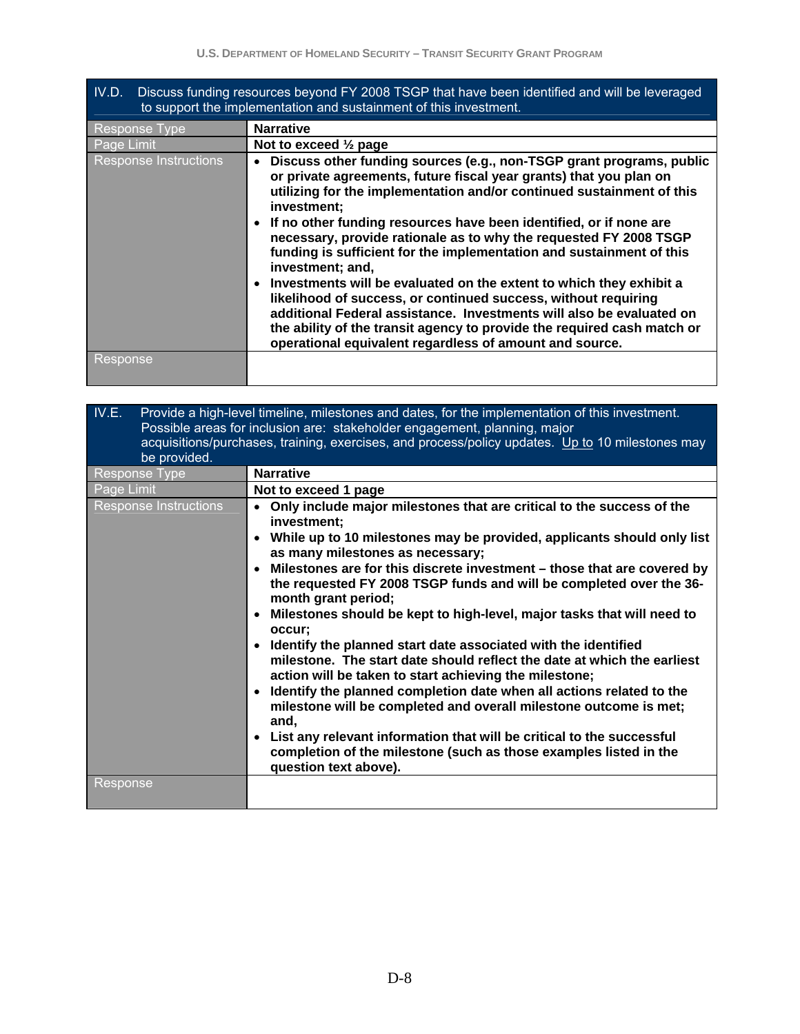| IV.D. Discuss funding resources beyond FY 2008 TSGP that have been identified and will be leveraged to support the implementation and sustainment of this investment. | |
|---|---|
| Response Type | **Narrative** |
| Page Limit | **Not to exceed ½ page** |
| Response Instructions | • **Discuss other funding sources (e.g., non-TSGP grant programs, public or private agreements, future fiscal year grants) that you plan on utilizing for the implementation and/or continued sustainment of this investment;**<br>• **If no other funding resources have been identified, or if none are necessary, provide rationale as to why the requested FY 2008 TSGP funding is sufficient for the implementation and sustainment of this investment; and,**<br>• **Investments will be evaluated on the extent to which they exhibit a likelihood of success, or continued success, without requiring additional Federal assistance. Investments will also be evaluated on the ability of the transit agency to provide the required cash match or operational equivalent regardless of amount and source.** |
| Response | |

| IV.E. Provide a high-level timeline, milestones and dates, for the implementation of this investment. Possible areas for inclusion are: stakeholder engagement, planning, major acquisitions/purchases, training, exercises, and process/policy updates. Up to 10 milestones may be provided. | |
|---|---|
| Response Type | **Narrative** |
| Page Limit | **Not to exceed 1 page** |
| Response Instructions | • **Only include major milestones that are critical to the success of the investment;**<br>• **While up to 10 milestones may be provided, applicants should only list as many milestones as necessary;**<br>• **Milestones are for this discrete investment – those that are covered by the requested FY 2008 TSGP funds and will be completed over the 36-month grant period;**<br>• **Milestones should be kept to high-level, major tasks that will need to occur;**<br>• **Identify the planned start date associated with the identified milestone. The start date should reflect the date at which the earliest action will be taken to start achieving the milestone;**<br>• **Identify the planned completion date when all actions related to the milestone will be completed and overall milestone outcome is met; and,**<br>• **List any relevant information that will be critical to the successful completion of the milestone (such as those examples listed in the question text above).** |
| Response | |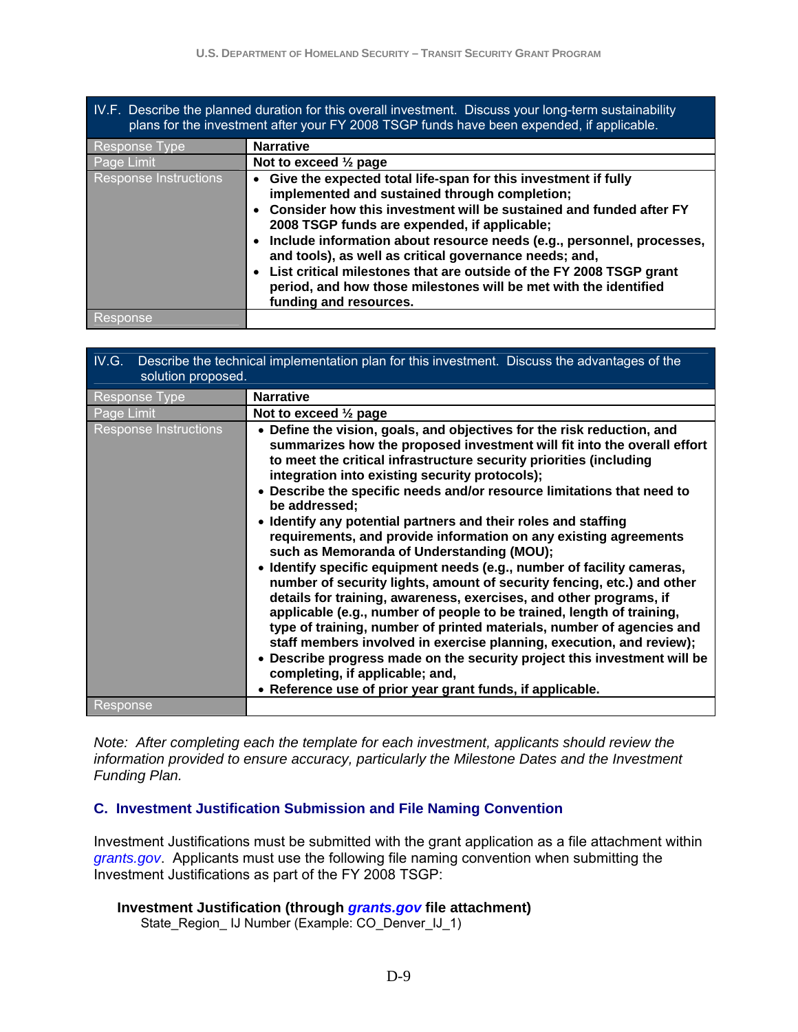| IV.F. Describe the planned duration for this overall investment. Discuss your long-term sustainability plans for the investment after your FY 2008 TSGP funds have been expended, if applicable. | |
|---|---|
| Response Type | **Narrative** |
| Page Limit | **Not to exceed ½ page** |
| Response Instructions | • **Give the expected total life-span for this investment if fully implemented and sustained through completion;** <br>• **Consider how this investment will be sustained and funded after FY 2008 TSGP funds are expended, if applicable;** <br>• **Include information about resource needs (e.g., personnel, processes, and tools), as well as critical governance needs; and,** <br>• **List critical milestones that are outside of the FY 2008 TSGP grant period, and how those milestones will be met with the identified funding and resources.** |
| Response | |

| IV.G. Describe the technical implementation plan for this investment. Discuss the advantages of the solution proposed. | |
|---|---|
| Response Type | **Narrative** |
| Page Limit | **Not to exceed ½ page** |
| Response Instructions | • **Define the vision, goals, and objectives for the risk reduction, and summarizes how the proposed investment will fit into the overall effort to meet the critical infrastructure security priorities (including integration into existing security protocols);** <br>• **Describe the specific needs and/or resource limitations that need to be addressed;** <br>• **Identify any potential partners and their roles and staffing requirements, and provide information on any existing agreements such as Memoranda of Understanding (MOU);** <br>• **Identify specific equipment needs (e.g., number of facility cameras, number of security lights, amount of security fencing, etc.) and other details for training, awareness, exercises, and other programs, if applicable (e.g., number of people to be trained, length of training, type of training, number of printed materials, number of agencies and staff members involved in exercise planning, execution, and review);** <br>• **Describe progress made on the security project this investment will be completing, if applicable; and,** <br>• **Reference use of prior year grant funds, if applicable.** |
| Response | |

*Note: After completing each the template for each investment, applicants should review the information provided to ensure accuracy, particularly the Milestone Dates and the Investment Funding Plan.*

## C. Investment Justification Submission and File Naming Convention

Investment Justifications must be submitted with the grant application as a file attachment within *grants.gov*. Applicants must use the following file naming convention when submitting the Investment Justifications as part of the FY 2008 TSGP:

**Investment Justification (through *grants.gov* file attachment)**
State_Region_ IJ Number (Example: CO_Denver_IJ_1)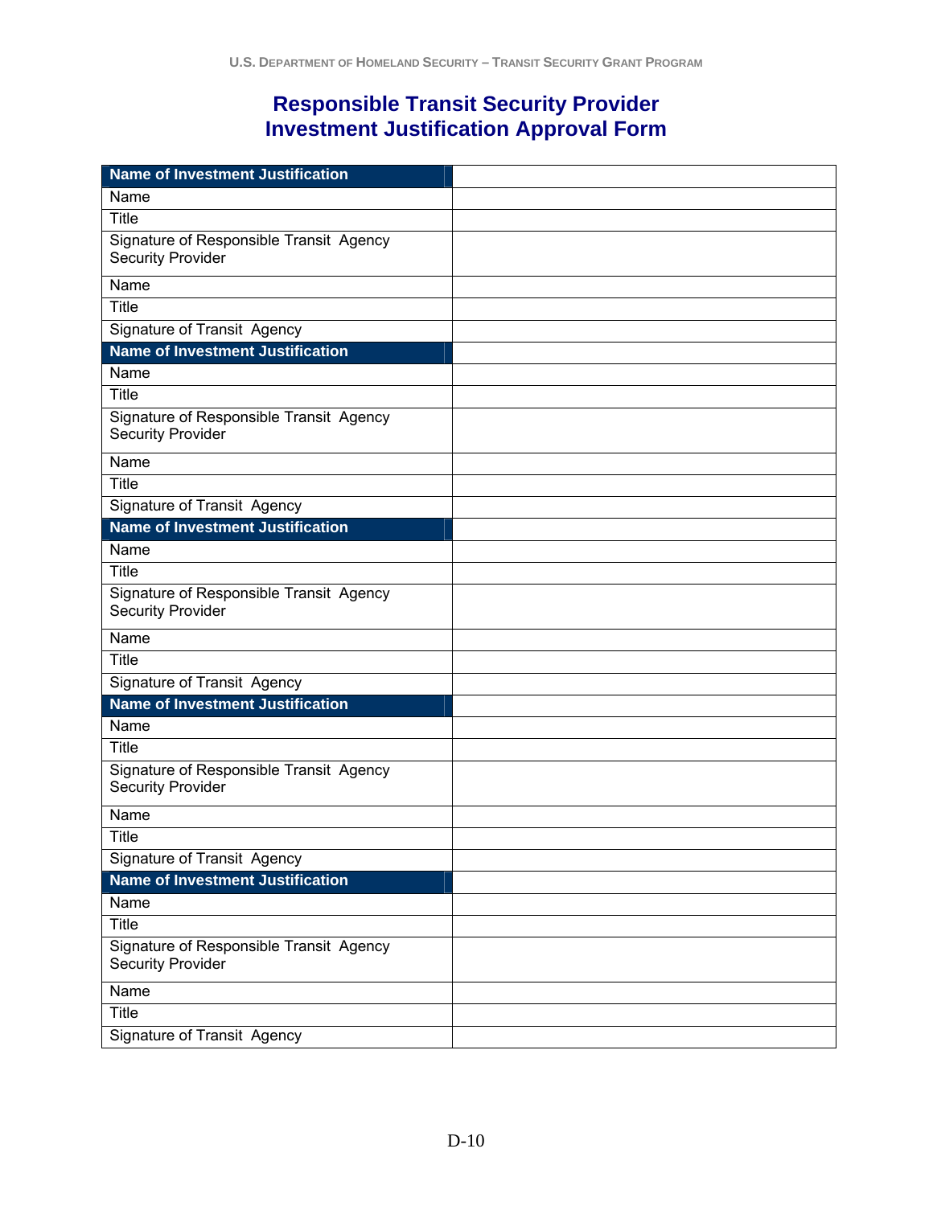# Responsible Transit Security Provider Investment Justification Approval Form

| Name of Investment Justification | |
|---|---|
| Name | |
| Title | |
| Signature of Responsible Transit Agency Security Provider | |
| Name | |
| Title | |
| Signature of Transit Agency | |
| **Name of Investment Justification** | |
| Name | |
| Title | |
| Signature of Responsible Transit Agency Security Provider | |
| Name | |
| Title | |
| Signature of Transit Agency | |
| **Name of Investment Justification** | |
| Name | |
| Title | |
| Signature of Responsible Transit Agency Security Provider | |
| Name | |
| Title | |
| Signature of Transit Agency | |
| **Name of Investment Justification** | |
| Name | |
| Title | |
| Signature of Responsible Transit Agency Security Provider | |
| Name | |
| Title | |
| Signature of Transit Agency | |
| **Name of Investment Justification** | |
| Name | |
| Title | |
| Signature of Responsible Transit Agency Security Provider | |
| Name | |
| Title | |
| Signature of Transit Agency | |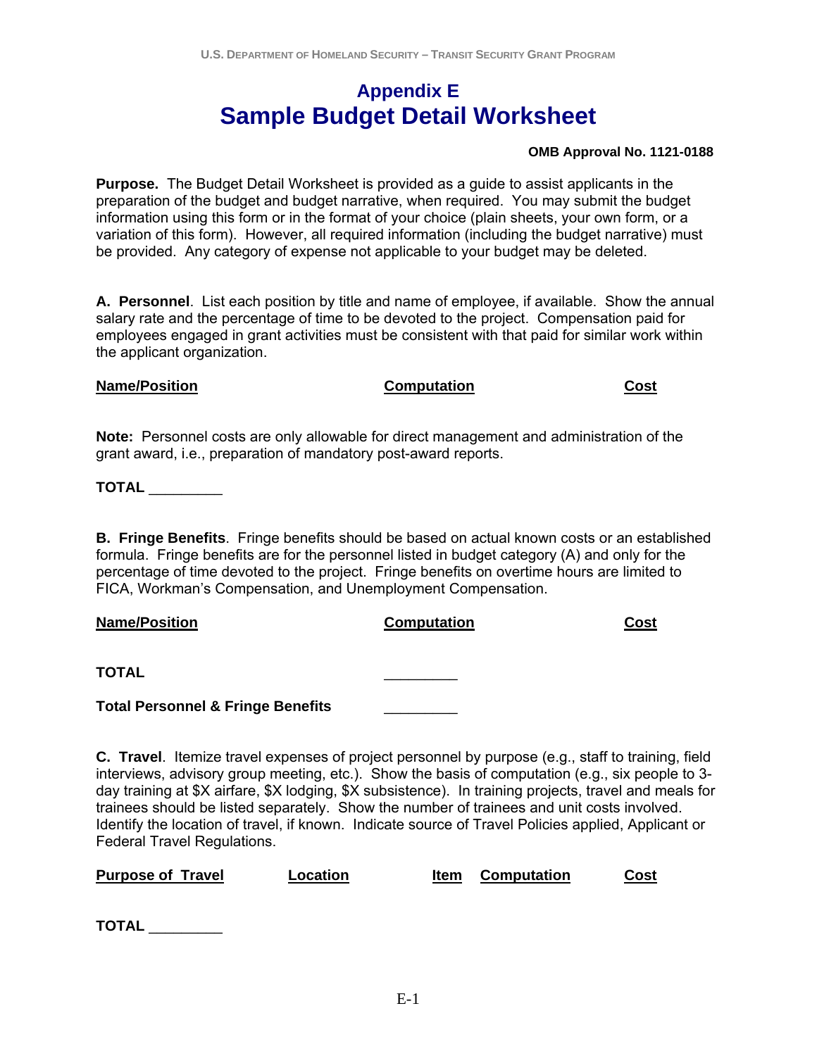# Appendix E
# Sample Budget Detail Worksheet

**OMB Approval No. 1121-0188**

**Purpose.** The Budget Detail Worksheet is provided as a guide to assist applicants in the preparation of the budget and budget narrative, when required. You may submit the budget information using this form or in the format of your choice (plain sheets, your own form, or a variation of this form). However, all required information (including the budget narrative) must be provided. Any category of expense not applicable to your budget may be deleted.

**A. Personnel**. List each position by title and name of employee, if available. Show the annual salary rate and the percentage of time to be devoted to the project. Compensation paid for employees engaged in grant activities must be consistent with that paid for similar work within the applicant organization.

| Name/Position | Computation | Cost |
|---|---|---|

**Note:** Personnel costs are only allowable for direct management and administration of the grant award, i.e., preparation of mandatory post-award reports.

**TOTAL** _________

**B. Fringe Benefits**. Fringe benefits should be based on actual known costs or an established formula. Fringe benefits are for the personnel listed in budget category (A) and only for the percentage of time devoted to the project. Fringe benefits on overtime hours are limited to FICA, Workman's Compensation, and Unemployment Compensation.

| Name/Position | Computation | Cost |
|---|---|---|

**TOTAL** _________

**Total Personnel & Fringe Benefits** _________

**C. Travel**. Itemize travel expenses of project personnel by purpose (e.g., staff to training, field interviews, advisory group meeting, etc.). Show the basis of computation (e.g., six people to 3-day training at $X airfare, $X lodging, $X subsistence). In training projects, travel and meals for trainees should be listed separately. Show the number of trainees and unit costs involved. Identify the location of travel, if known. Indicate source of Travel Policies applied, Applicant or Federal Travel Regulations.

| Purpose of Travel | Location | Item | Computation | Cost |
|---|---|---|---|---|

**TOTAL** _________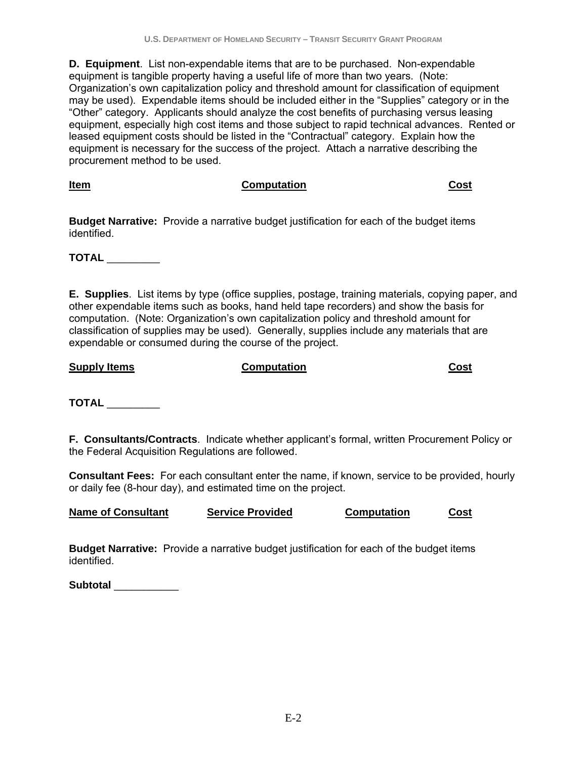**D. Equipment**. List non-expendable items that are to be purchased. Non-expendable equipment is tangible property having a useful life of more than two years. (Note: Organization's own capitalization policy and threshold amount for classification of equipment may be used). Expendable items should be included either in the "Supplies" category or in the "Other" category. Applicants should analyze the cost benefits of purchasing versus leasing equipment, especially high cost items and those subject to rapid technical advances. Rented or leased equipment costs should be listed in the "Contractual" category. Explain how the equipment is necessary for the success of the project. Attach a narrative describing the procurement method to be used.

| Item | Computation | Cost |
|---|---|---|

**Budget Narrative:** Provide a narrative budget justification for each of the budget items identified.

**TOTAL** _________

**E. Supplies**. List items by type (office supplies, postage, training materials, copying paper, and other expendable items such as books, hand held tape recorders) and show the basis for computation. (Note: Organization's own capitalization policy and threshold amount for classification of supplies may be used). Generally, supplies include any materials that are expendable or consumed during the course of the project.

| Supply Items | Computation | Cost |
|---|---|---|

**TOTAL** _________

**F. Consultants/Contracts**. Indicate whether applicant's formal, written Procurement Policy or the Federal Acquisition Regulations are followed.

**Consultant Fees:** For each consultant enter the name, if known, service to be provided, hourly or daily fee (8-hour day), and estimated time on the project.

| Name of Consultant | Service Provided | Computation | Cost |
|---|---|---|---|

**Budget Narrative:** Provide a narrative budget justification for each of the budget items identified.

**Subtotal** ___________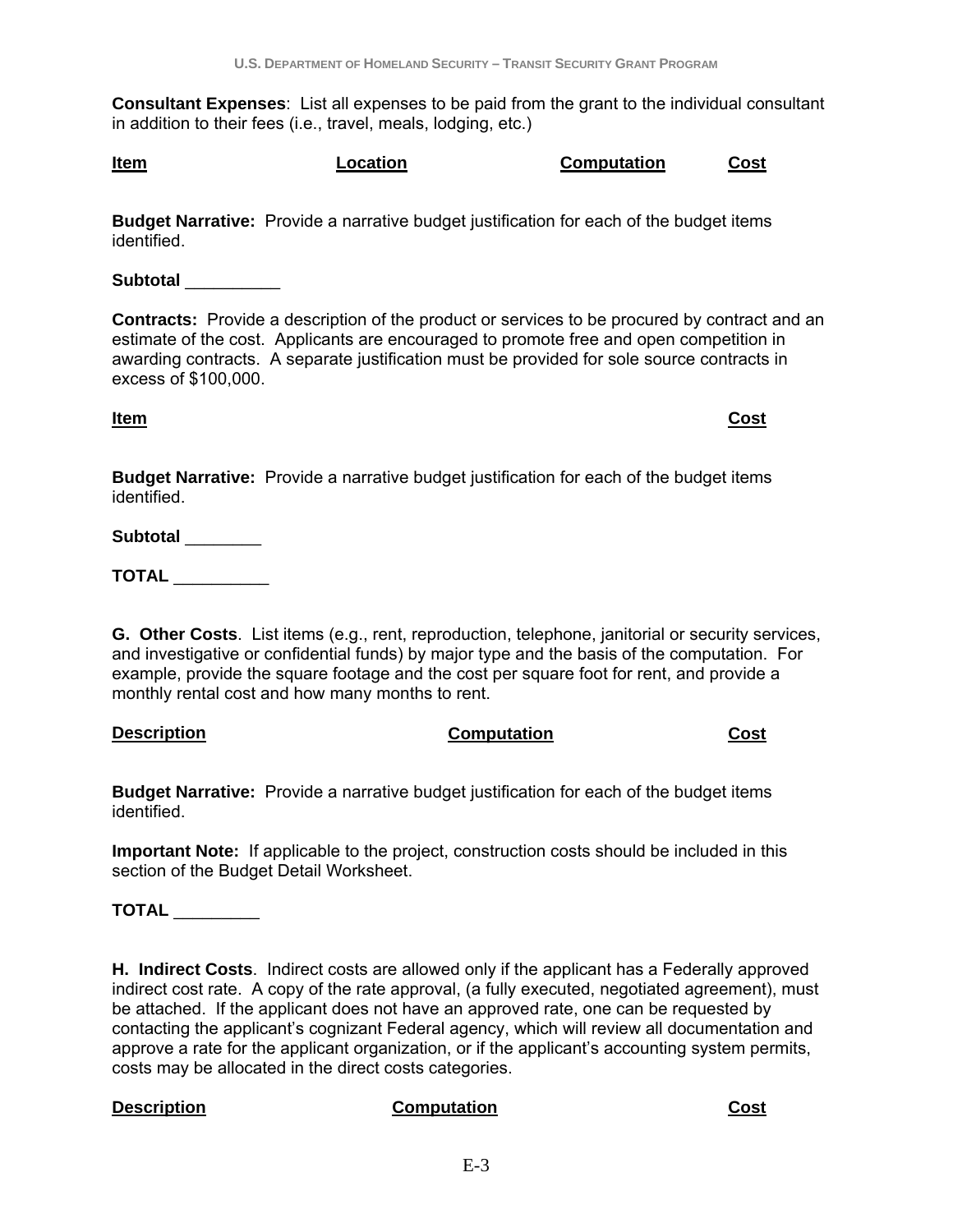**Consultant Expenses**: List all expenses to be paid from the grant to the individual consultant in addition to their fees (i.e., travel, meals, lodging, etc.)

| Item | Location | Computation | Cost |
|---|---|---|---|

**Budget Narrative:** Provide a narrative budget justification for each of the budget items identified.

**Subtotal** __________

**Contracts:** Provide a description of the product or services to be procured by contract and an estimate of the cost. Applicants are encouraged to promote free and open competition in awarding contracts. A separate justification must be provided for sole source contracts in excess of $100,000.

| Item | Cost |
|---|---|

**Budget Narrative:** Provide a narrative budget justification for each of the budget items identified.

**Subtotal** ________

**TOTAL** __________

**G. Other Costs**. List items (e.g., rent, reproduction, telephone, janitorial or security services, and investigative or confidential funds) by major type and the basis of the computation. For example, provide the square footage and the cost per square foot for rent, and provide a monthly rental cost and how many months to rent.

| Description | Computation | Cost |
|---|---|---|

**Budget Narrative:** Provide a narrative budget justification for each of the budget items identified.

**Important Note:** If applicable to the project, construction costs should be included in this section of the Budget Detail Worksheet.

**TOTAL** _________

**H. Indirect Costs**. Indirect costs are allowed only if the applicant has a Federally approved indirect cost rate. A copy of the rate approval, (a fully executed, negotiated agreement), must be attached. If the applicant does not have an approved rate, one can be requested by contacting the applicant's cognizant Federal agency, which will review all documentation and approve a rate for the applicant organization, or if the applicant's accounting system permits, costs may be allocated in the direct costs categories.

| Description | Computation | Cost |
|---|---|---|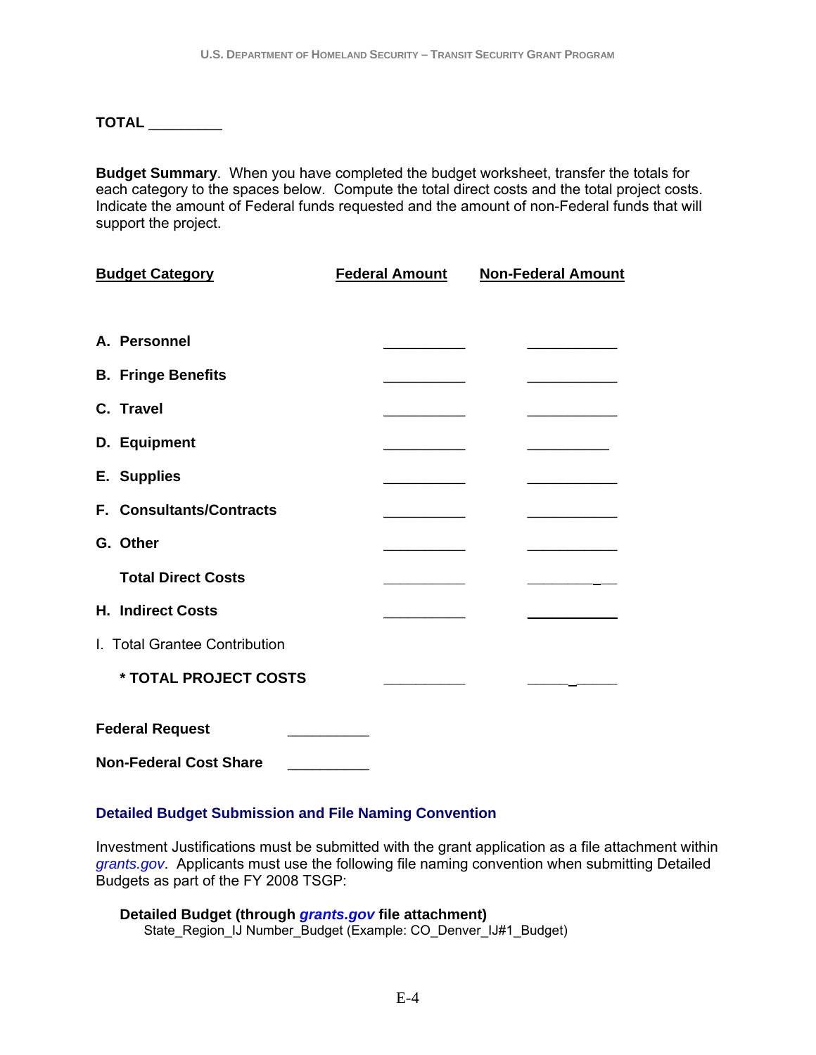**TOTAL** _________

**Budget Summary**. When you have completed the budget worksheet, transfer the totals for each category to the spaces below. Compute the total direct costs and the total project costs. Indicate the amount of Federal funds requested and the amount of non-Federal funds that will support the project.

| Budget Category | Federal Amount | Non-Federal Amount |
|---|---|---|
| **A. Personnel** | __________ | ___________ |
| **B. Fringe Benefits** | __________ | ___________ |
| **C. Travel** | __________ | ___________ |
| **D. Equipment** | __________ | __________ |
| **E. Supplies** | __________ | ___________ |
| **F. Consultants/Contracts** | __________ | ___________ |
| **G. Other** | __________ | ___________ |
| **Total Direct Costs** | __________ | ___________ |
| **H. Indirect Costs** | __________ | ___________ |
| I. Total Grantee Contribution | | |
| **\* TOTAL PROJECT COSTS** | __________ | ___________ |

**Federal Request** __________

**Non-Federal Cost Share** __________

## Detailed Budget Submission and File Naming Convention

Investment Justifications must be submitted with the grant application as a file attachment within *grants.gov*. Applicants must use the following file naming convention when submitting Detailed Budgets as part of the FY 2008 TSGP:

**Detailed Budget (through *grants.gov* file attachment)**
State_Region_IJ Number_Budget (Example: CO_Denver_IJ#1_Budget)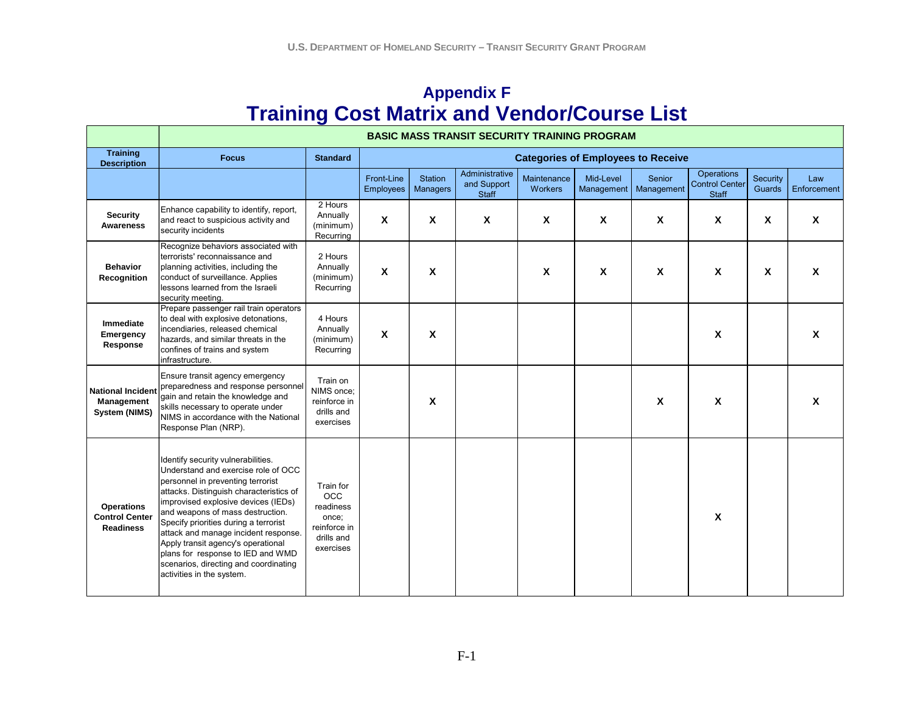# Appendix F
# Training Cost Matrix and Vendor/Course List

| | BASIC MASS TRANSIT SECURITY TRAINING PROGRAM | | | | | | | | | | |
|---|---|---|---|---|---|---|---|---|---|---|---|
| **Training Description** | **Focus** | **Standard** | **Categories of Employees to Receive** | | | | | | | | |
| | | | Front-Line Employees | Station Managers | Administrative and Support Staff | Maintenance Workers | Mid-Level Management | Senior Management | Operations Control Center Staff | Security Guards | Law Enforcement |
| **Security Awareness** | Enhance capability to identify, report, and react to suspicious activity and security incidents | 2 Hours Annually (minimum) Recurring | X | X | X | X | X | X | X | X | X |
| **Behavior Recognition** | Recognize behaviors associated with terrorists' reconnaissance and planning activities, including the conduct of surveillance. Applies lessons learned from the Israeli security meeting. | 2 Hours Annually (minimum) Recurring | X | X | | X | X | X | X | X | X |
| **Immediate Emergency Response** | Prepare passenger rail train operators to deal with explosive detonations, incendiaries, released chemical hazards, and similar threats in the confines of trains and system infrastructure. | 4 Hours Annually (minimum) Recurring | X | X | | | | | X | | X |
| **National Incident Management System (NIMS)** | Ensure transit agency emergency preparedness and response personnel gain and retain the knowledge and skills necessary to operate under NIMS in accordance with the National Response Plan (NRP). | Train on NIMS once; reinforce in drills and exercises | | X | | | | X | X | | X |
| **Operations Control Center Readiness** | Identify security vulnerabilities. Understand and exercise role of OCC personnel in preventing terrorist attacks. Distinguish characteristics of improvised explosive devices (IEDs) and weapons of mass destruction. Specify priorities during a terrorist attack and manage incident response. Apply transit agency's operational plans for response to IED and WMD scenarios, directing and coordinating activities in the system. | Train for OCC readiness once; reinforce in drills and exercises | | | | | | | X | | |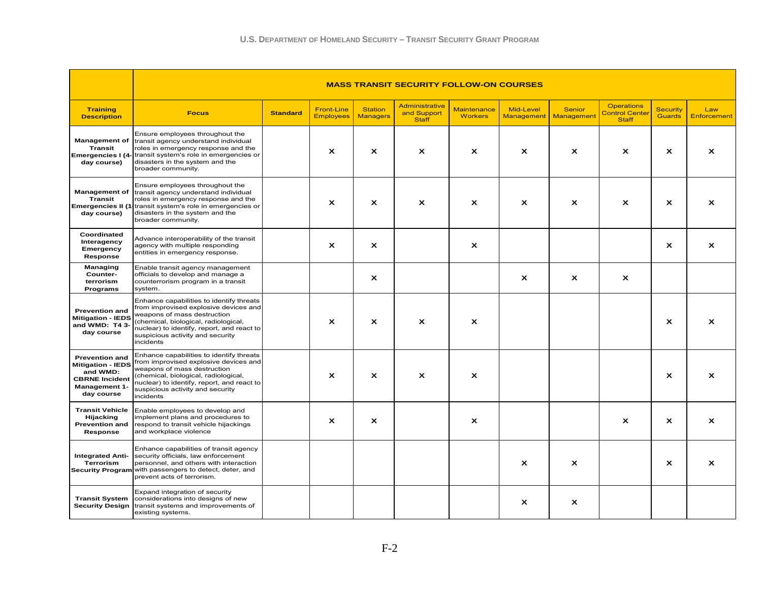| | MASS TRANSIT SECURITY FOLLOW-ON COURSES | | | | | | | | | | |
|---|---|---|---|---|---|---|---|---|---|---|---|
| **Training Description** | **Focus** | **Standard** | Front-Line Employees | Station Managers | Administrative and Support Staff | Maintenance Workers | Mid-Level Management | Senior Management | Operations Control Center Staff | Security Guards | Law Enforcement |
| **Management of Transit Emergencies I (4-day course)** | Ensure employees throughout the transit agency understand individual roles in emergency response and the transit system's role in emergencies or disasters in the system and the broader community. | | x | x | x | x | x | x | x | x | x |
| **Management of Transit Emergencies II (1-day course)** | Ensure employees throughout the transit agency understand individual roles in emergency response and the transit system's role in emergencies or disasters in the system and the broader community. | | x | x | x | x | x | x | x | x | x |
| **Coordinated Interagency Emergency Response** | Advance interoperability of the transit agency with multiple responding entities in emergency response. | | x | x | | x | | | | x | x |
| **Managing Counter-terrorism Programs** | Enable transit agency management officials to develop and manage a counterrorism program in a transit system. | | | x | | | x | x | x | | |
| **Prevention and Mitigation - IEDS and WMD: T4 3-day course** | Enhance capabilities to identify threats from improvised explosive devices and weapons of mass destruction (chemical, biological, radiological, nuclear) to identify, report, and react to suspicious activity and security incidents | | x | x | x | x | | | | x | x |
| **Prevention and Mitigation - IEDS and WMD: CBRNE Incident Management 1-day course** | Enhance capabilities to identify threats from improvised explosive devices and weapons of mass destruction (chemical, biological, radiological, nuclear) to identify, report, and react to suspicious activity and security incidents | | x | x | x | x | | | | x | x |
| **Transit Vehicle Hijacking Prevention and Response** | Enable employees to develop and implement plans and procedures to respond to transit vehicle hijackings and workplace violence | | x | x | | x | | | x | x | x |
| **Integrated Anti-Terrorism Security Program** | Enhance capabilities of transit agency security officials, law enforcement personnel, and others with interaction with passengers to detect, deter, and prevent acts of terrorism. | | | | | | x | x | | x | x |
| **Transit System Security Design** | Expand integration of security considerations into designs of new transit systems and improvements of existing systems. | | | | | | x | x | | | |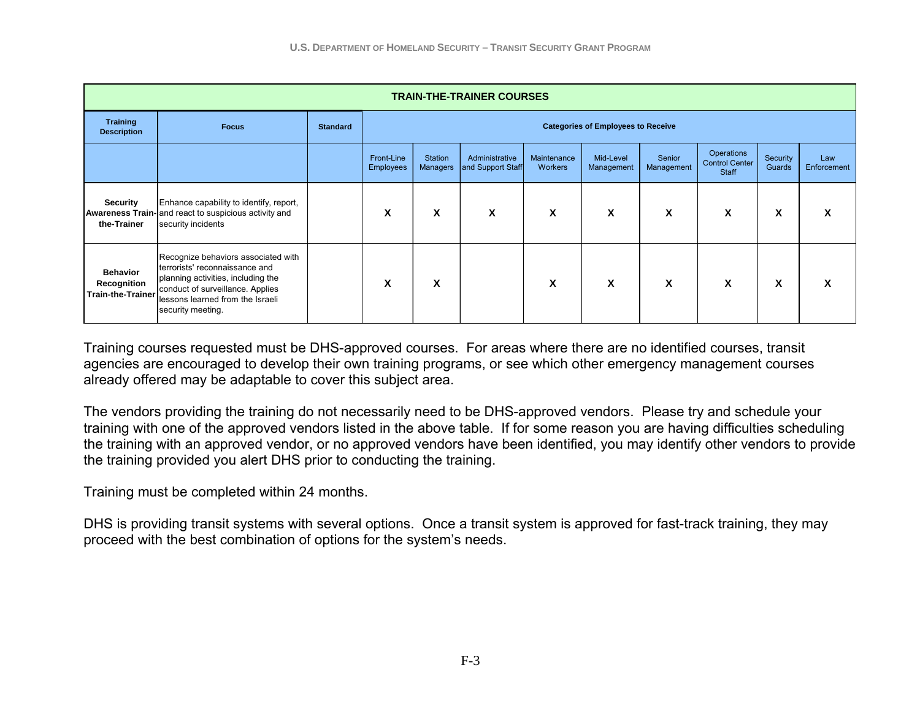| TRAIN-THE-TRAINER COURSES | | | | | | | | | | | |
|---|---|---|---|---|---|---|---|---|---|---|---|
| **Training Description** | **Focus** | **Standard** | **Categories of Employees to Receive** | | | | | | | | |
| | | | Front-Line Employees | Station Managers | Administrative and Support Staff | Maintenance Workers | Mid-Level Management | Senior Management | Operations Control Center Staff | Security Guards | Law Enforcement |
| **Security Awareness Train-the-Trainer** | Enhance capability to identify, report, and react to suspicious activity and security incidents | | **X** | **X** | **X** | **X** | **X** | **X** | **X** | **X** | **X** |
| **Behavior Recognition Train-the-Trainer** | Recognize behaviors associated with terrorists' reconnaissance and planning activities, including the conduct of surveillance. Applies lessons learned from the Israeli security meeting. | | **X** | **X** | | **X** | **X** | **X** | **X** | **X** | **X** |

Training courses requested must be DHS-approved courses. For areas where there are no identified courses, transit agencies are encouraged to develop their own training programs, or see which other emergency management courses already offered may be adaptable to cover this subject area.

The vendors providing the training do not necessarily need to be DHS-approved vendors. Please try and schedule your training with one of the approved vendors listed in the above table. If for some reason you are having difficulties scheduling the training with an approved vendor, or no approved vendors have been identified, you may identify other vendors to provide the training provided you alert DHS prior to conducting the training.

Training must be completed within 24 months.

DHS is providing transit systems with several options. Once a transit system is approved for fast-track training, they may proceed with the best combination of options for the system's needs.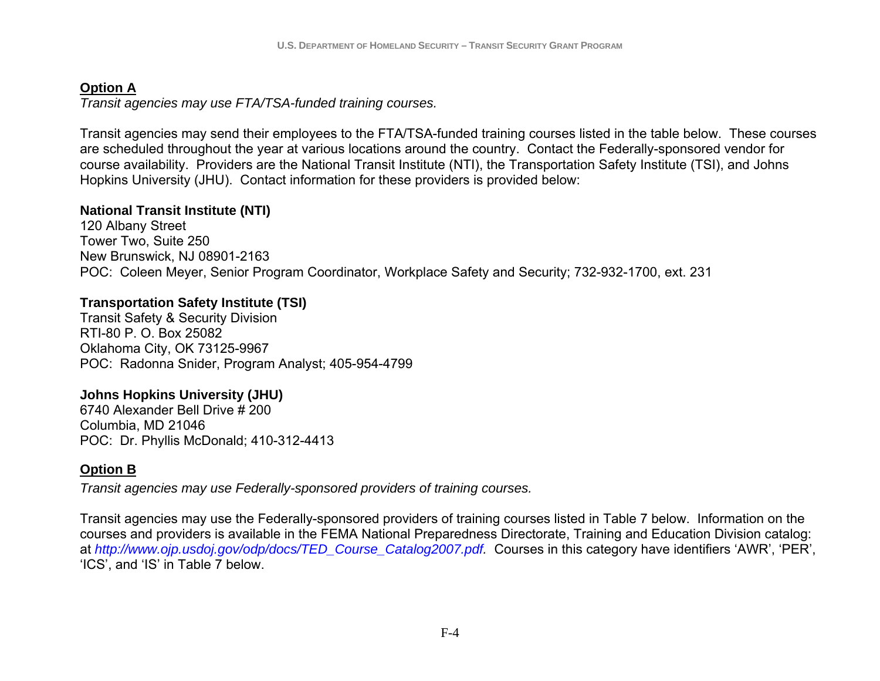**Option A**

*Transit agencies may use FTA/TSA-funded training courses.*

Transit agencies may send their employees to the FTA/TSA-funded training courses listed in the table below. These courses are scheduled throughout the year at various locations around the country. Contact the Federally-sponsored vendor for course availability. Providers are the National Transit Institute (NTI), the Transportation Safety Institute (TSI), and Johns Hopkins University (JHU). Contact information for these providers is provided below:

**National Transit Institute (NTI)**
120 Albany Street
Tower Two, Suite 250
New Brunswick, NJ 08901-2163
POC: Coleen Meyer, Senior Program Coordinator, Workplace Safety and Security; 732-932-1700, ext. 231

**Transportation Safety Institute (TSI)**
Transit Safety & Security Division
RTI-80 P. O. Box 25082
Oklahoma City, OK 73125-9967
POC: Radonna Snider, Program Analyst; 405-954-4799

**Johns Hopkins University (JHU)**
6740 Alexander Bell Drive # 200
Columbia, MD 21046
POC: Dr. Phyllis McDonald; 410-312-4413

**Option B**

*Transit agencies may use Federally-sponsored providers of training courses.*

Transit agencies may use the Federally-sponsored providers of training courses listed in Table 7 below. Information on the courses and providers is available in the FEMA National Preparedness Directorate, Training and Education Division catalog: at *http://www.ojp.usdoj.gov/odp/docs/TED_Course_Catalog2007.pdf.* Courses in this category have identifiers 'AWR', 'PER', 'ICS', and 'IS' in Table 7 below.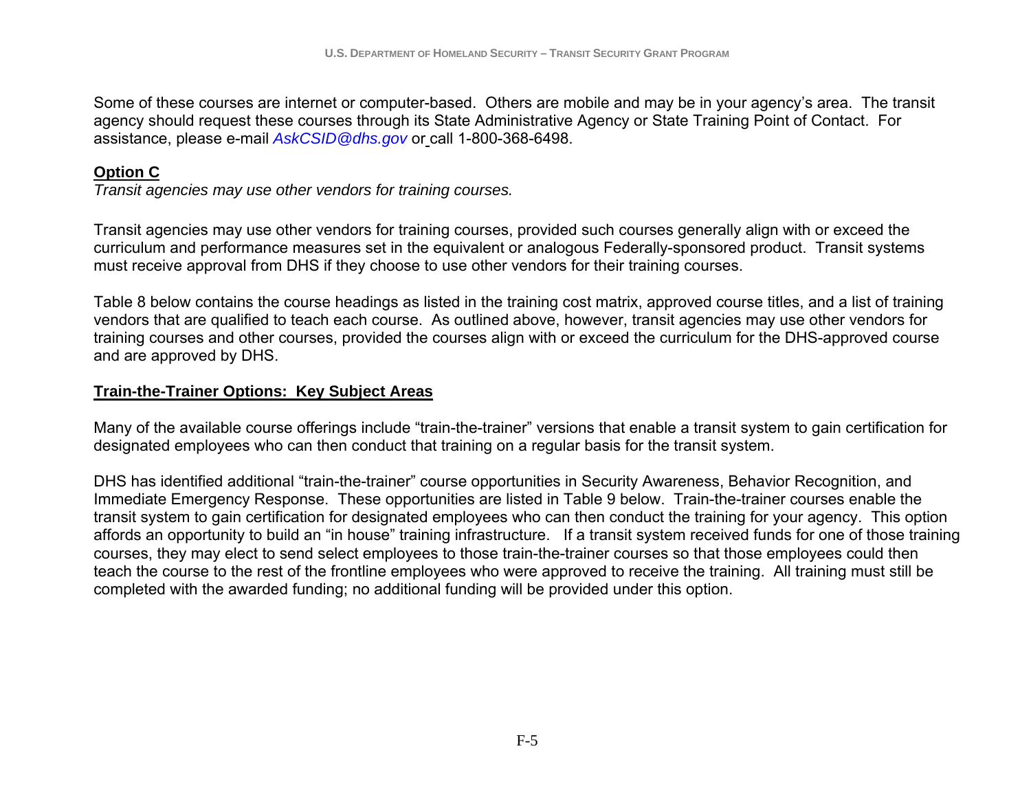Some of these courses are internet or computer-based. Others are mobile and may be in your agency's area. The transit agency should request these courses through its State Administrative Agency or State Training Point of Contact. For assistance, please e-mail *AskCSID@dhs.gov* or call 1-800-368-6498.

**Option C**

*Transit agencies may use other vendors for training courses.*

Transit agencies may use other vendors for training courses, provided such courses generally align with or exceed the curriculum and performance measures set in the equivalent or analogous Federally-sponsored product. Transit systems must receive approval from DHS if they choose to use other vendors for their training courses.

Table 8 below contains the course headings as listed in the training cost matrix, approved course titles, and a list of training vendors that are qualified to teach each course. As outlined above, however, transit agencies may use other vendors for training courses and other courses, provided the courses align with or exceed the curriculum for the DHS-approved course and are approved by DHS.

**Train-the-Trainer Options: Key Subject Areas**

Many of the available course offerings include "train-the-trainer" versions that enable a transit system to gain certification for designated employees who can then conduct that training on a regular basis for the transit system.

DHS has identified additional "train-the-trainer" course opportunities in Security Awareness, Behavior Recognition, and Immediate Emergency Response. These opportunities are listed in Table 9 below. Train-the-trainer courses enable the transit system to gain certification for designated employees who can then conduct the training for your agency. This option affords an opportunity to build an "in house" training infrastructure. If a transit system received funds for one of those training courses, they may elect to send select employees to those train-the-trainer courses so that those employees could then teach the course to the rest of the frontline employees who were approved to receive the training. All training must still be completed with the awarded funding; no additional funding will be provided under this option.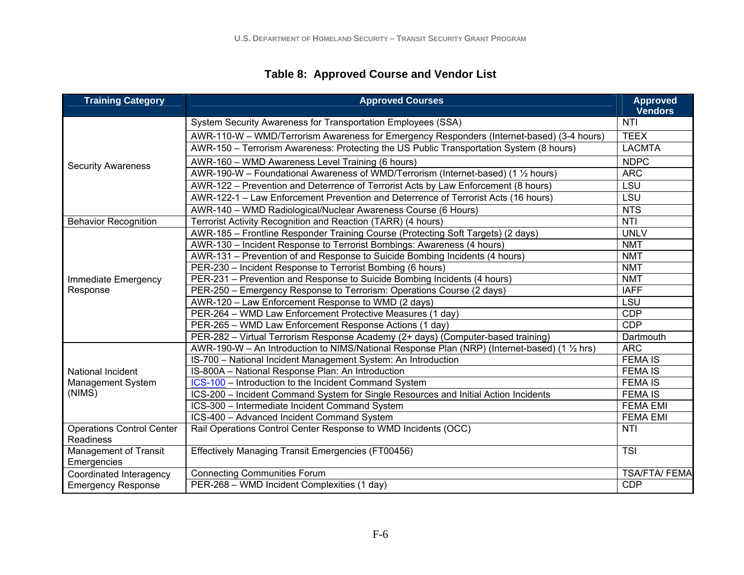**Table 8: Approved Course and Vendor List**

| Training Category | Approved Courses | Approved Vendors |
|---|---|---|
| Security Awareness | System Security Awareness for Transportation Employees (SSA) | NTI |
| | AWR-110-W – WMD/Terrorism Awareness for Emergency Responders (Internet-based) (3-4 hours) | TEEX |
| | AWR-150 – Terrorism Awareness: Protecting the US Public Transportation System (8 hours) | LACMTA |
| | AWR-160 – WMD Awareness Level Training (6 hours) | NDPC |
| | AWR-190-W – Foundational Awareness of WMD/Terrorism (Internet-based) (1 ½ hours) | ARC |
| | AWR-122 – Prevention and Deterrence of Terrorist Acts by Law Enforcement (8 hours) | LSU |
| | AWR-122-1 – Law Enforcement Prevention and Deterrence of Terrorist Acts (16 hours) | LSU |
| | AWR-140 – WMD Radiological/Nuclear Awareness Course (6 Hours) | NTS |
| Behavior Recognition | Terrorist Activity Recognition and Reaction (TARR) (4 hours) | NTI |
| Immediate Emergency Response | AWR-185 – Frontline Responder Training Course (Protecting Soft Targets) (2 days) | UNLV |
| | AWR-130 – Incident Response to Terrorist Bombings: Awareness (4 hours) | NMT |
| | AWR-131 – Prevention of and Response to Suicide Bombing Incidents (4 hours) | NMT |
| | PER-230 – Incident Response to Terrorist Bombing (6 hours) | NMT |
| | PER-231 – Prevention and Response to Suicide Bombing Incidents (4 hours) | NMT |
| | PER-250 – Emergency Response to Terrorism: Operations Course (2 days) | IAFF |
| | AWR-120 – Law Enforcement Response to WMD (2 days) | LSU |
| | PER-264 – WMD Law Enforcement Protective Measures (1 day) | CDP |
| | PER-265 – WMD Law Enforcement Response Actions (1 day) | CDP |
| | PER-282 – Virtual Terrorism Response Academy (2+ days) (Computer-based training) | Dartmouth |
| National Incident Management System (NIMS) | AWR-190-W – An Introduction to NIMS/National Response Plan (NRP) (Internet-based) (1 ½ hrs) | ARC |
| | IS-700 – National Incident Management System: An Introduction | FEMA IS |
| | IS-800A – National Response Plan: An Introduction | FEMA IS |
| | ICS-100 – Introduction to the Incident Command System | FEMA IS |
| | ICS-200 – Incident Command System for Single Resources and Initial Action Incidents | FEMA IS |
| | ICS-300 – Intermediate Incident Command System | FEMA EMI |
| | ICS-400 – Advanced Incident Command System | FEMA EMI |
| Operations Control Center Readiness | Rail Operations Control Center Response to WMD Incidents (OCC) | NTI |
| Management of Transit Emergencies | Effectively Managing Transit Emergencies (FT00456) | TSI |
| Coordinated Interagency Emergency Response | Connecting Communities Forum | TSA/FTA/ FEMA |
| | PER-268 – WMD Incident Complexities (1 day) | CDP |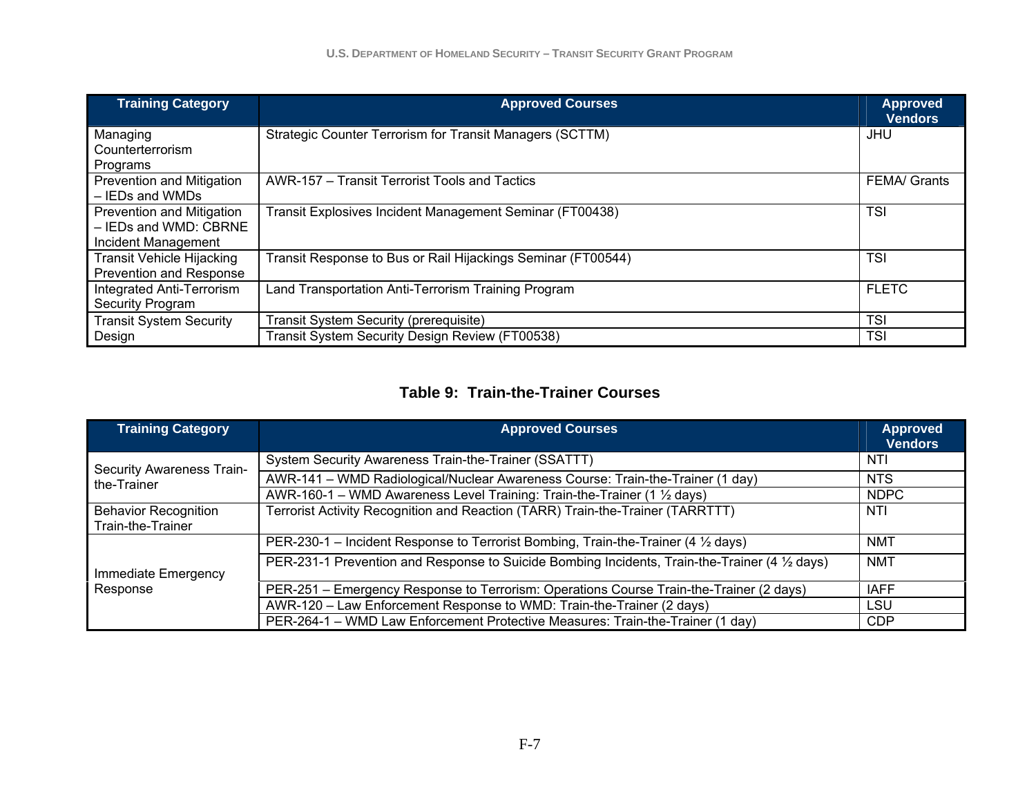| Training Category | Approved Courses | Approved Vendors |
|---|---|---|
| Managing Counterterrorism Programs | Strategic Counter Terrorism for Transit Managers (SCTTM) | JHU |
| Prevention and Mitigation – IEDs and WMDs | AWR-157 – Transit Terrorist Tools and Tactics | FEMA/ Grants |
| Prevention and Mitigation – IEDs and WMD: CBRNE Incident Management | Transit Explosives Incident Management Seminar (FT00438) | TSI |
| Transit Vehicle Hijacking Prevention and Response | Transit Response to Bus or Rail Hijackings Seminar (FT00544) | TSI |
| Integrated Anti-Terrorism Security Program | Land Transportation Anti-Terrorism Training Program | FLETC |
| Transit System Security Design | Transit System Security (prerequisite) | TSI |
| | Transit System Security Design Review (FT00538) | TSI |

## Table 9: Train-the-Trainer Courses

| Training Category | Approved Courses | Approved Vendors |
|---|---|---|
| Security Awareness Train-the-Trainer | System Security Awareness Train-the-Trainer (SSATTT) | NTI |
| | AWR-141 – WMD Radiological/Nuclear Awareness Course: Train-the-Trainer (1 day) | NTS |
| | AWR-160-1 – WMD Awareness Level Training: Train-the-Trainer (1 ½ days) | NDPC |
| Behavior Recognition Train-the-Trainer | Terrorist Activity Recognition and Reaction (TARR) Train-the-Trainer (TARRTTT) | NTI |
| Immediate Emergency Response | PER-230-1 – Incident Response to Terrorist Bombing, Train-the-Trainer (4 ½ days) | NMT |
| | PER-231-1 Prevention and Response to Suicide Bombing Incidents, Train-the-Trainer (4 ½ days) | NMT |
| | PER-251 – Emergency Response to Terrorism: Operations Course Train-the-Trainer (2 days) | IAFF |
| | AWR-120 – Law Enforcement Response to WMD: Train-the-Trainer (2 days) | LSU |
| | PER-264-1 – WMD Law Enforcement Protective Measures: Train-the-Trainer (1 day) | CDP |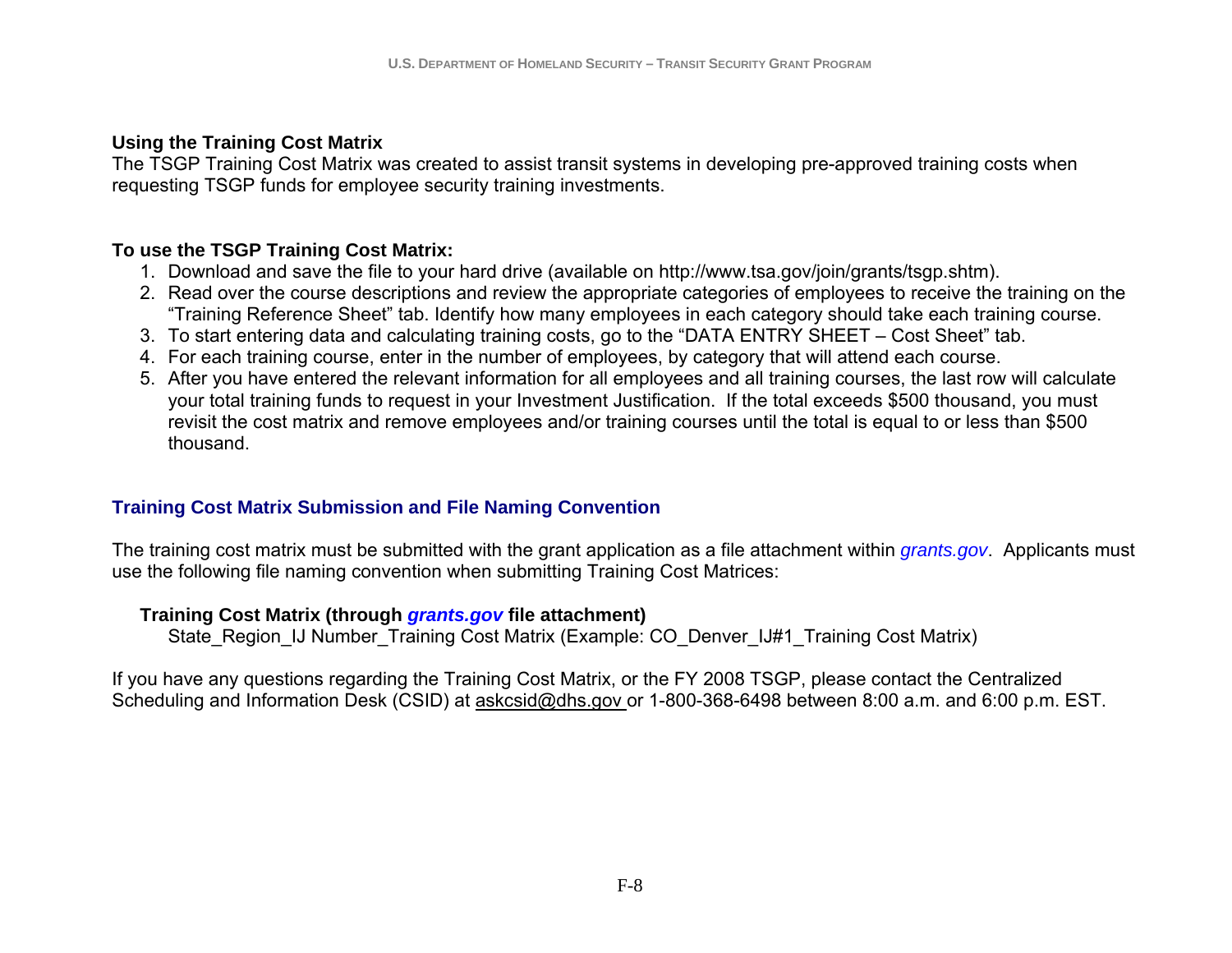### Using the Training Cost Matrix

The TSGP Training Cost Matrix was created to assist transit systems in developing pre-approved training costs when requesting TSGP funds for employee security training investments.

### To use the TSGP Training Cost Matrix:

1. Download and save the file to your hard drive (available on http://www.tsa.gov/join/grants/tsgp.shtm).
2. Read over the course descriptions and review the appropriate categories of employees to receive the training on the "Training Reference Sheet" tab. Identify how many employees in each category should take each training course.
3. To start entering data and calculating training costs, go to the "DATA ENTRY SHEET – Cost Sheet" tab.
4. For each training course, enter in the number of employees, by category that will attend each course.
5. After you have entered the relevant information for all employees and all training courses, the last row will calculate your total training funds to request in your Investment Justification. If the total exceeds $500 thousand, you must revisit the cost matrix and remove employees and/or training courses until the total is equal to or less than $500 thousand.

## Training Cost Matrix Submission and File Naming Convention

The training cost matrix must be submitted with the grant application as a file attachment within *grants.gov*. Applicants must use the following file naming convention when submitting Training Cost Matrices:

**Training Cost Matrix (through *grants.gov* file attachment)**
State_Region_IJ Number_Training Cost Matrix (Example: CO_Denver_IJ#1_Training Cost Matrix)

If you have any questions regarding the Training Cost Matrix, or the FY 2008 TSGP, please contact the Centralized Scheduling and Information Desk (CSID) at askcsid@dhs.gov or 1-800-368-6498 between 8:00 a.m. and 6:00 p.m. EST.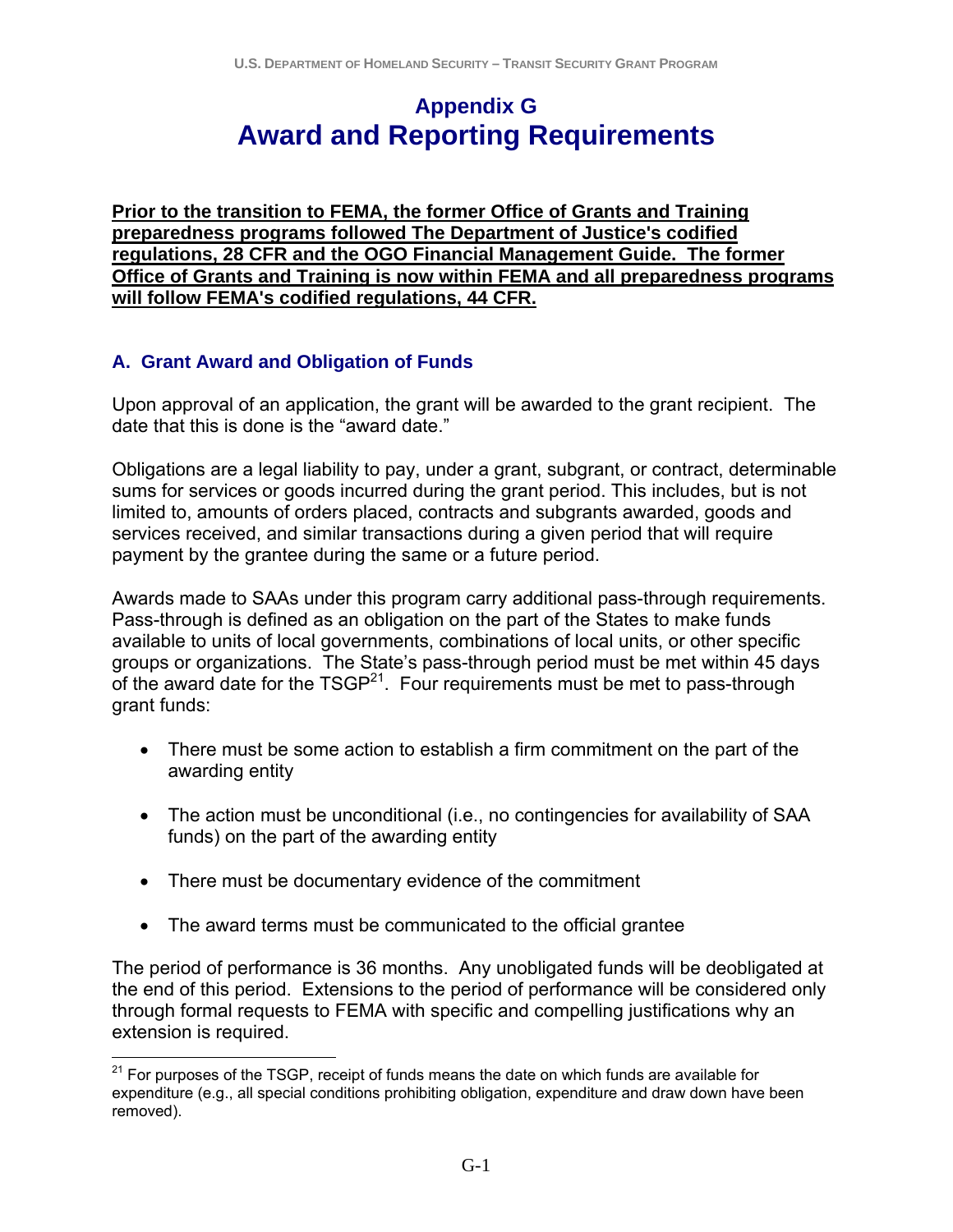# Appendix G
# Award and Reporting Requirements

**Prior to the transition to FEMA, the former Office of Grants and Training preparedness programs followed The Department of Justice's codified regulations, 28 CFR and the OGO Financial Management Guide. The former Office of Grants and Training is now within FEMA and all preparedness programs will follow FEMA's codified regulations, 44 CFR.**

## A. Grant Award and Obligation of Funds

Upon approval of an application, the grant will be awarded to the grant recipient. The date that this is done is the "award date."

Obligations are a legal liability to pay, under a grant, subgrant, or contract, determinable sums for services or goods incurred during the grant period. This includes, but is not limited to, amounts of orders placed, contracts and subgrants awarded, goods and services received, and similar transactions during a given period that will require payment by the grantee during the same or a future period.

Awards made to SAAs under this program carry additional pass-through requirements. Pass-through is defined as an obligation on the part of the States to make funds available to units of local governments, combinations of local units, or other specific groups or organizations. The State's pass-through period must be met within 45 days of the award date for the TSGP[21]. Four requirements must be met to pass-through grant funds:

- There must be some action to establish a firm commitment on the part of the awarding entity
- The action must be unconditional (i.e., no contingencies for availability of SAA funds) on the part of the awarding entity
- There must be documentary evidence of the commitment
- The award terms must be communicated to the official grantee

The period of performance is 36 months. Any unobligated funds will be deobligated at the end of this period. Extensions to the period of performance will be considered only through formal requests to FEMA with specific and compelling justifications why an extension is required.

[21] For purposes of the TSGP, receipt of funds means the date on which funds are available for expenditure (e.g., all special conditions prohibiting obligation, expenditure and draw down have been removed).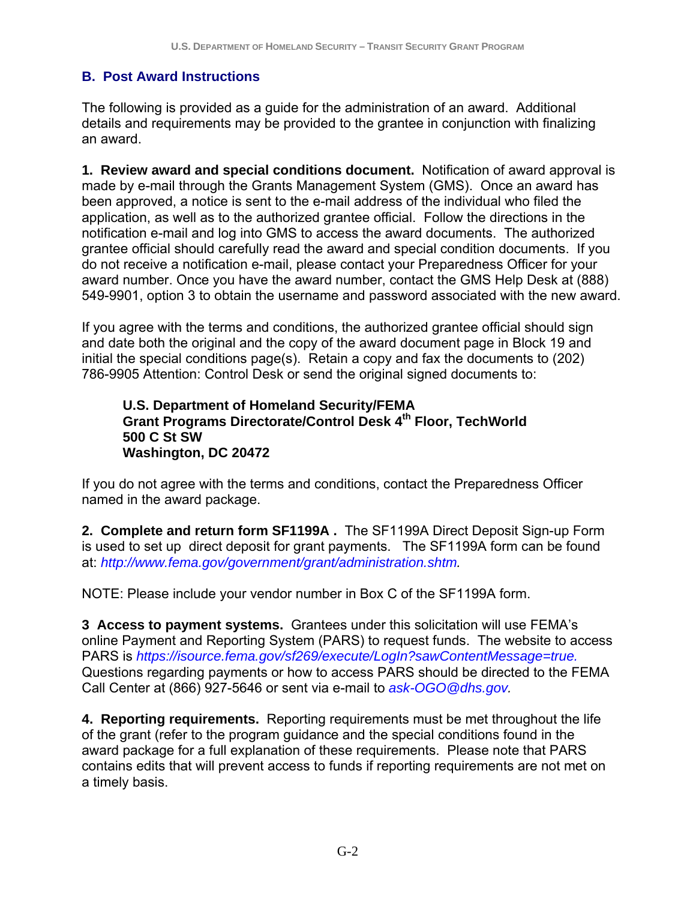## B. Post Award Instructions

The following is provided as a guide for the administration of an award. Additional details and requirements may be provided to the grantee in conjunction with finalizing an award.

**1. Review award and special conditions document.** Notification of award approval is made by e-mail through the Grants Management System (GMS). Once an award has been approved, a notice is sent to the e-mail address of the individual who filed the application, as well as to the authorized grantee official. Follow the directions in the notification e-mail and log into GMS to access the award documents. The authorized grantee official should carefully read the award and special condition documents. If you do not receive a notification e-mail, please contact your Preparedness Officer for your award number. Once you have the award number, contact the GMS Help Desk at (888) 549-9901, option 3 to obtain the username and password associated with the new award.

If you agree with the terms and conditions, the authorized grantee official should sign and date both the original and the copy of the award document page in Block 19 and initial the special conditions page(s). Retain a copy and fax the documents to (202) 786-9905 Attention: Control Desk or send the original signed documents to:

> **U.S. Department of Homeland Security/FEMA**
> **Grant Programs Directorate/Control Desk 4th Floor, TechWorld**
> **500 C St SW**
> **Washington, DC 20472**

If you do not agree with the terms and conditions, contact the Preparedness Officer named in the award package.

**2. Complete and return form SF1199A .** The SF1199A Direct Deposit Sign-up Form is used to set up direct deposit for grant payments. The SF1199A form can be found at: *http://www.fema.gov/government/grant/administration.shtm.*

NOTE: Please include your vendor number in Box C of the SF1199A form.

**3 Access to payment systems.** Grantees under this solicitation will use FEMA's online Payment and Reporting System (PARS) to request funds. The website to access PARS is *https://isource.fema.gov/sf269/execute/LogIn?sawContentMessage=true.* Questions regarding payments or how to access PARS should be directed to the FEMA Call Center at (866) 927-5646 or sent via e-mail to *ask-OGO@dhs.gov.*

**4. Reporting requirements.** Reporting requirements must be met throughout the life of the grant (refer to the program guidance and the special conditions found in the award package for a full explanation of these requirements. Please note that PARS contains edits that will prevent access to funds if reporting requirements are not met on a timely basis.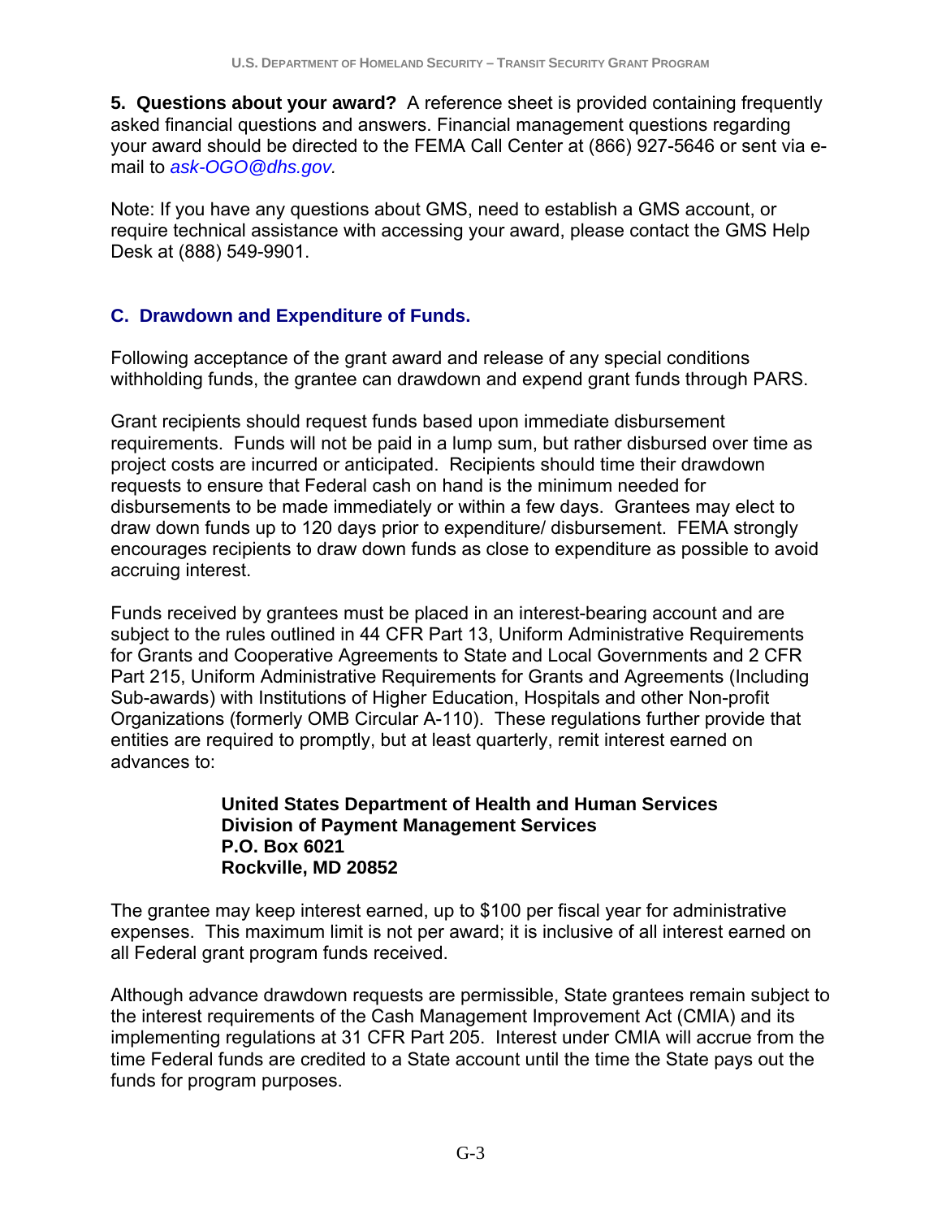**5. Questions about your award?** A reference sheet is provided containing frequently asked financial questions and answers. Financial management questions regarding your award should be directed to the FEMA Call Center at (866) 927-5646 or sent via e-mail to *ask-OGO@dhs.gov.*

Note: If you have any questions about GMS, need to establish a GMS account, or require technical assistance with accessing your award, please contact the GMS Help Desk at (888) 549-9901.

## C. Drawdown and Expenditure of Funds.

Following acceptance of the grant award and release of any special conditions withholding funds, the grantee can drawdown and expend grant funds through PARS.

Grant recipients should request funds based upon immediate disbursement requirements. Funds will not be paid in a lump sum, but rather disbursed over time as project costs are incurred or anticipated. Recipients should time their drawdown requests to ensure that Federal cash on hand is the minimum needed for disbursements to be made immediately or within a few days. Grantees may elect to draw down funds up to 120 days prior to expenditure/ disbursement. FEMA strongly encourages recipients to draw down funds as close to expenditure as possible to avoid accruing interest.

Funds received by grantees must be placed in an interest-bearing account and are subject to the rules outlined in 44 CFR Part 13, Uniform Administrative Requirements for Grants and Cooperative Agreements to State and Local Governments and 2 CFR Part 215, Uniform Administrative Requirements for Grants and Agreements (Including Sub-awards) with Institutions of Higher Education, Hospitals and other Non-profit Organizations (formerly OMB Circular A-110). These regulations further provide that entities are required to promptly, but at least quarterly, remit interest earned on advances to:

**United States Department of Health and Human Services**
**Division of Payment Management Services**
**P.O. Box 6021**
**Rockville, MD 20852**

The grantee may keep interest earned, up to $100 per fiscal year for administrative expenses. This maximum limit is not per award; it is inclusive of all interest earned on all Federal grant program funds received.

Although advance drawdown requests are permissible, State grantees remain subject to the interest requirements of the Cash Management Improvement Act (CMIA) and its implementing regulations at 31 CFR Part 205. Interest under CMIA will accrue from the time Federal funds are credited to a State account until the time the State pays out the funds for program purposes.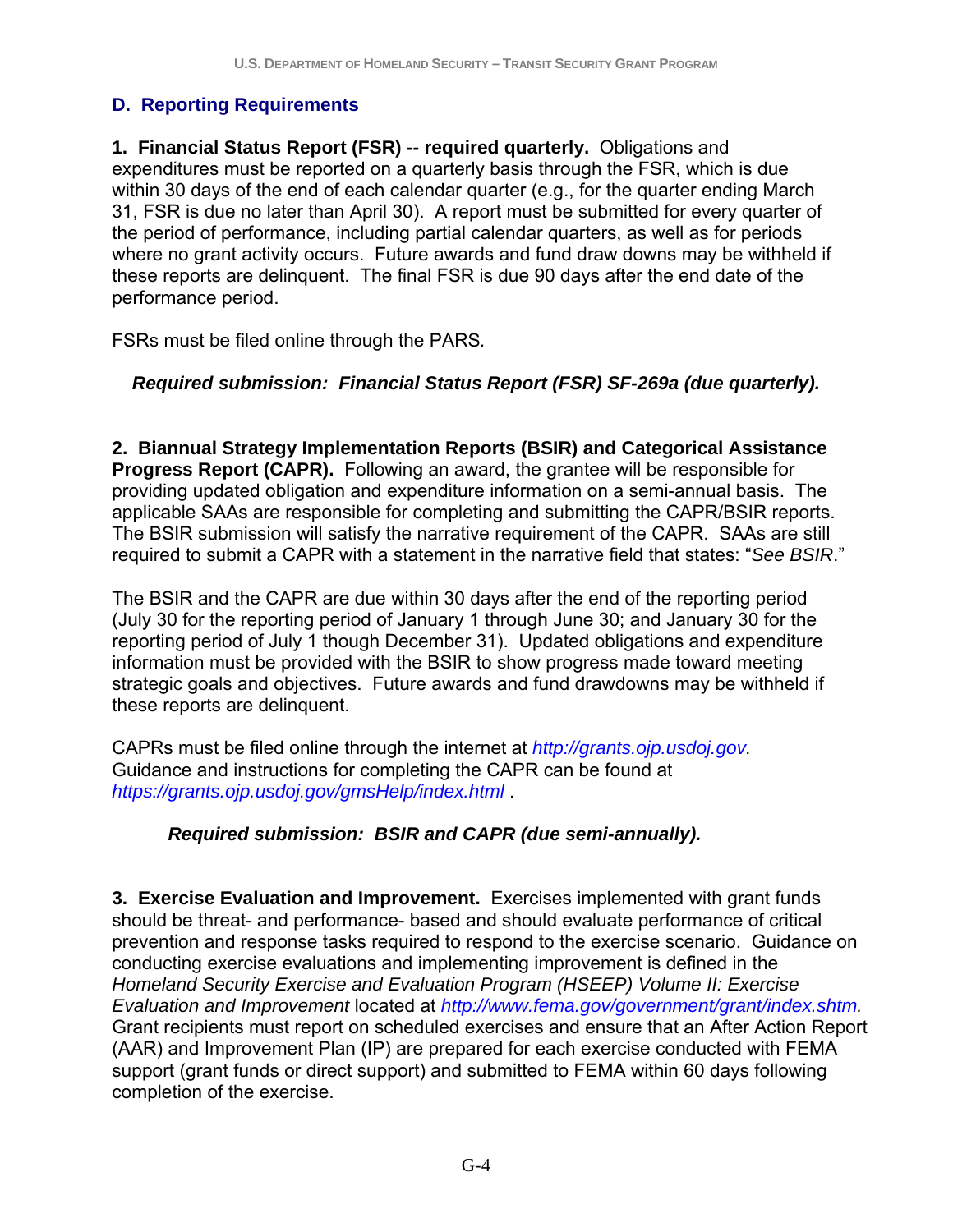## D. Reporting Requirements

**1. Financial Status Report (FSR) -- required quarterly.** Obligations and expenditures must be reported on a quarterly basis through the FSR, which is due within 30 days of the end of each calendar quarter (e.g., for the quarter ending March 31, FSR is due no later than April 30). A report must be submitted for every quarter of the period of performance, including partial calendar quarters, as well as for periods where no grant activity occurs. Future awards and fund draw downs may be withheld if these reports are delinquent. The final FSR is due 90 days after the end date of the performance period.

FSRs must be filed online through the PARS.

***Required submission: Financial Status Report (FSR) SF-269a (due quarterly).***

**2. Biannual Strategy Implementation Reports (BSIR) and Categorical Assistance Progress Report (CAPR).** Following an award, the grantee will be responsible for providing updated obligation and expenditure information on a semi-annual basis. The applicable SAAs are responsible for completing and submitting the CAPR/BSIR reports. The BSIR submission will satisfy the narrative requirement of the CAPR. SAAs are still required to submit a CAPR with a statement in the narrative field that states: "*See BSIR*."

The BSIR and the CAPR are due within 30 days after the end of the reporting period (July 30 for the reporting period of January 1 through June 30; and January 30 for the reporting period of July 1 though December 31). Updated obligations and expenditure information must be provided with the BSIR to show progress made toward meeting strategic goals and objectives. Future awards and fund drawdowns may be withheld if these reports are delinquent.

CAPRs must be filed online through the internet at *http://grants.ojp.usdoj.gov.* Guidance and instructions for completing the CAPR can be found at *https://grants.ojp.usdoj.gov/gmsHelp/index.html* .

***Required submission: BSIR and CAPR (due semi-annually).***

**3. Exercise Evaluation and Improvement.** Exercises implemented with grant funds should be threat- and performance- based and should evaluate performance of critical prevention and response tasks required to respond to the exercise scenario. Guidance on conducting exercise evaluations and implementing improvement is defined in the *Homeland Security Exercise and Evaluation Program (HSEEP) Volume II: Exercise Evaluation and Improvement* located at *http://www.fema.gov/government/grant/index.shtm.* Grant recipients must report on scheduled exercises and ensure that an After Action Report (AAR) and Improvement Plan (IP) are prepared for each exercise conducted with FEMA support (grant funds or direct support) and submitted to FEMA within 60 days following completion of the exercise.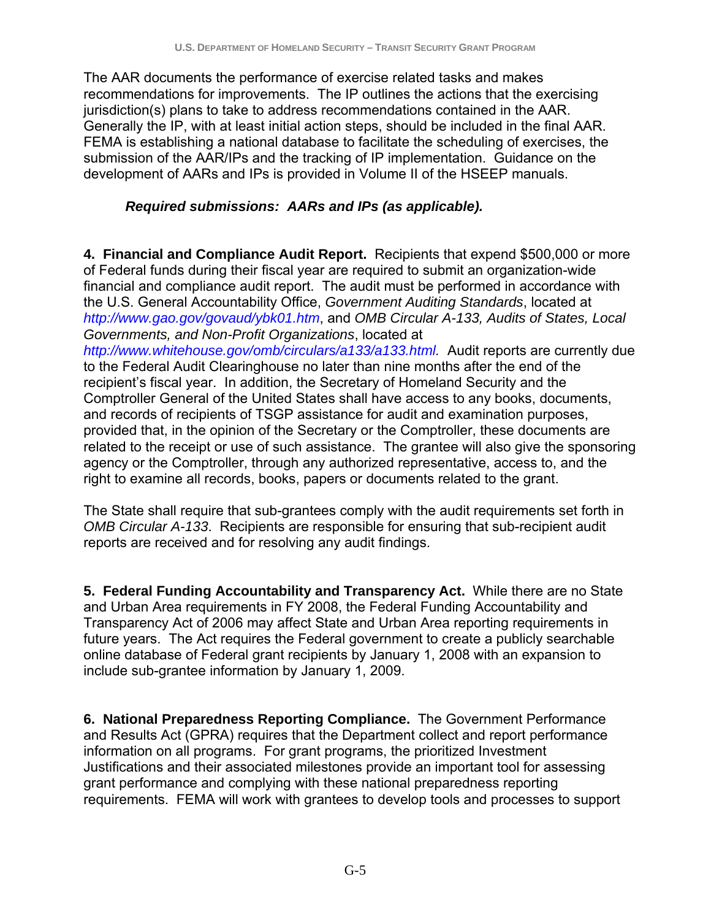The AAR documents the performance of exercise related tasks and makes recommendations for improvements. The IP outlines the actions that the exercising jurisdiction(s) plans to take to address recommendations contained in the AAR. Generally the IP, with at least initial action steps, should be included in the final AAR. FEMA is establishing a national database to facilitate the scheduling of exercises, the submission of the AAR/IPs and the tracking of IP implementation. Guidance on the development of AARs and IPs is provided in Volume II of the HSEEP manuals.

***Required submissions: AARs and IPs (as applicable).***

**4. Financial and Compliance Audit Report.** Recipients that expend $500,000 or more of Federal funds during their fiscal year are required to submit an organization-wide financial and compliance audit report. The audit must be performed in accordance with the U.S. General Accountability Office, *Government Auditing Standards*, located at *http://www.gao.gov/govaud/ybk01.htm*, and *OMB Circular A-133, Audits of States, Local Governments, and Non-Profit Organizations*, located at *http://www.whitehouse.gov/omb/circulars/a133/a133.html.* Audit reports are currently due to the Federal Audit Clearinghouse no later than nine months after the end of the recipient's fiscal year. In addition, the Secretary of Homeland Security and the Comptroller General of the United States shall have access to any books, documents, and records of recipients of TSGP assistance for audit and examination purposes, provided that, in the opinion of the Secretary or the Comptroller, these documents are related to the receipt or use of such assistance. The grantee will also give the sponsoring agency or the Comptroller, through any authorized representative, access to, and the right to examine all records, books, papers or documents related to the grant.

The State shall require that sub-grantees comply with the audit requirements set forth in *OMB Circular A-133*. Recipients are responsible for ensuring that sub-recipient audit reports are received and for resolving any audit findings.

**5. Federal Funding Accountability and Transparency Act.** While there are no State and Urban Area requirements in FY 2008, the Federal Funding Accountability and Transparency Act of 2006 may affect State and Urban Area reporting requirements in future years. The Act requires the Federal government to create a publicly searchable online database of Federal grant recipients by January 1, 2008 with an expansion to include sub-grantee information by January 1, 2009.

**6. National Preparedness Reporting Compliance.** The Government Performance and Results Act (GPRA) requires that the Department collect and report performance information on all programs. For grant programs, the prioritized Investment Justifications and their associated milestones provide an important tool for assessing grant performance and complying with these national preparedness reporting requirements. FEMA will work with grantees to develop tools and processes to support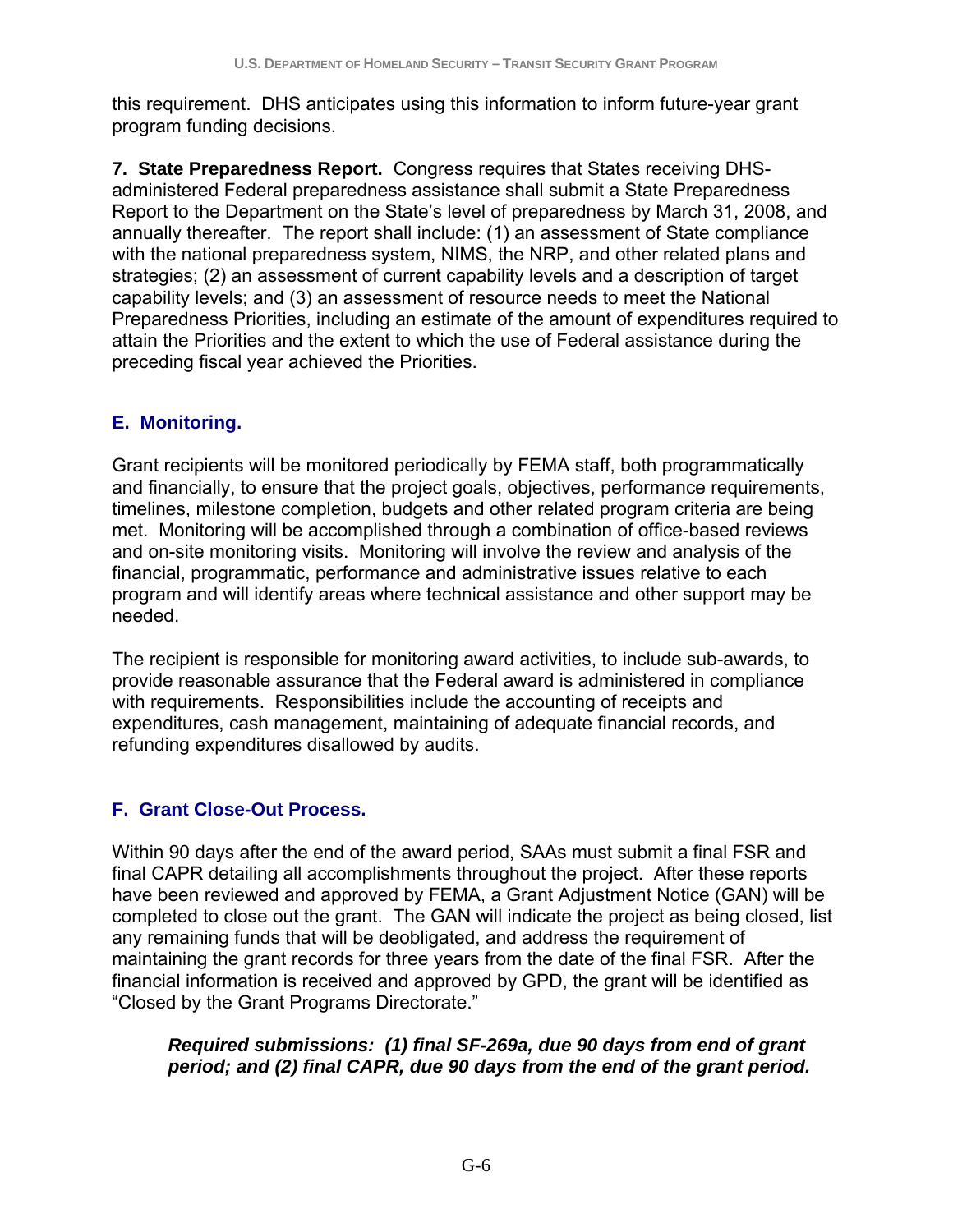this requirement. DHS anticipates using this information to inform future-year grant program funding decisions.

**7. State Preparedness Report.** Congress requires that States receiving DHS-administered Federal preparedness assistance shall submit a State Preparedness Report to the Department on the State's level of preparedness by March 31, 2008, and annually thereafter. The report shall include: (1) an assessment of State compliance with the national preparedness system, NIMS, the NRP, and other related plans and strategies; (2) an assessment of current capability levels and a description of target capability levels; and (3) an assessment of resource needs to meet the National Preparedness Priorities, including an estimate of the amount of expenditures required to attain the Priorities and the extent to which the use of Federal assistance during the preceding fiscal year achieved the Priorities.

## E. Monitoring.

Grant recipients will be monitored periodically by FEMA staff, both programmatically and financially, to ensure that the project goals, objectives, performance requirements, timelines, milestone completion, budgets and other related program criteria are being met. Monitoring will be accomplished through a combination of office-based reviews and on-site monitoring visits. Monitoring will involve the review and analysis of the financial, programmatic, performance and administrative issues relative to each program and will identify areas where technical assistance and other support may be needed.

The recipient is responsible for monitoring award activities, to include sub-awards, to provide reasonable assurance that the Federal award is administered in compliance with requirements. Responsibilities include the accounting of receipts and expenditures, cash management, maintaining of adequate financial records, and refunding expenditures disallowed by audits.

## F. Grant Close-Out Process.

Within 90 days after the end of the award period, SAAs must submit a final FSR and final CAPR detailing all accomplishments throughout the project. After these reports have been reviewed and approved by FEMA, a Grant Adjustment Notice (GAN) will be completed to close out the grant. The GAN will indicate the project as being closed, list any remaining funds that will be deobligated, and address the requirement of maintaining the grant records for three years from the date of the final FSR. After the financial information is received and approved by GPD, the grant will be identified as "Closed by the Grant Programs Directorate."

> ***Required submissions: (1) final SF-269a, due 90 days from end of grant period; and (2) final CAPR, due 90 days from the end of the grant period.***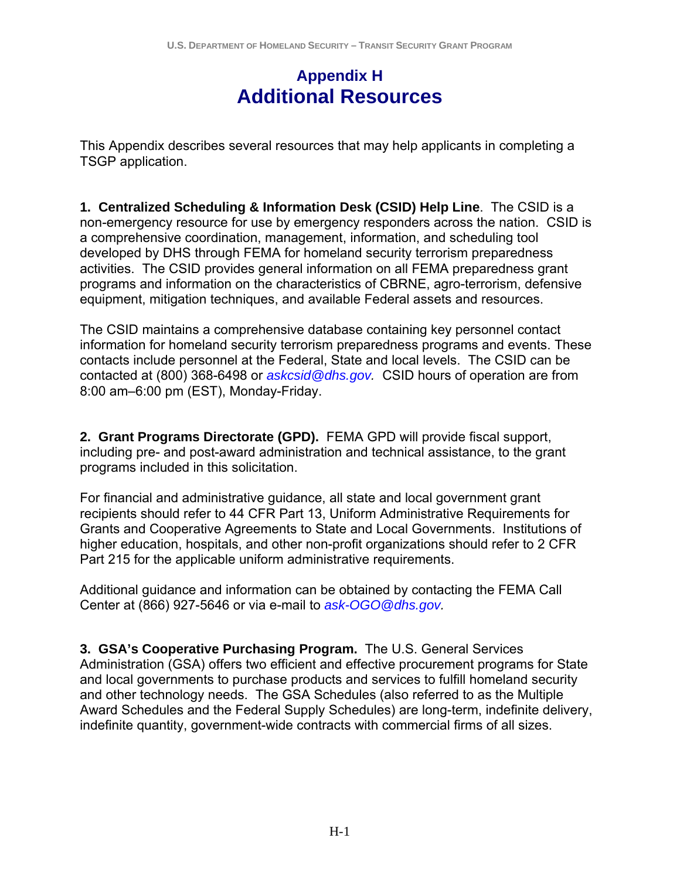# Appendix H
# Additional Resources

This Appendix describes several resources that may help applicants in completing a TSGP application.

**1. Centralized Scheduling & Information Desk (CSID) Help Line**. The CSID is a non-emergency resource for use by emergency responders across the nation. CSID is a comprehensive coordination, management, information, and scheduling tool developed by DHS through FEMA for homeland security terrorism preparedness activities. The CSID provides general information on all FEMA preparedness grant programs and information on the characteristics of CBRNE, agro-terrorism, defensive equipment, mitigation techniques, and available Federal assets and resources.

The CSID maintains a comprehensive database containing key personnel contact information for homeland security terrorism preparedness programs and events. These contacts include personnel at the Federal, State and local levels. The CSID can be contacted at (800) 368-6498 or *askcsid@dhs.gov.* CSID hours of operation are from 8:00 am–6:00 pm (EST), Monday-Friday.

**2. Grant Programs Directorate (GPD).** FEMA GPD will provide fiscal support, including pre- and post-award administration and technical assistance, to the grant programs included in this solicitation.

For financial and administrative guidance, all state and local government grant recipients should refer to 44 CFR Part 13, Uniform Administrative Requirements for Grants and Cooperative Agreements to State and Local Governments. Institutions of higher education, hospitals, and other non-profit organizations should refer to 2 CFR Part 215 for the applicable uniform administrative requirements.

Additional guidance and information can be obtained by contacting the FEMA Call Center at (866) 927-5646 or via e-mail to *ask-OGO@dhs.gov.*

**3. GSA's Cooperative Purchasing Program.** The U.S. General Services Administration (GSA) offers two efficient and effective procurement programs for State and local governments to purchase products and services to fulfill homeland security and other technology needs. The GSA Schedules (also referred to as the Multiple Award Schedules and the Federal Supply Schedules) are long-term, indefinite delivery, indefinite quantity, government-wide contracts with commercial firms of all sizes.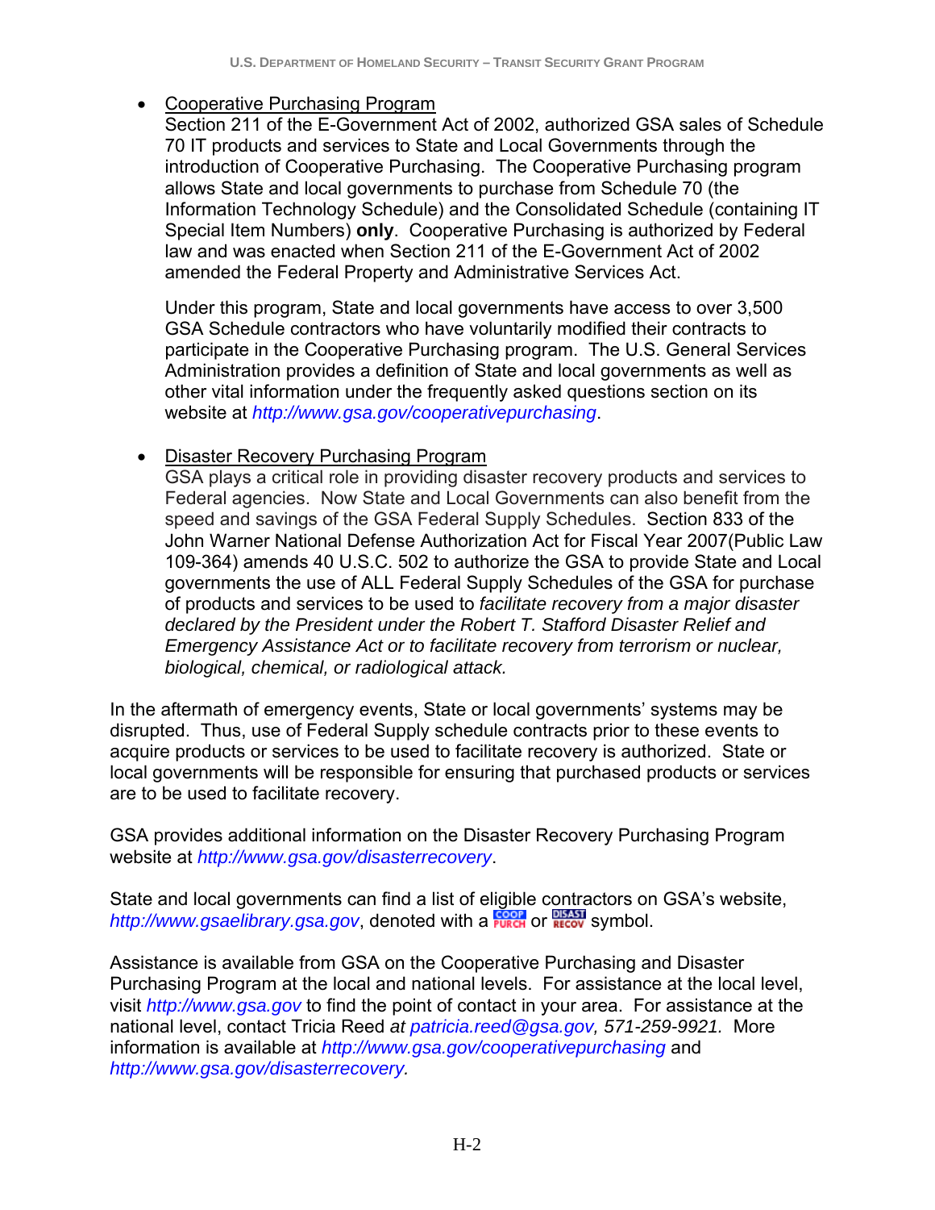- Cooperative Purchasing Program
  Section 211 of the E-Government Act of 2002, authorized GSA sales of Schedule 70 IT products and services to State and Local Governments through the introduction of Cooperative Purchasing. The Cooperative Purchasing program allows State and local governments to purchase from Schedule 70 (the Information Technology Schedule) and the Consolidated Schedule (containing IT Special Item Numbers) **only**. Cooperative Purchasing is authorized by Federal law and was enacted when Section 211 of the E-Government Act of 2002 amended the Federal Property and Administrative Services Act.

  Under this program, State and local governments have access to over 3,500 GSA Schedule contractors who have voluntarily modified their contracts to participate in the Cooperative Purchasing program. The U.S. General Services Administration provides a definition of State and local governments as well as other vital information under the frequently asked questions section on its website at *http://www.gsa.gov/cooperativepurchasing*.

- Disaster Recovery Purchasing Program
  GSA plays a critical role in providing disaster recovery products and services to Federal agencies. Now State and Local Governments can also benefit from the speed and savings of the GSA Federal Supply Schedules. Section 833 of the John Warner National Defense Authorization Act for Fiscal Year 2007(Public Law 109-364) amends 40 U.S.C. 502 to authorize the GSA to provide State and Local governments the use of ALL Federal Supply Schedules of the GSA for purchase of products and services to be used to *facilitate recovery from a major disaster declared by the President under the Robert T. Stafford Disaster Relief and Emergency Assistance Act or to facilitate recovery from terrorism or nuclear, biological, chemical, or radiological attack.*

In the aftermath of emergency events, State or local governments' systems may be disrupted. Thus, use of Federal Supply schedule contracts prior to these events to acquire products or services to be used to facilitate recovery is authorized. State or local governments will be responsible for ensuring that purchased products or services are to be used to facilitate recovery.

GSA provides additional information on the Disaster Recovery Purchasing Program website at *http://www.gsa.gov/disasterrecovery*.

State and local governments can find a list of eligible contractors on GSA's website, *http://www.gsaelibrary.gsa.gov*, denoted with a COOP PURCH or DISAST RECOV symbol.

Assistance is available from GSA on the Cooperative Purchasing and Disaster Purchasing Program at the local and national levels. For assistance at the local level, visit *http://www.gsa.gov* to find the point of contact in your area. For assistance at the national level, contact Tricia Reed *at patricia.reed@gsa.gov, 571-259-9921.* More information is available at *http://www.gsa.gov/cooperativepurchasing* and *http://www.gsa.gov/disasterrecovery.*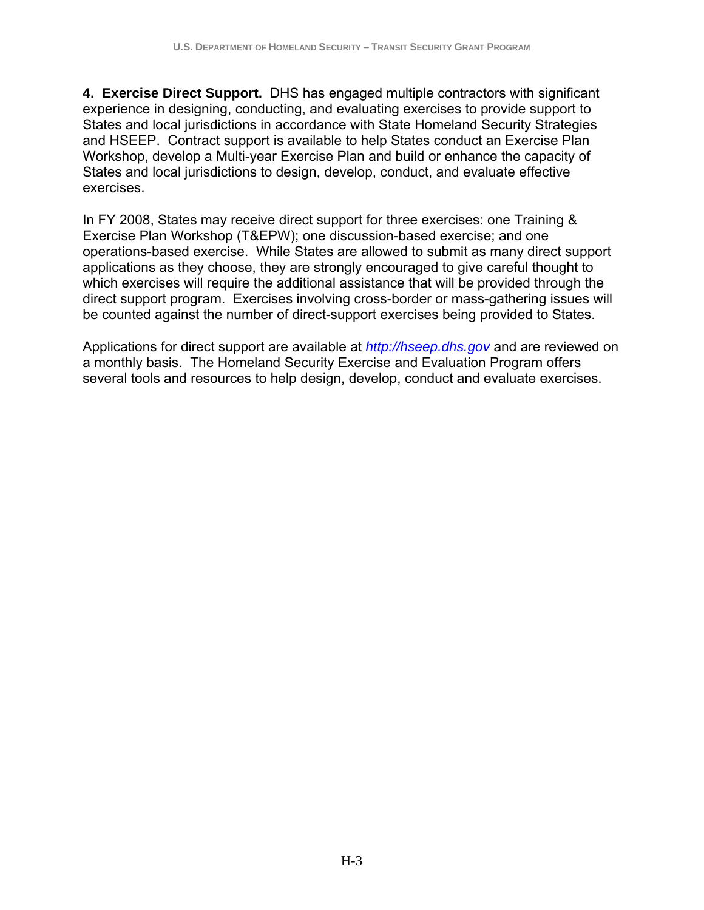**4. Exercise Direct Support.** DHS has engaged multiple contractors with significant experience in designing, conducting, and evaluating exercises to provide support to States and local jurisdictions in accordance with State Homeland Security Strategies and HSEEP. Contract support is available to help States conduct an Exercise Plan Workshop, develop a Multi-year Exercise Plan and build or enhance the capacity of States and local jurisdictions to design, develop, conduct, and evaluate effective exercises.

In FY 2008, States may receive direct support for three exercises: one Training & Exercise Plan Workshop (T&EPW); one discussion-based exercise; and one operations-based exercise. While States are allowed to submit as many direct support applications as they choose, they are strongly encouraged to give careful thought to which exercises will require the additional assistance that will be provided through the direct support program. Exercises involving cross-border or mass-gathering issues will be counted against the number of direct-support exercises being provided to States.

Applications for direct support are available at *http://hseep.dhs.gov* and are reviewed on a monthly basis. The Homeland Security Exercise and Evaluation Program offers several tools and resources to help design, develop, conduct and evaluate exercises.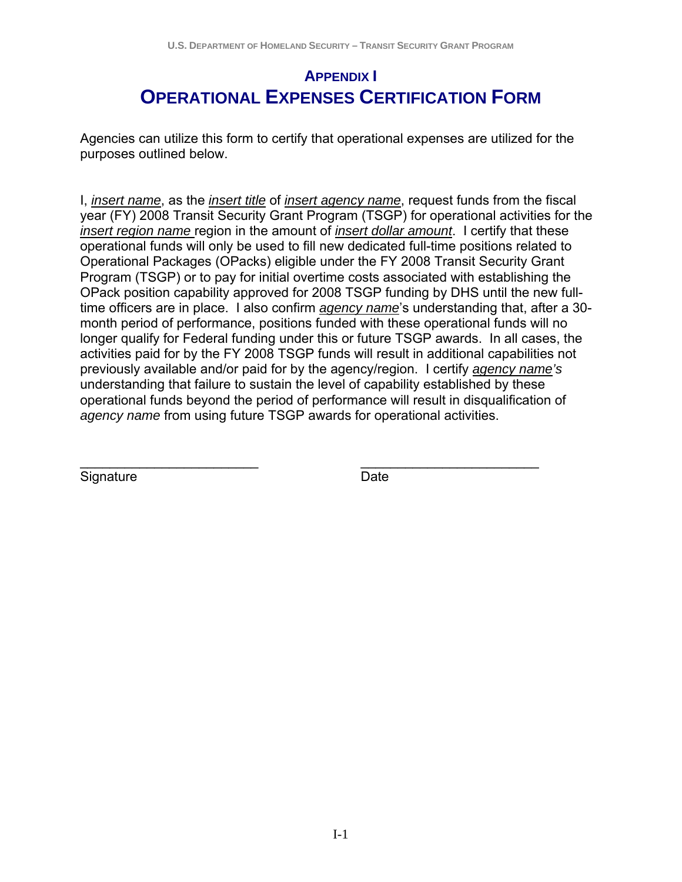# APPENDIX I

# OPERATIONAL EXPENSES CERTIFICATION FORM

Agencies can utilize this form to certify that operational expenses are utilized for the purposes outlined below.

I, *insert name*, as the *insert title* of *insert agency name*, request funds from the fiscal year (FY) 2008 Transit Security Grant Program (TSGP) for operational activities for the *insert region name* region in the amount of *insert dollar amount*. I certify that these operational funds will only be used to fill new dedicated full-time positions related to Operational Packages (OPacks) eligible under the FY 2008 Transit Security Grant Program (TSGP) or to pay for initial overtime costs associated with establishing the OPack position capability approved for 2008 TSGP funding by DHS until the new full-time officers are in place. I also confirm *agency name*'s understanding that, after a 30-month period of performance, positions funded with these operational funds will no longer qualify for Federal funding under this or future TSGP awards. In all cases, the activities paid for by the FY 2008 TSGP funds will result in additional capabilities not previously available and/or paid for by the agency/region. I certify *agency name's* understanding that failure to sustain the level of capability established by these operational funds beyond the period of performance will result in disqualification of *agency name* from using future TSGP awards for operational activities.

________________________ ________________________

Signature Date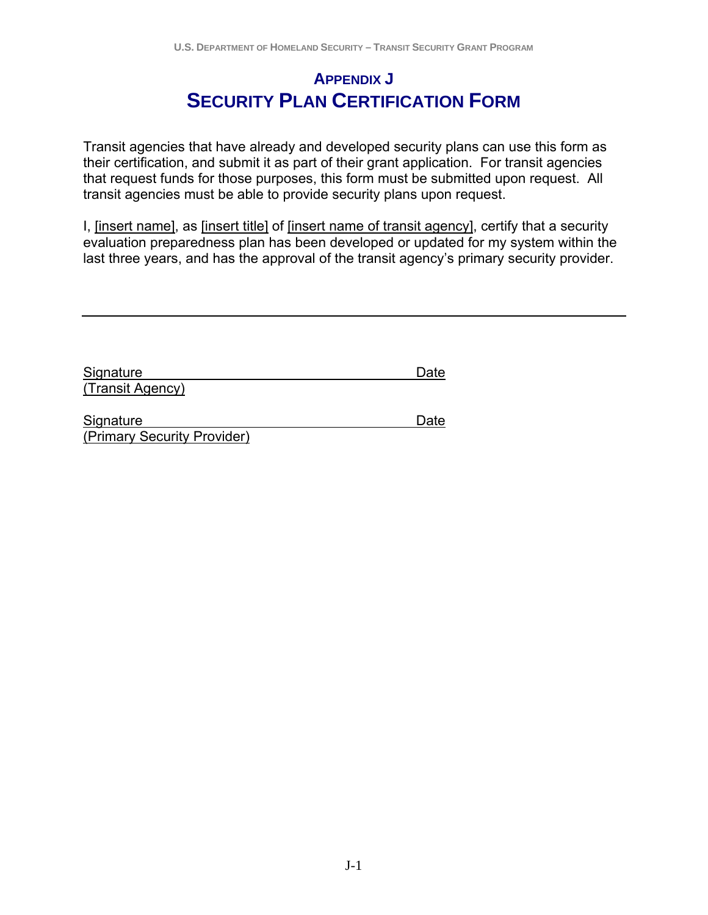# APPENDIX J

# SECURITY PLAN CERTIFICATION FORM

Transit agencies that have already and developed security plans can use this form as their certification, and submit it as part of their grant application. For transit agencies that request funds for those purposes, this form must be submitted upon request. All transit agencies must be able to provide security plans upon request.

I, [insert name], as [insert title] of [insert name of transit agency], certify that a security evaluation preparedness plan has been developed or updated for my system within the last three years, and has the approval of the transit agency's primary security provider.

---

Signature ______________________________ Date
(Transit Agency)

Signature ______________________________ Date
(Primary Security Provider)